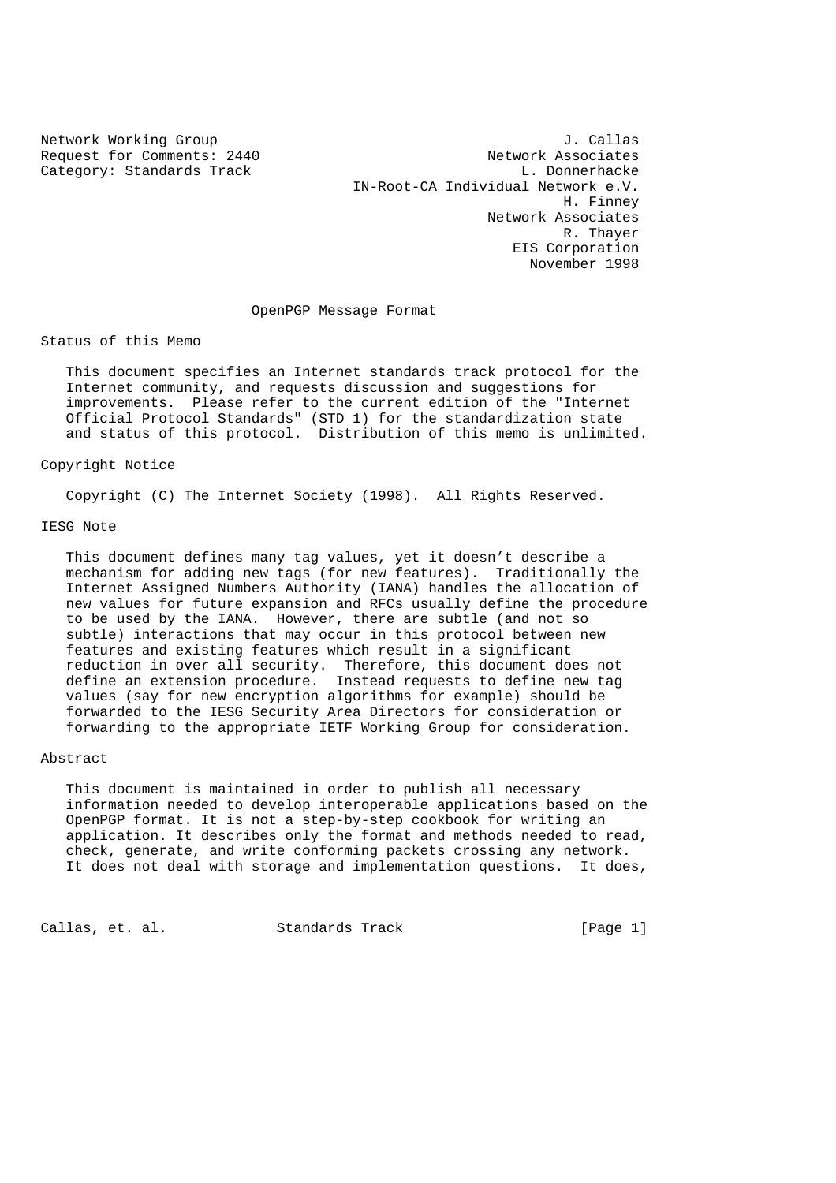Network Working Group J. Callas
Request for Comments: 2440 Network Associates
Category: Standards Track L. Donnerhacke
IN-Root-CA Individual Network e.V.
H. Finney
Network Associates
R. Thayer
EIS Corporation
November 1998

# OpenPGP Message Format

## Status of this Memo

This document specifies an Internet standards track protocol for the Internet community, and requests discussion and suggestions for improvements. Please refer to the current edition of the "Internet Official Protocol Standards" (STD 1) for the standardization state and status of this protocol. Distribution of this memo is unlimited.

## Copyright Notice

Copyright (C) The Internet Society (1998). All Rights Reserved.

## IESG Note

This document defines many tag values, yet it doesn't describe a mechanism for adding new tags (for new features). Traditionally the Internet Assigned Numbers Authority (IANA) handles the allocation of new values for future expansion and RFCs usually define the procedure to be used by the IANA. However, there are subtle (and not so subtle) interactions that may occur in this protocol between new features and existing features which result in a significant reduction in over all security. Therefore, this document does not define an extension procedure. Instead requests to define new tag values (say for new encryption algorithms for example) should be forwarded to the IESG Security Area Directors for consideration or forwarding to the appropriate IETF Working Group for consideration.

## Abstract

This document is maintained in order to publish all necessary information needed to develop interoperable applications based on the OpenPGP format. It is not a step-by-step cookbook for writing an application. It describes only the format and methods needed to read, check, generate, and write conforming packets crossing any network. It does not deal with storage and implementation questions. It does,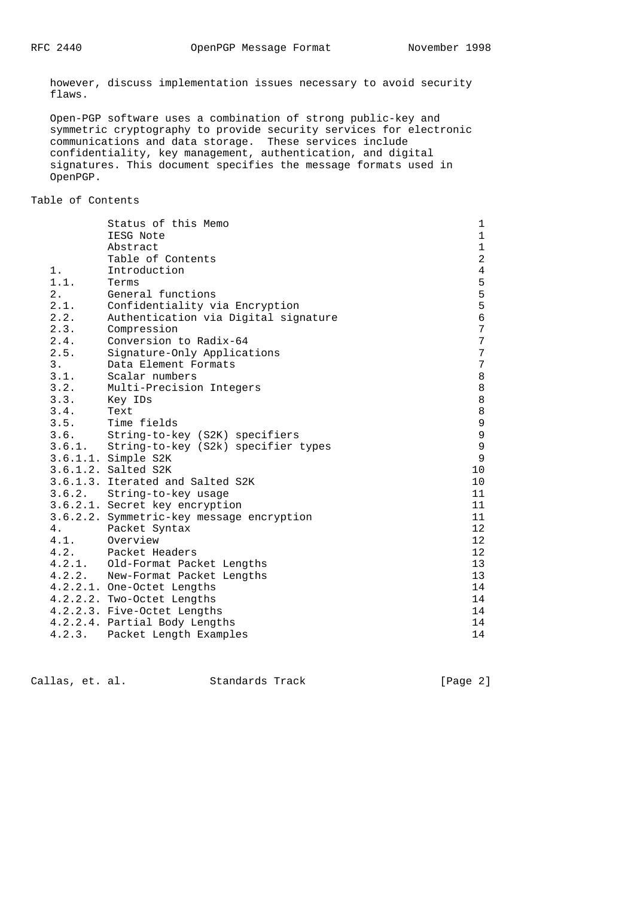however, discuss implementation issues necessary to avoid security flaws.

Open-PGP software uses a combination of strong public-key and symmetric cryptography to provide security services for electronic communications and data storage.  These services include confidentiality, key management, authentication, and digital signatures. This document specifies the message formats used in OpenPGP.

## Table of Contents

| | | |
|---|---|---|
| | Status of this Memo | 1 |
| | IESG Note | 1 |
| | Abstract | 1 |
| | Table of Contents | 2 |
| 1. | Introduction | 4 |
| 1.1. | Terms | 5 |
| 2. | General functions | 5 |
| 2.1. | Confidentiality via Encryption | 5 |
| 2.2. | Authentication via Digital signature | 6 |
| 2.3. | Compression | 7 |
| 2.4. | Conversion to Radix-64 | 7 |
| 2.5. | Signature-Only Applications | 7 |
| 3. | Data Element Formats | 7 |
| 3.1. | Scalar numbers | 8 |
| 3.2. | Multi-Precision Integers | 8 |
| 3.3. | Key IDs | 8 |
| 3.4. | Text | 8 |
| 3.5. | Time fields | 9 |
| 3.6. | String-to-key (S2K) specifiers | 9 |
| 3.6.1. | String-to-key (S2k) specifier types | 9 |
| 3.6.1.1. | Simple S2K | 9 |
| 3.6.1.2. | Salted S2K | 10 |
| 3.6.1.3. | Iterated and Salted S2K | 10 |
| 3.6.2. | String-to-key usage | 11 |
| 3.6.2.1. | Secret key encryption | 11 |
| 3.6.2.2. | Symmetric-key message encryption | 11 |
| 4. | Packet Syntax | 12 |
| 4.1. | Overview | 12 |
| 4.2. | Packet Headers | 12 |
| 4.2.1. | Old-Format Packet Lengths | 13 |
| 4.2.2. | New-Format Packet Lengths | 13 |
| 4.2.2.1. | One-Octet Lengths | 14 |
| 4.2.2.2. | Two-Octet Lengths | 14 |
| 4.2.2.3. | Five-Octet Lengths | 14 |
| 4.2.2.4. | Partial Body Lengths | 14 |
| 4.2.3. | Packet Length Examples | 14 |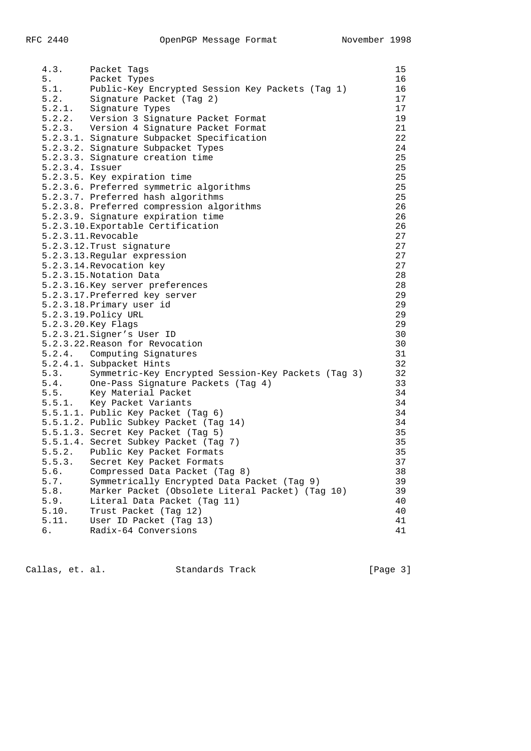```
   4.3.     Packet Tags                                               15
   5.       Packet Types                                              16
   5.1.     Public-Key Encrypted Session Key Packets (Tag 1)          16
   5.2.     Signature Packet (Tag 2)                                  17
   5.2.1.   Signature Types                                           17
   5.2.2.   Version 3 Signature Packet Format                         19
   5.2.3.   Version 4 Signature Packet Format                         21
   5.2.3.1. Signature Subpacket Specification                         22
   5.2.3.2. Signature Subpacket Types                                 24
   5.2.3.3. Signature creation time                                   25
   5.2.3.4. Issuer                                                    25
   5.2.3.5. Key expiration time                                       25
   5.2.3.6. Preferred symmetric algorithms                            25
   5.2.3.7. Preferred hash algorithms                                 25
   5.2.3.8. Preferred compression algorithms                          26
   5.2.3.9. Signature expiration time                                 26
   5.2.3.10.Exportable Certification                                  26
   5.2.3.11.Revocable                                                 27
   5.2.3.12.Trust signature                                           27
   5.2.3.13.Regular expression                                        27
   5.2.3.14.Revocation key                                            27
   5.2.3.15.Notation Data                                             28
   5.2.3.16.Key server preferences                                    28
   5.2.3.17.Preferred key server                                      29
   5.2.3.18.Primary user id                                           29
   5.2.3.19.Policy URL                                                29
   5.2.3.20.Key Flags                                                 29
   5.2.3.21.Signer's User ID                                          30
   5.2.3.22.Reason for Revocation                                     30
   5.2.4.   Computing Signatures                                      31
   5.2.4.1. Subpacket Hints                                           32
   5.3.     Symmetric-Key Encrypted Session-Key Packets (Tag 3)       32
   5.4.     One-Pass Signature Packets (Tag 4)                        33
   5.5.     Key Material Packet                                       34
   5.5.1.   Key Packet Variants                                       34
   5.5.1.1. Public Key Packet (Tag 6)                                 34
   5.5.1.2. Public Subkey Packet (Tag 14)                             34
   5.5.1.3. Secret Key Packet (Tag 5)                                 35
   5.5.1.4. Secret Subkey Packet (Tag 7)                              35
   5.5.2.   Public Key Packet Formats                                 35
   5.5.3.   Secret Key Packet Formats                                 37
   5.6.     Compressed Data Packet (Tag 8)                            38
   5.7.     Symmetrically Encrypted Data Packet (Tag 9)               39
   5.8.     Marker Packet (Obsolete Literal Packet) (Tag 10)          39
   5.9.     Literal Data Packet (Tag 11)                              40
   5.10.    Trust Packet (Tag 12)                                     40
   5.11.    User ID Packet (Tag 13)                                   41
   6.       Radix-64 Conversions                                      41
```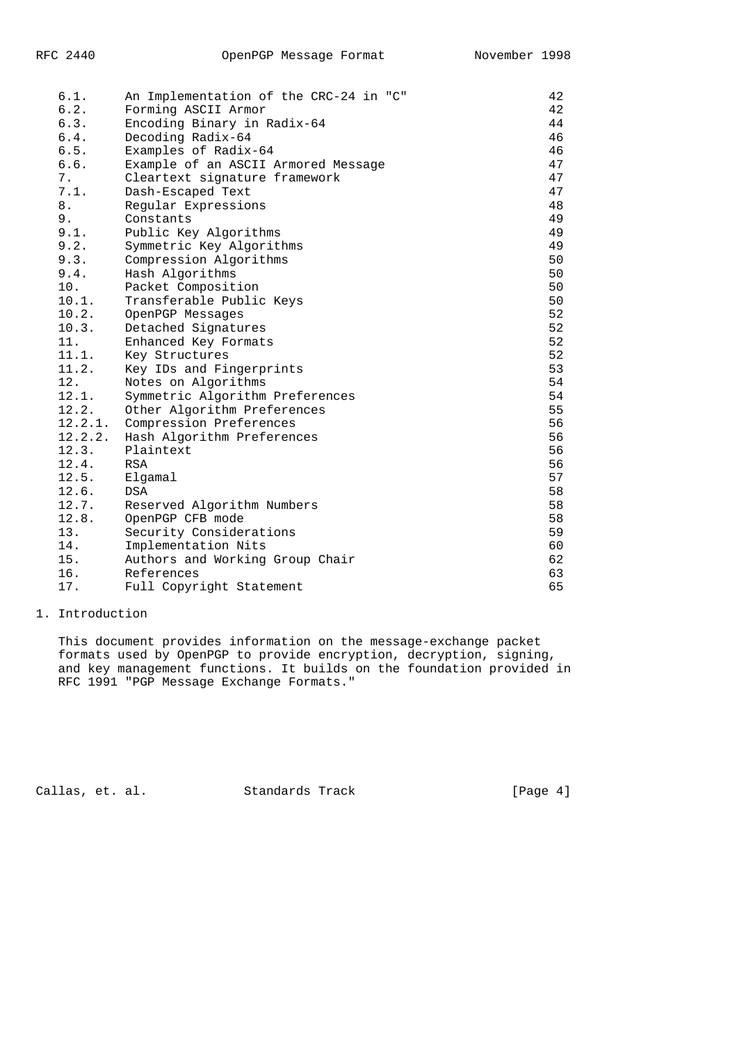| | | |
|---|---|---|
| 6.1. | An Implementation of the CRC-24 in "C" | 42 |
| 6.2. | Forming ASCII Armor | 42 |
| 6.3. | Encoding Binary in Radix-64 | 44 |
| 6.4. | Decoding Radix-64 | 46 |
| 6.5. | Examples of Radix-64 | 46 |
| 6.6. | Example of an ASCII Armored Message | 47 |
| 7. | Cleartext signature framework | 47 |
| 7.1. | Dash-Escaped Text | 47 |
| 8. | Regular Expressions | 48 |
| 9. | Constants | 49 |
| 9.1. | Public Key Algorithms | 49 |
| 9.2. | Symmetric Key Algorithms | 49 |
| 9.3. | Compression Algorithms | 50 |
| 9.4. | Hash Algorithms | 50 |
| 10. | Packet Composition | 50 |
| 10.1. | Transferable Public Keys | 50 |
| 10.2. | OpenPGP Messages | 52 |
| 10.3. | Detached Signatures | 52 |
| 11. | Enhanced Key Formats | 52 |
| 11.1. | Key Structures | 52 |
| 11.2. | Key IDs and Fingerprints | 53 |
| 12. | Notes on Algorithms | 54 |
| 12.1. | Symmetric Algorithm Preferences | 54 |
| 12.2. | Other Algorithm Preferences | 55 |
| 12.2.1. | Compression Preferences | 56 |
| 12.2.2. | Hash Algorithm Preferences | 56 |
| 12.3. | Plaintext | 56 |
| 12.4. | RSA | 56 |
| 12.5. | Elgamal | 57 |
| 12.6. | DSA | 58 |
| 12.7. | Reserved Algorithm Numbers | 58 |
| 12.8. | OpenPGP CFB mode | 58 |
| 13. | Security Considerations | 59 |
| 14. | Implementation Nits | 60 |
| 15. | Authors and Working Group Chair | 62 |
| 16. | References | 63 |
| 17. | Full Copyright Statement | 65 |

# 1. Introduction

This document provides information on the message-exchange packet formats used by OpenPGP to provide encryption, decryption, signing, and key management functions. It builds on the foundation provided in RFC 1991 "PGP Message Exchange Formats."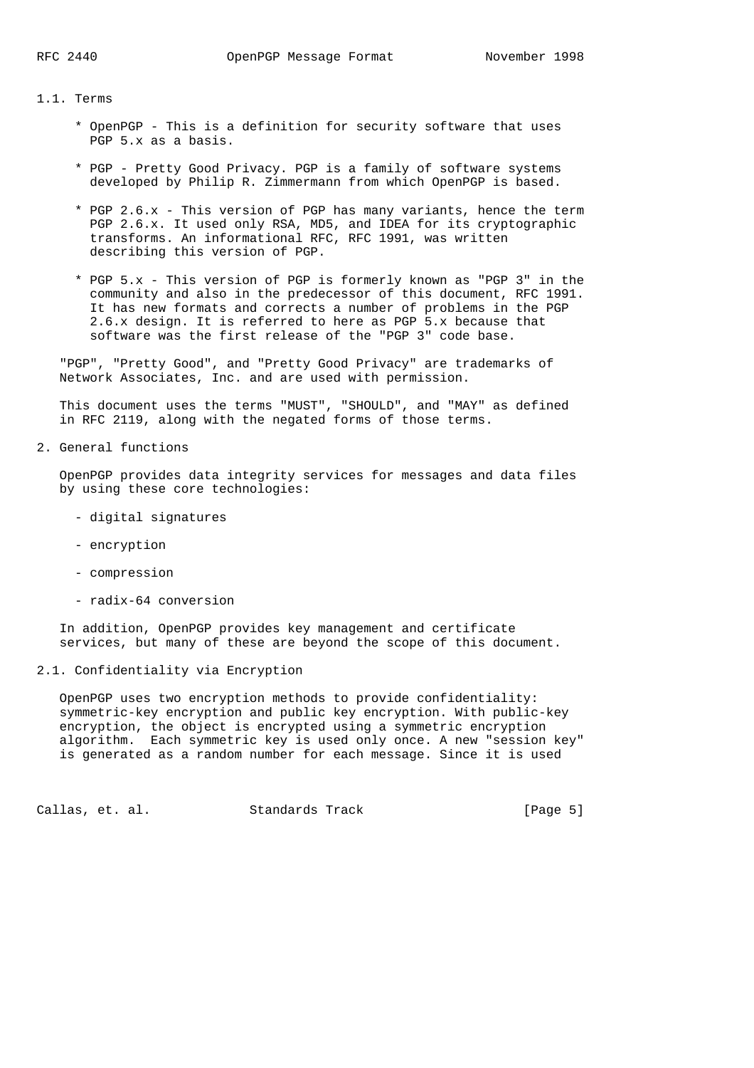### 1.1. Terms

* OpenPGP - This is a definition for security software that uses PGP 5.x as a basis.

* PGP - Pretty Good Privacy. PGP is a family of software systems developed by Philip R. Zimmermann from which OpenPGP is based.

* PGP 2.6.x - This version of PGP has many variants, hence the term PGP 2.6.x. It used only RSA, MD5, and IDEA for its cryptographic transforms. An informational RFC, RFC 1991, was written describing this version of PGP.

* PGP 5.x - This version of PGP is formerly known as "PGP 3" in the community and also in the predecessor of this document, RFC 1991. It has new formats and corrects a number of problems in the PGP 2.6.x design. It is referred to here as PGP 5.x because that software was the first release of the "PGP 3" code base.

"PGP", "Pretty Good", and "Pretty Good Privacy" are trademarks of Network Associates, Inc. and are used with permission.

This document uses the terms "MUST", "SHOULD", and "MAY" as defined in RFC 2119, along with the negated forms of those terms.

## 2. General functions

OpenPGP provides data integrity services for messages and data files by using these core technologies:

- digital signatures

- encryption

- compression

- radix-64 conversion

In addition, OpenPGP provides key management and certificate services, but many of these are beyond the scope of this document.

### 2.1. Confidentiality via Encryption

OpenPGP uses two encryption methods to provide confidentiality: symmetric-key encryption and public key encryption. With public-key encryption, the object is encrypted using a symmetric encryption algorithm. Each symmetric key is used only once. A new "session key" is generated as a random number for each message. Since it is used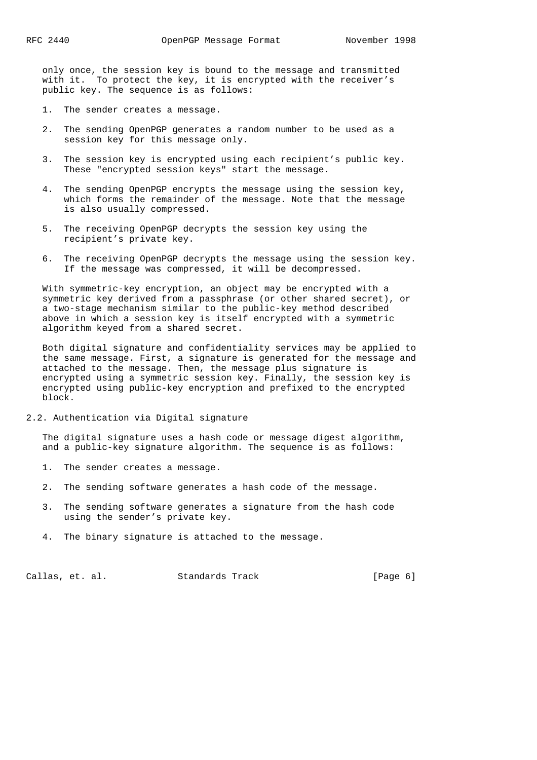only once, the session key is bound to the message and transmitted with it. To protect the key, it is encrypted with the receiver's public key. The sequence is as follows:

1. The sender creates a message.

2. The sending OpenPGP generates a random number to be used as a session key for this message only.

3. The session key is encrypted using each recipient's public key. These "encrypted session keys" start the message.

4. The sending OpenPGP encrypts the message using the session key, which forms the remainder of the message. Note that the message is also usually compressed.

5. The receiving OpenPGP decrypts the session key using the recipient's private key.

6. The receiving OpenPGP decrypts the message using the session key. If the message was compressed, it will be decompressed.

With symmetric-key encryption, an object may be encrypted with a symmetric key derived from a passphrase (or other shared secret), or a two-stage mechanism similar to the public-key method described above in which a session key is itself encrypted with a symmetric algorithm keyed from a shared secret.

Both digital signature and confidentiality services may be applied to the same message. First, a signature is generated for the message and attached to the message. Then, the message plus signature is encrypted using a symmetric session key. Finally, the session key is encrypted using public-key encryption and prefixed to the encrypted block.

## 2.2. Authentication via Digital signature

The digital signature uses a hash code or message digest algorithm, and a public-key signature algorithm. The sequence is as follows:

1. The sender creates a message.

2. The sending software generates a hash code of the message.

3. The sending software generates a signature from the hash code using the sender's private key.

4. The binary signature is attached to the message.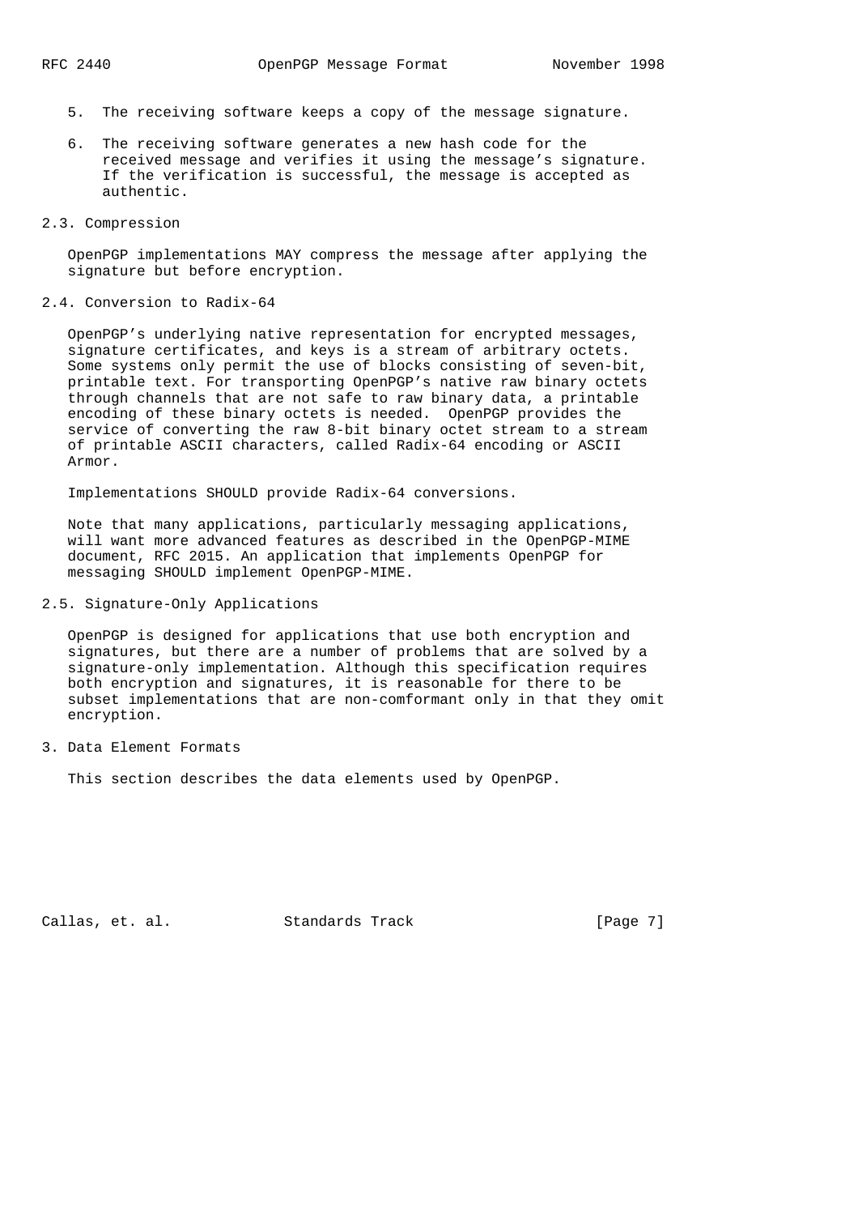5. The receiving software keeps a copy of the message signature.

6. The receiving software generates a new hash code for the received message and verifies it using the message's signature. If the verification is successful, the message is accepted as authentic.

## 2.3. Compression

OpenPGP implementations MAY compress the message after applying the signature but before encryption.

## 2.4. Conversion to Radix-64

OpenPGP's underlying native representation for encrypted messages, signature certificates, and keys is a stream of arbitrary octets. Some systems only permit the use of blocks consisting of seven-bit, printable text. For transporting OpenPGP's native raw binary octets through channels that are not safe to raw binary data, a printable encoding of these binary octets is needed. OpenPGP provides the service of converting the raw 8-bit binary octet stream to a stream of printable ASCII characters, called Radix-64 encoding or ASCII Armor.

Implementations SHOULD provide Radix-64 conversions.

Note that many applications, particularly messaging applications, will want more advanced features as described in the OpenPGP-MIME document, RFC 2015. An application that implements OpenPGP for messaging SHOULD implement OpenPGP-MIME.

## 2.5. Signature-Only Applications

OpenPGP is designed for applications that use both encryption and signatures, but there are a number of problems that are solved by a signature-only implementation. Although this specification requires both encryption and signatures, it is reasonable for there to be subset implementations that are non-comformant only in that they omit encryption.

# 3. Data Element Formats

This section describes the data elements used by OpenPGP.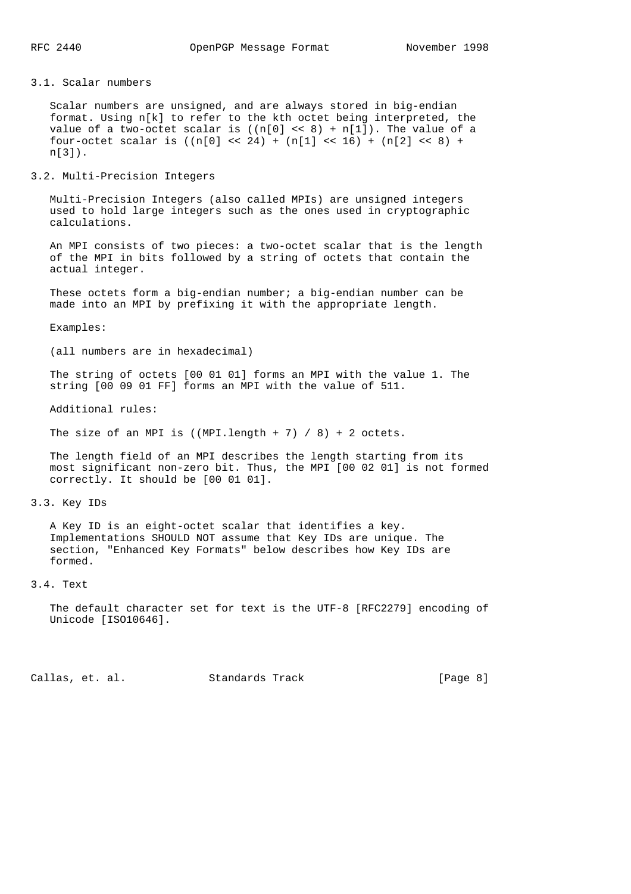## 3.1. Scalar numbers

Scalar numbers are unsigned, and are always stored in big-endian format. Using n[k] to refer to the kth octet being interpreted, the value of a two-octet scalar is ((n[0] << 8) + n[1]). The value of a four-octet scalar is ((n[0] << 24) + (n[1] << 16) + (n[2] << 8) + n[3]).

## 3.2. Multi-Precision Integers

Multi-Precision Integers (also called MPIs) are unsigned integers used to hold large integers such as the ones used in cryptographic calculations.

An MPI consists of two pieces: a two-octet scalar that is the length of the MPI in bits followed by a string of octets that contain the actual integer.

These octets form a big-endian number; a big-endian number can be made into an MPI by prefixing it with the appropriate length.

Examples:

(all numbers are in hexadecimal)

The string of octets [00 01 01] forms an MPI with the value 1. The string [00 09 01 FF] forms an MPI with the value of 511.

Additional rules:

The size of an MPI is ((MPI.length + 7) / 8) + 2 octets.

The length field of an MPI describes the length starting from its most significant non-zero bit. Thus, the MPI [00 02 01] is not formed correctly. It should be [00 01 01].

## 3.3. Key IDs

A Key ID is an eight-octet scalar that identifies a key. Implementations SHOULD NOT assume that Key IDs are unique. The section, "Enhanced Key Formats" below describes how Key IDs are formed.

## 3.4. Text

The default character set for text is the UTF-8 [RFC2279] encoding of Unicode [ISO10646].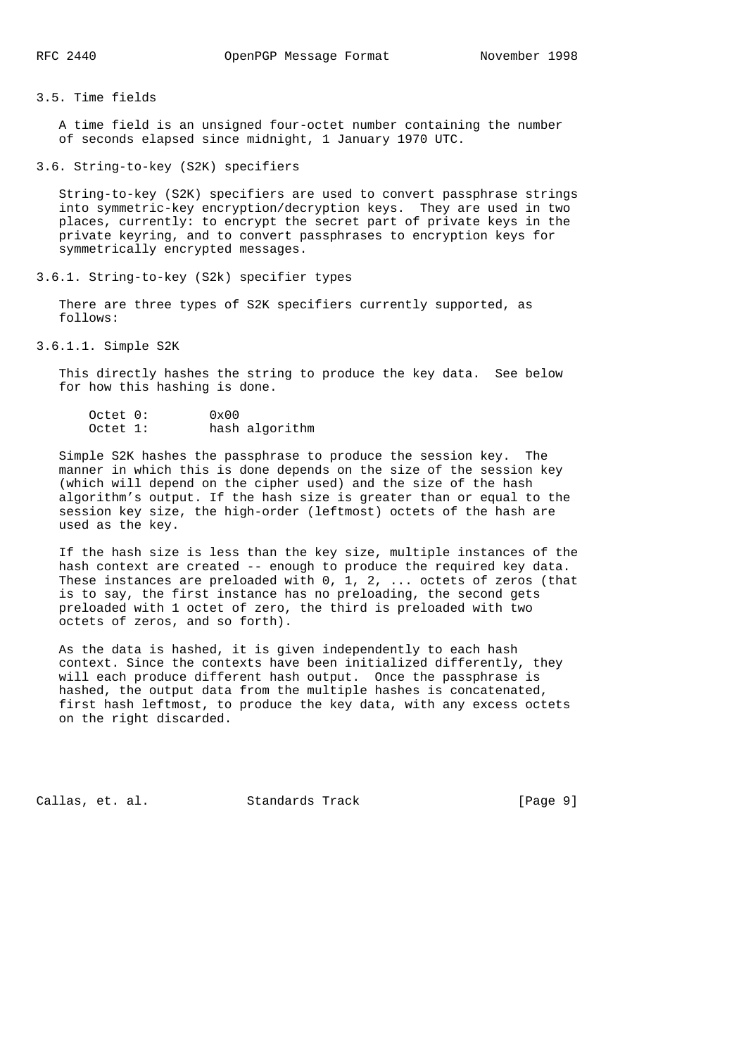## 3.5. Time fields

A time field is an unsigned four-octet number containing the number of seconds elapsed since midnight, 1 January 1970 UTC.

## 3.6. String-to-key (S2K) specifiers

String-to-key (S2K) specifiers are used to convert passphrase strings into symmetric-key encryption/decryption keys. They are used in two places, currently: to encrypt the secret part of private keys in the private keyring, and to convert passphrases to encryption keys for symmetrically encrypted messages.

### 3.6.1. String-to-key (S2k) specifier types

There are three types of S2K specifiers currently supported, as follows:

#### 3.6.1.1. Simple S2K

This directly hashes the string to produce the key data. See below for how this hashing is done.

```
Octet 0:        0x00
Octet 1:        hash algorithm
```

Simple S2K hashes the passphrase to produce the session key. The manner in which this is done depends on the size of the session key (which will depend on the cipher used) and the size of the hash algorithm's output. If the hash size is greater than or equal to the session key size, the high-order (leftmost) octets of the hash are used as the key.

If the hash size is less than the key size, multiple instances of the hash context are created -- enough to produce the required key data. These instances are preloaded with 0, 1, 2, ... octets of zeros (that is to say, the first instance has no preloading, the second gets preloaded with 1 octet of zero, the third is preloaded with two octets of zeros, and so forth).

As the data is hashed, it is given independently to each hash context. Since the contexts have been initialized differently, they will each produce different hash output. Once the passphrase is hashed, the output data from the multiple hashes is concatenated, first hash leftmost, to produce the key data, with any excess octets on the right discarded.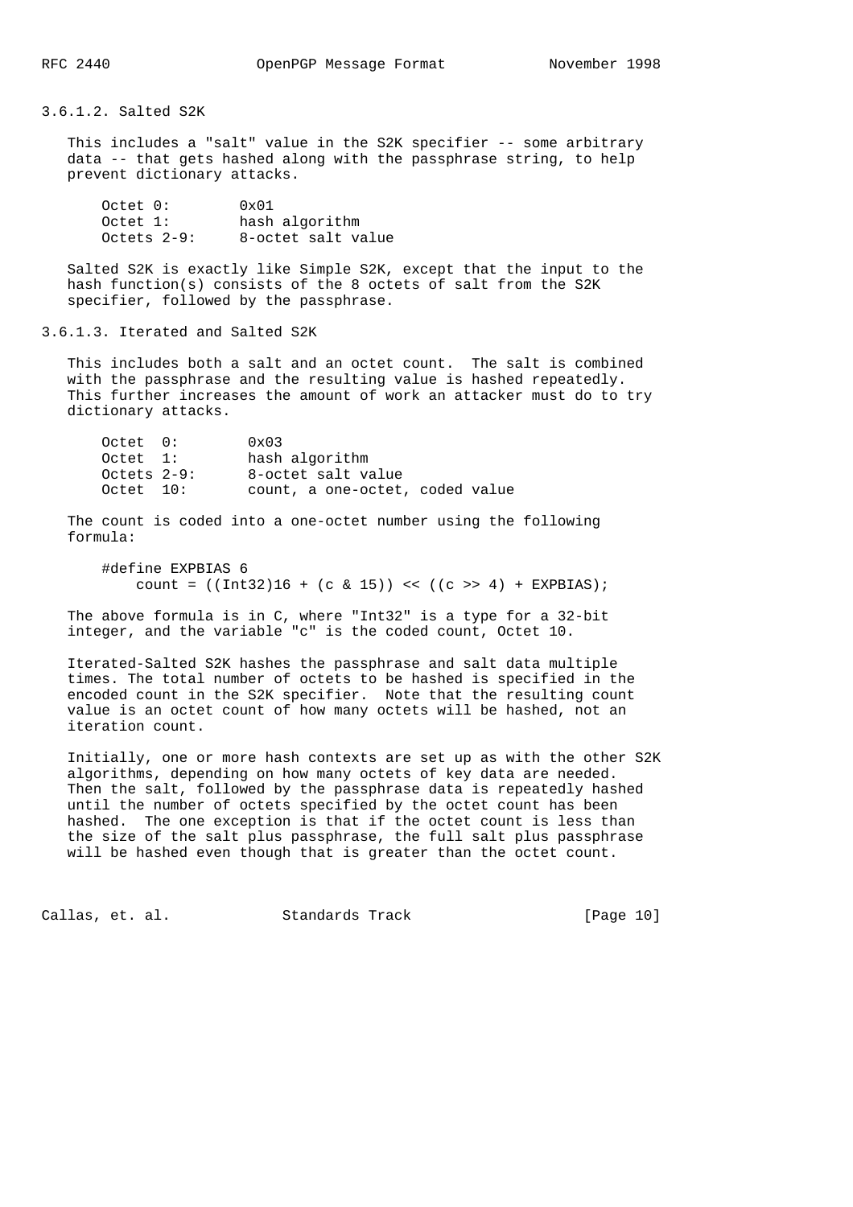#### 3.6.1.2. Salted S2K

This includes a "salt" value in the S2K specifier -- some arbitrary data -- that gets hashed along with the passphrase string, to help prevent dictionary attacks.

```
Octet 0:        0x01
Octet 1:        hash algorithm
Octets 2-9:     8-octet salt value
```

Salted S2K is exactly like Simple S2K, except that the input to the hash function(s) consists of the 8 octets of salt from the S2K specifier, followed by the passphrase.

#### 3.6.1.3. Iterated and Salted S2K

This includes both a salt and an octet count. The salt is combined with the passphrase and the resulting value is hashed repeatedly. This further increases the amount of work an attacker must do to try dictionary attacks.

```
Octet  0:        0x03
Octet  1:        hash algorithm
Octets 2-9:      8-octet salt value
Octet  10:       count, a one-octet, coded value
```

The count is coded into a one-octet number using the following formula:

```
#define EXPBIAS 6
    count = ((Int32)16 + (c & 15)) << ((c >> 4) + EXPBIAS);
```

The above formula is in C, where "Int32" is a type for a 32-bit integer, and the variable "c" is the coded count, Octet 10.

Iterated-Salted S2K hashes the passphrase and salt data multiple times. The total number of octets to be hashed is specified in the encoded count in the S2K specifier. Note that the resulting count value is an octet count of how many octets will be hashed, not an iteration count.

Initially, one or more hash contexts are set up as with the other S2K algorithms, depending on how many octets of key data are needed. Then the salt, followed by the passphrase data is repeatedly hashed until the number of octets specified by the octet count has been hashed. The one exception is that if the octet count is less than the size of the salt plus passphrase, the full salt plus passphrase will be hashed even though that is greater than the octet count.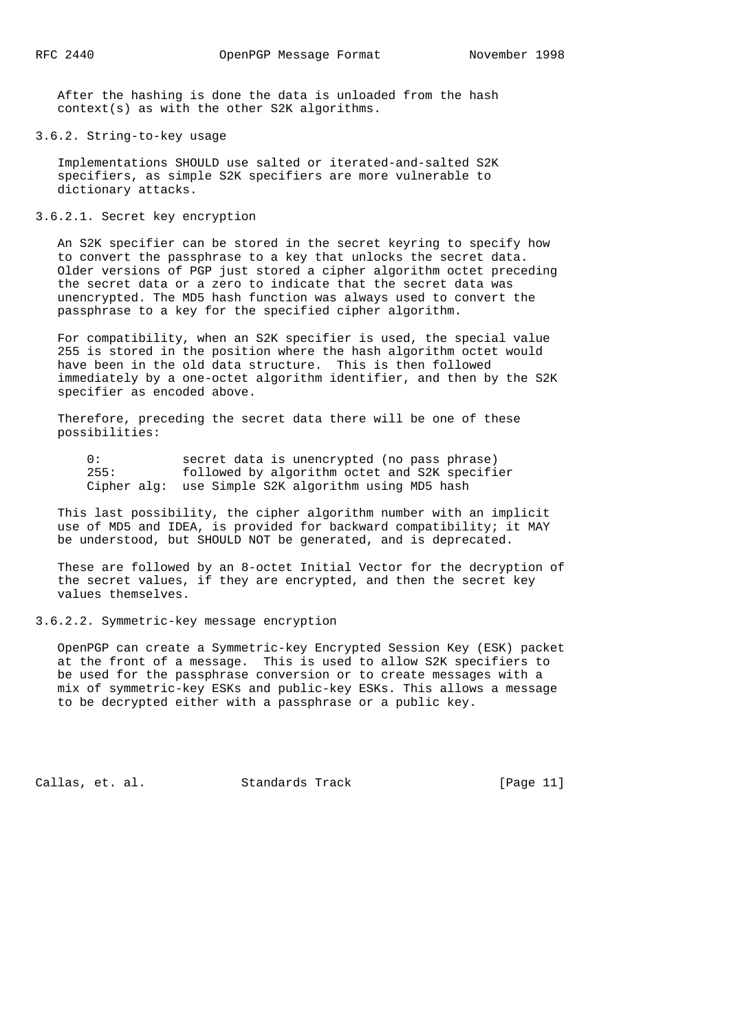After the hashing is done the data is unloaded from the hash context(s) as with the other S2K algorithms.

### 3.6.2. String-to-key usage

Implementations SHOULD use salted or iterated-and-salted S2K specifiers, as simple S2K specifiers are more vulnerable to dictionary attacks.

#### 3.6.2.1. Secret key encryption

An S2K specifier can be stored in the secret keyring to specify how to convert the passphrase to a key that unlocks the secret data. Older versions of PGP just stored a cipher algorithm octet preceding the secret data or a zero to indicate that the secret data was unencrypted. The MD5 hash function was always used to convert the passphrase to a key for the specified cipher algorithm.

For compatibility, when an S2K specifier is used, the special value 255 is stored in the position where the hash algorithm octet would have been in the old data structure. This is then followed immediately by a one-octet algorithm identifier, and then by the S2K specifier as encoded above.

Therefore, preceding the secret data there will be one of these possibilities:

```
0:           secret data is unencrypted (no pass phrase)
255:         followed by algorithm octet and S2K specifier
Cipher alg:  use Simple S2K algorithm using MD5 hash
```

This last possibility, the cipher algorithm number with an implicit use of MD5 and IDEA, is provided for backward compatibility; it MAY be understood, but SHOULD NOT be generated, and is deprecated.

These are followed by an 8-octet Initial Vector for the decryption of the secret values, if they are encrypted, and then the secret key values themselves.

#### 3.6.2.2. Symmetric-key message encryption

OpenPGP can create a Symmetric-key Encrypted Session Key (ESK) packet at the front of a message. This is used to allow S2K specifiers to be used for the passphrase conversion or to create messages with a mix of symmetric-key ESKs and public-key ESKs. This allows a message to be decrypted either with a passphrase or a public key.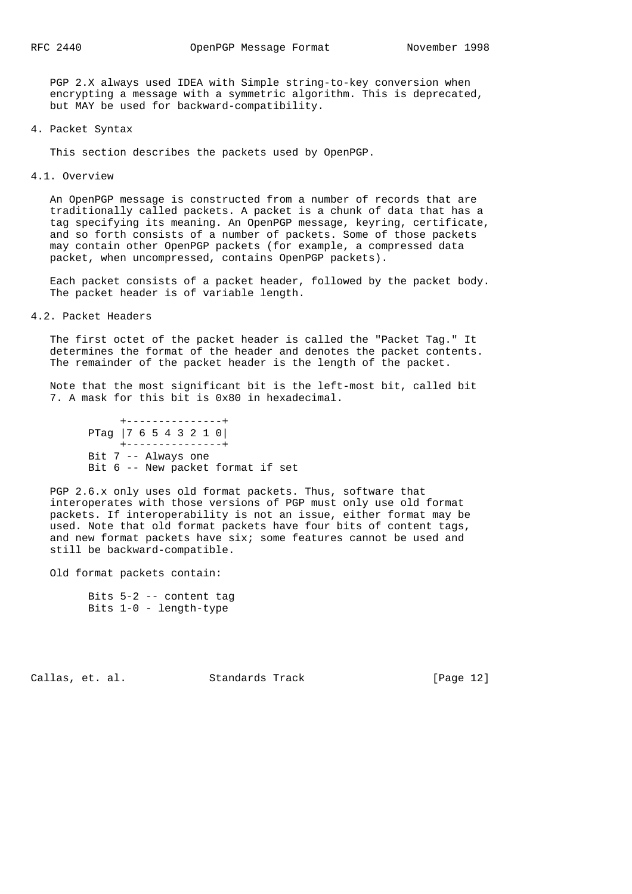PGP 2.X always used IDEA with Simple string-to-key conversion when encrypting a message with a symmetric algorithm. This is deprecated, but MAY be used for backward-compatibility.

# 4. Packet Syntax

This section describes the packets used by OpenPGP.

## 4.1. Overview

An OpenPGP message is constructed from a number of records that are traditionally called packets. A packet is a chunk of data that has a tag specifying its meaning. An OpenPGP message, keyring, certificate, and so forth consists of a number of packets. Some of those packets may contain other OpenPGP packets (for example, a compressed data packet, when uncompressed, contains OpenPGP packets).

Each packet consists of a packet header, followed by the packet body. The packet header is of variable length.

## 4.2. Packet Headers

The first octet of the packet header is called the "Packet Tag." It determines the format of the header and denotes the packet contents. The remainder of the packet header is the length of the packet.

Note that the most significant bit is the left-most bit, called bit 7. A mask for this bit is 0x80 in hexadecimal.

```
       +---------------+
  PTag |7 6 5 4 3 2 1 0|
       +---------------+
  Bit 7 -- Always one
  Bit 6 -- New packet format if set
```

PGP 2.6.x only uses old format packets. Thus, software that interoperates with those versions of PGP must only use old format packets. If interoperability is not an issue, either format may be used. Note that old format packets have four bits of content tags, and new format packets have six; some features cannot be used and still be backward-compatible.

Old format packets contain:

```
  Bits 5-2 -- content tag
  Bits 1-0 - length-type
```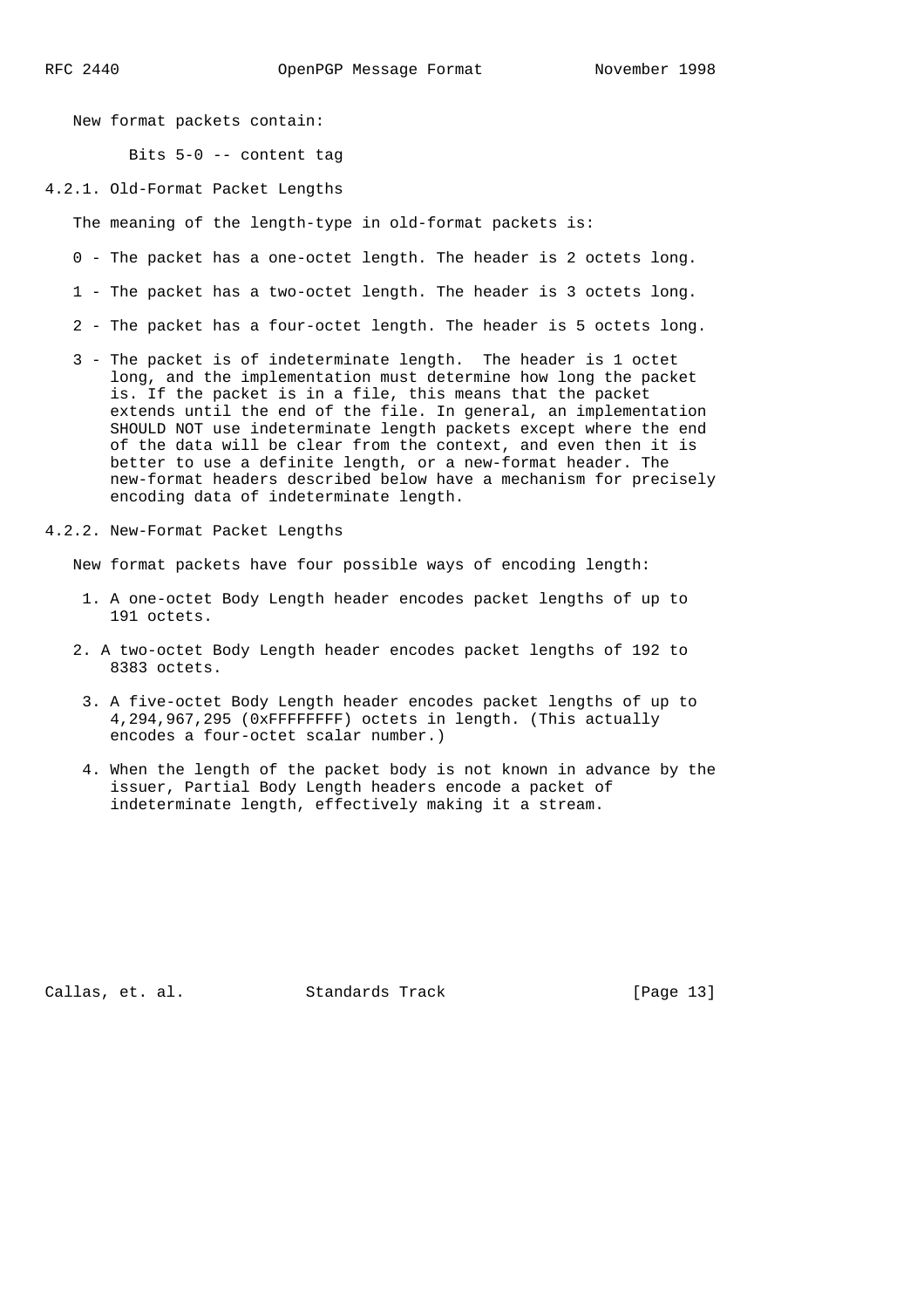New format packets contain:

Bits 5-0 -- content tag

### 4.2.1. Old-Format Packet Lengths

The meaning of the length-type in old-format packets is:

0 - The packet has a one-octet length. The header is 2 octets long.

1 - The packet has a two-octet length. The header is 3 octets long.

2 - The packet has a four-octet length. The header is 5 octets long.

3 - The packet is of indeterminate length. The header is 1 octet long, and the implementation must determine how long the packet is. If the packet is in a file, this means that the packet extends until the end of the file. In general, an implementation SHOULD NOT use indeterminate length packets except where the end of the data will be clear from the context, and even then it is better to use a definite length, or a new-format header. The new-format headers described below have a mechanism for precisely encoding data of indeterminate length.

### 4.2.2. New-Format Packet Lengths

New format packets have four possible ways of encoding length:

1. A one-octet Body Length header encodes packet lengths of up to 191 octets.

2. A two-octet Body Length header encodes packet lengths of 192 to 8383 octets.

3. A five-octet Body Length header encodes packet lengths of up to 4,294,967,295 (0xFFFFFFFF) octets in length. (This actually encodes a four-octet scalar number.)

4. When the length of the packet body is not known in advance by the issuer, Partial Body Length headers encode a packet of indeterminate length, effectively making it a stream.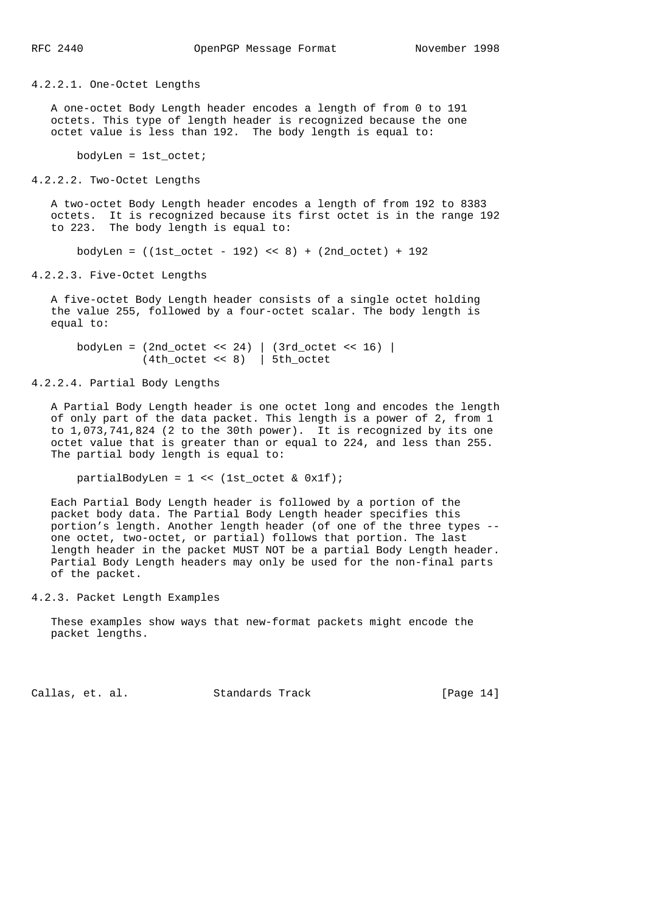#### 4.2.2.1. One-Octet Lengths

A one-octet Body Length header encodes a length of from 0 to 191 octets. This type of length header is recognized because the one octet value is less than 192. The body length is equal to:

```
bodyLen = 1st_octet;
```

#### 4.2.2.2. Two-Octet Lengths

A two-octet Body Length header encodes a length of from 192 to 8383 octets. It is recognized because its first octet is in the range 192 to 223. The body length is equal to:

```
bodyLen = ((1st_octet - 192) << 8) + (2nd_octet) + 192
```

#### 4.2.2.3. Five-Octet Lengths

A five-octet Body Length header consists of a single octet holding the value 255, followed by a four-octet scalar. The body length is equal to:

```
bodyLen = (2nd_octet << 24) | (3rd_octet << 16) |
          (4th_octet << 8)  | 5th_octet
```

#### 4.2.2.4. Partial Body Lengths

A Partial Body Length header is one octet long and encodes the length of only part of the data packet. This length is a power of 2, from 1 to 1,073,741,824 (2 to the 30th power). It is recognized by its one octet value that is greater than or equal to 224, and less than 255. The partial body length is equal to:

```
partialBodyLen = 1 << (1st_octet & 0x1f);
```

Each Partial Body Length header is followed by a portion of the packet body data. The Partial Body Length header specifies this portion's length. Another length header (of one of the three types -- one octet, two-octet, or partial) follows that portion. The last length header in the packet MUST NOT be a partial Body Length header. Partial Body Length headers may only be used for the non-final parts of the packet.

### 4.2.3. Packet Length Examples

These examples show ways that new-format packets might encode the packet lengths.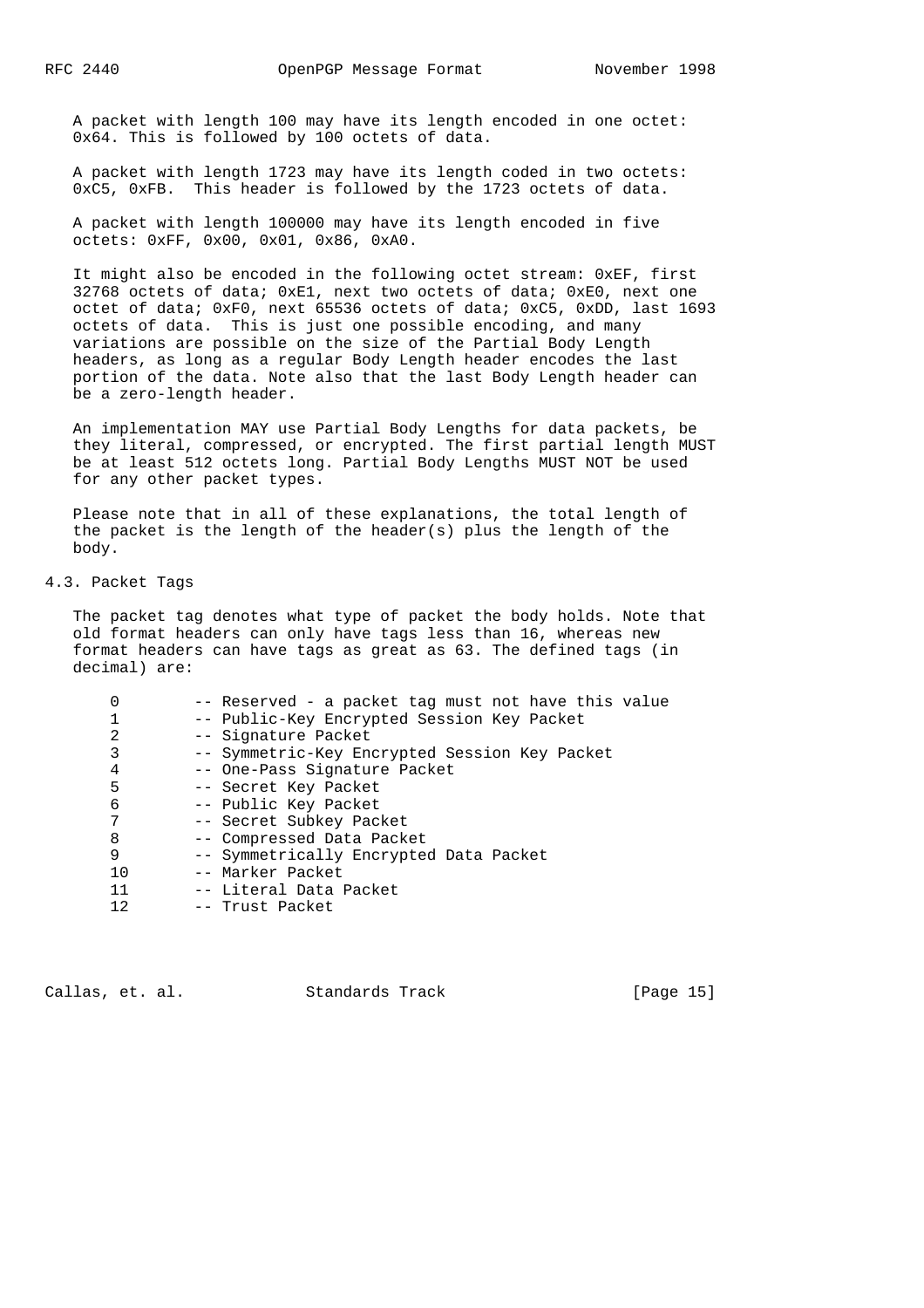A packet with length 100 may have its length encoded in one octet: 0x64. This is followed by 100 octets of data.

A packet with length 1723 may have its length coded in two octets: 0xC5, 0xFB. This header is followed by the 1723 octets of data.

A packet with length 100000 may have its length encoded in five octets: 0xFF, 0x00, 0x01, 0x86, 0xA0.

It might also be encoded in the following octet stream: 0xEF, first 32768 octets of data; 0xE1, next two octets of data; 0xE0, next one octet of data; 0xF0, next 65536 octets of data; 0xC5, 0xDD, last 1693 octets of data. This is just one possible encoding, and many variations are possible on the size of the Partial Body Length headers, as long as a regular Body Length header encodes the last portion of the data. Note also that the last Body Length header can be a zero-length header.

An implementation MAY use Partial Body Lengths for data packets, be they literal, compressed, or encrypted. The first partial length MUST be at least 512 octets long. Partial Body Lengths MUST NOT be used for any other packet types.

Please note that in all of these explanations, the total length of the packet is the length of the header(s) plus the length of the body.

## 4.3. Packet Tags

The packet tag denotes what type of packet the body holds. Note that old format headers can only have tags less than 16, whereas new format headers can have tags as great as 63. The defined tags (in decimal) are:

```
0        -- Reserved - a packet tag must not have this value
1        -- Public-Key Encrypted Session Key Packet
2        -- Signature Packet
3        -- Symmetric-Key Encrypted Session Key Packet
4        -- One-Pass Signature Packet
5        -- Secret Key Packet
6        -- Public Key Packet
7        -- Secret Subkey Packet
8        -- Compressed Data Packet
9        -- Symmetrically Encrypted Data Packet
10       -- Marker Packet
11       -- Literal Data Packet
12       -- Trust Packet
```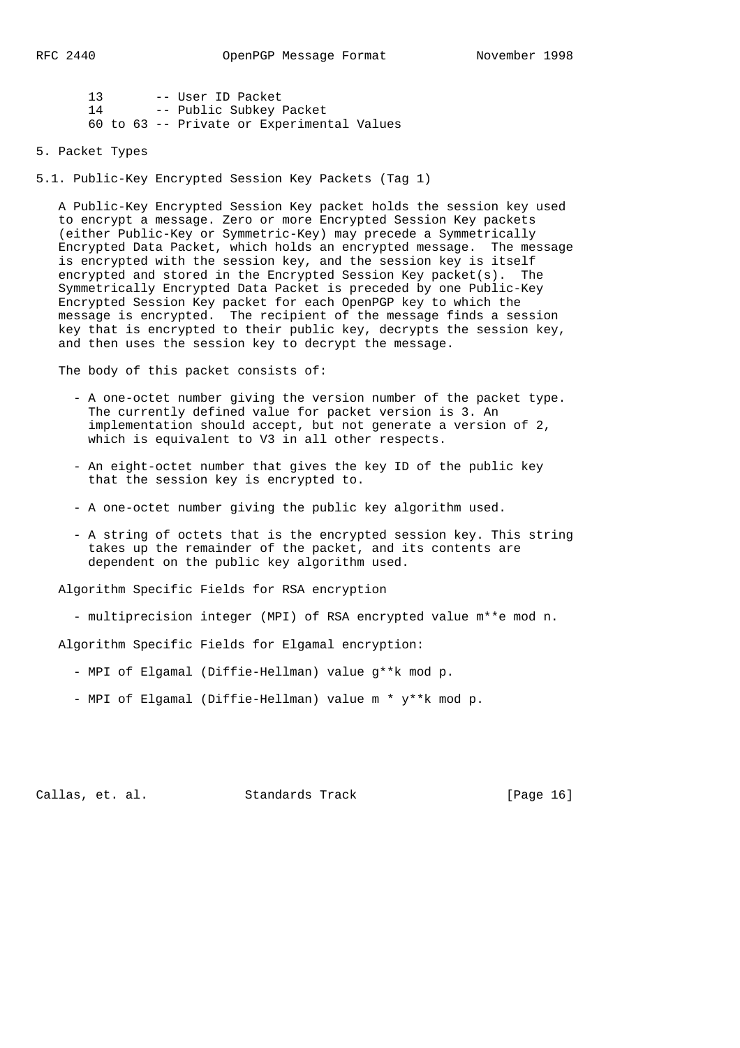13 -- User ID Packet
14 -- Public Subkey Packet
60 to 63 -- Private or Experimental Values

## 5. Packet Types

### 5.1. Public-Key Encrypted Session Key Packets (Tag 1)

A Public-Key Encrypted Session Key packet holds the session key used to encrypt a message. Zero or more Encrypted Session Key packets (either Public-Key or Symmetric-Key) may precede a Symmetrically Encrypted Data Packet, which holds an encrypted message. The message is encrypted with the session key, and the session key is itself encrypted and stored in the Encrypted Session Key packet(s). The Symmetrically Encrypted Data Packet is preceded by one Public-Key Encrypted Session Key packet for each OpenPGP key to which the message is encrypted. The recipient of the message finds a session key that is encrypted to their public key, decrypts the session key, and then uses the session key to decrypt the message.

The body of this packet consists of:

- A one-octet number giving the version number of the packet type. The currently defined value for packet version is 3. An implementation should accept, but not generate a version of 2, which is equivalent to V3 in all other respects.
- An eight-octet number that gives the key ID of the public key that the session key is encrypted to.
- A one-octet number giving the public key algorithm used.
- A string of octets that is the encrypted session key. This string takes up the remainder of the packet, and its contents are dependent on the public key algorithm used.

Algorithm Specific Fields for RSA encryption

- multiprecision integer (MPI) of RSA encrypted value m**e mod n.

Algorithm Specific Fields for Elgamal encryption:

- MPI of Elgamal (Diffie-Hellman) value g**k mod p.
- MPI of Elgamal (Diffie-Hellman) value m * y**k mod p.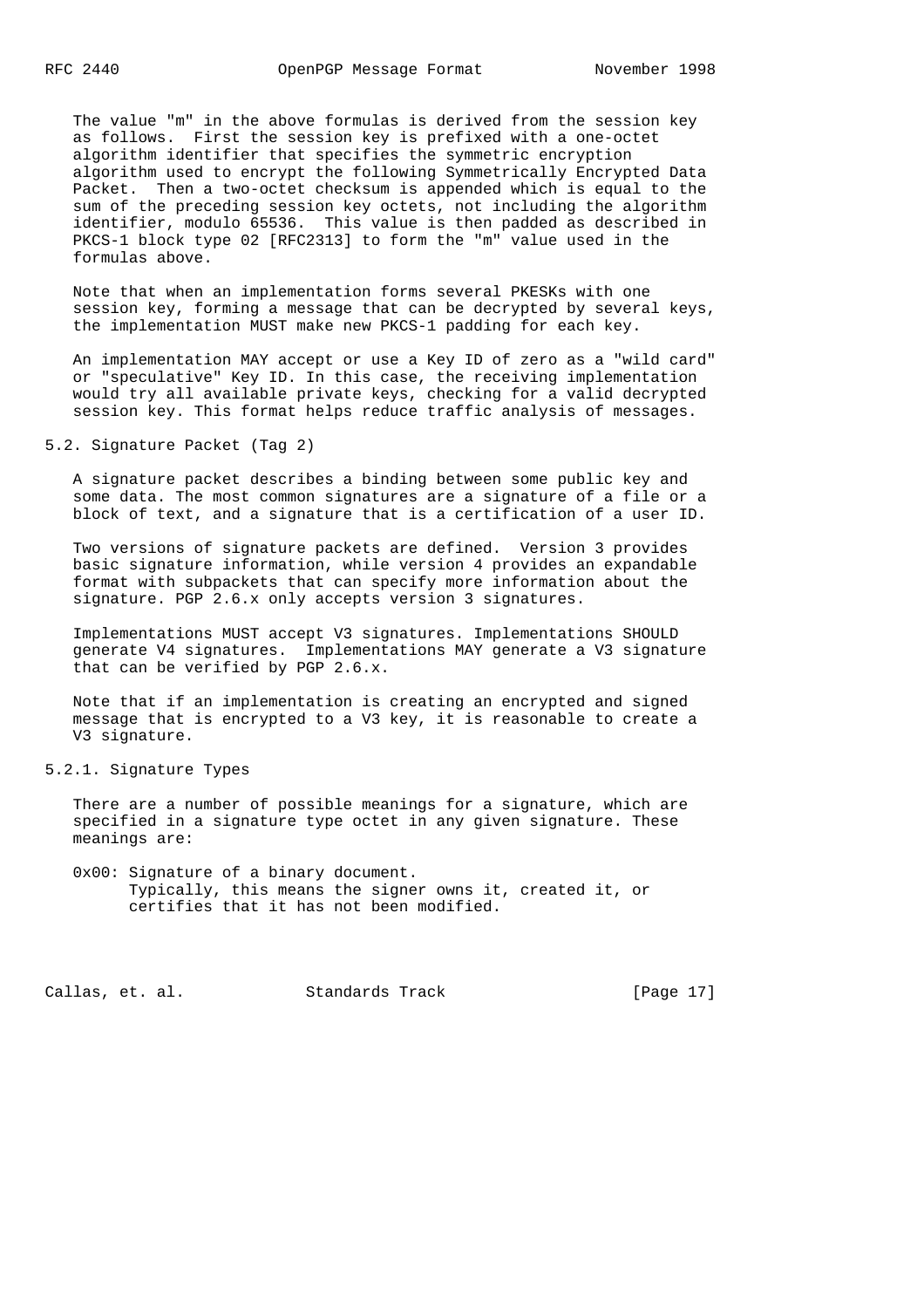The value "m" in the above formulas is derived from the session key as follows. First the session key is prefixed with a one-octet algorithm identifier that specifies the symmetric encryption algorithm used to encrypt the following Symmetrically Encrypted Data Packet. Then a two-octet checksum is appended which is equal to the sum of the preceding session key octets, not including the algorithm identifier, modulo 65536. This value is then padded as described in PKCS-1 block type 02 [RFC2313] to form the "m" value used in the formulas above.

Note that when an implementation forms several PKESKs with one session key, forming a message that can be decrypted by several keys, the implementation MUST make new PKCS-1 padding for each key.

An implementation MAY accept or use a Key ID of zero as a "wild card" or "speculative" Key ID. In this case, the receiving implementation would try all available private keys, checking for a valid decrypted session key. This format helps reduce traffic analysis of messages.

## 5.2. Signature Packet (Tag 2)

A signature packet describes a binding between some public key and some data. The most common signatures are a signature of a file or a block of text, and a signature that is a certification of a user ID.

Two versions of signature packets are defined. Version 3 provides basic signature information, while version 4 provides an expandable format with subpackets that can specify more information about the signature. PGP 2.6.x only accepts version 3 signatures.

Implementations MUST accept V3 signatures. Implementations SHOULD generate V4 signatures. Implementations MAY generate a V3 signature that can be verified by PGP 2.6.x.

Note that if an implementation is creating an encrypted and signed message that is encrypted to a V3 key, it is reasonable to create a V3 signature.

### 5.2.1. Signature Types

There are a number of possible meanings for a signature, which are specified in a signature type octet in any given signature. These meanings are:

0x00: Signature of a binary document.
Typically, this means the signer owns it, created it, or certifies that it has not been modified.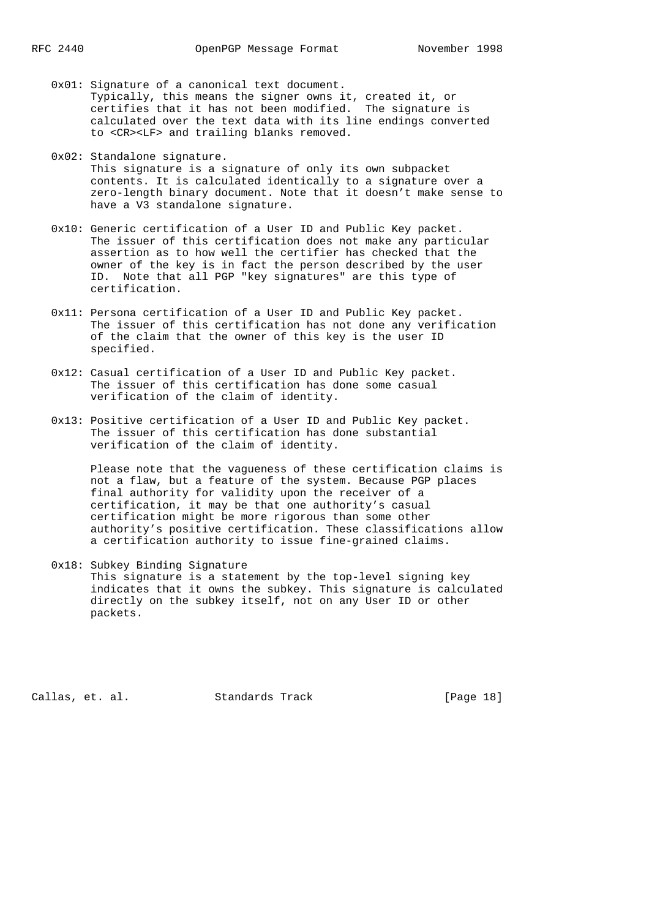0x01: Signature of a canonical text document.
Typically, this means the signer owns it, created it, or certifies that it has not been modified. The signature is calculated over the text data with its line endings converted to <CR><LF> and trailing blanks removed.

0x02: Standalone signature.
This signature is a signature of only its own subpacket contents. It is calculated identically to a signature over a zero-length binary document. Note that it doesn't make sense to have a V3 standalone signature.

0x10: Generic certification of a User ID and Public Key packet.
The issuer of this certification does not make any particular assertion as to how well the certifier has checked that the owner of the key is in fact the person described by the user ID. Note that all PGP "key signatures" are this type of certification.

0x11: Persona certification of a User ID and Public Key packet.
The issuer of this certification has not done any verification of the claim that the owner of this key is the user ID specified.

0x12: Casual certification of a User ID and Public Key packet.
The issuer of this certification has done some casual verification of the claim of identity.

0x13: Positive certification of a User ID and Public Key packet.
The issuer of this certification has done substantial verification of the claim of identity.

Please note that the vagueness of these certification claims is not a flaw, but a feature of the system. Because PGP places final authority for validity upon the receiver of a certification, it may be that one authority's casual certification might be more rigorous than some other authority's positive certification. These classifications allow a certification authority to issue fine-grained claims.

0x18: Subkey Binding Signature
This signature is a statement by the top-level signing key indicates that it owns the subkey. This signature is calculated directly on the subkey itself, not on any User ID or other packets.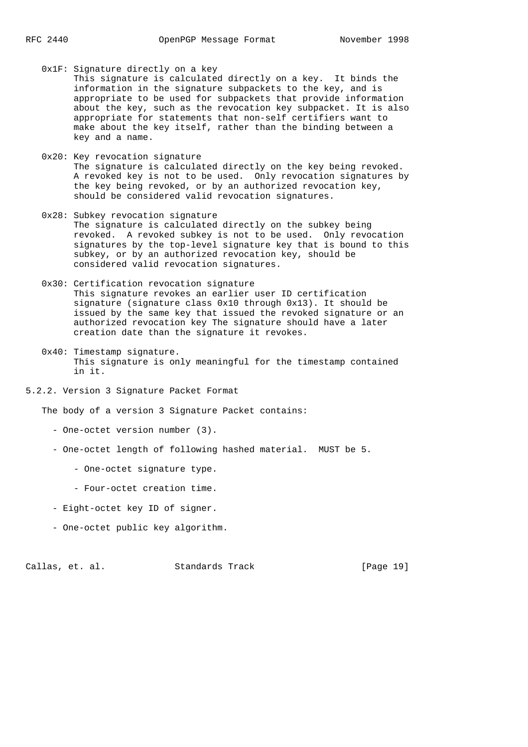0x1F: Signature directly on a key
: This signature is calculated directly on a key. It binds the information in the signature subpackets to the key, and is appropriate to be used for subpackets that provide information about the key, such as the revocation key subpacket. It is also appropriate for statements that non-self certifiers want to make about the key itself, rather than the binding between a key and a name.

0x20: Key revocation signature
: The signature is calculated directly on the key being revoked. A revoked key is not to be used. Only revocation signatures by the key being revoked, or by an authorized revocation key, should be considered valid revocation signatures.

0x28: Subkey revocation signature
: The signature is calculated directly on the subkey being revoked. A revoked subkey is not to be used. Only revocation signatures by the top-level signature key that is bound to this subkey, or by an authorized revocation key, should be considered valid revocation signatures.

0x30: Certification revocation signature
: This signature revokes an earlier user ID certification signature (signature class 0x10 through 0x13). It should be issued by the same key that issued the revoked signature or an authorized revocation key The signature should have a later creation date than the signature it revokes.

0x40: Timestamp signature.
: This signature is only meaningful for the timestamp contained in it.

### 5.2.2. Version 3 Signature Packet Format

The body of a version 3 Signature Packet contains:

- One-octet version number (3).
- One-octet length of following hashed material. MUST be 5.
    - One-octet signature type.
    - Four-octet creation time.
- Eight-octet key ID of signer.
- One-octet public key algorithm.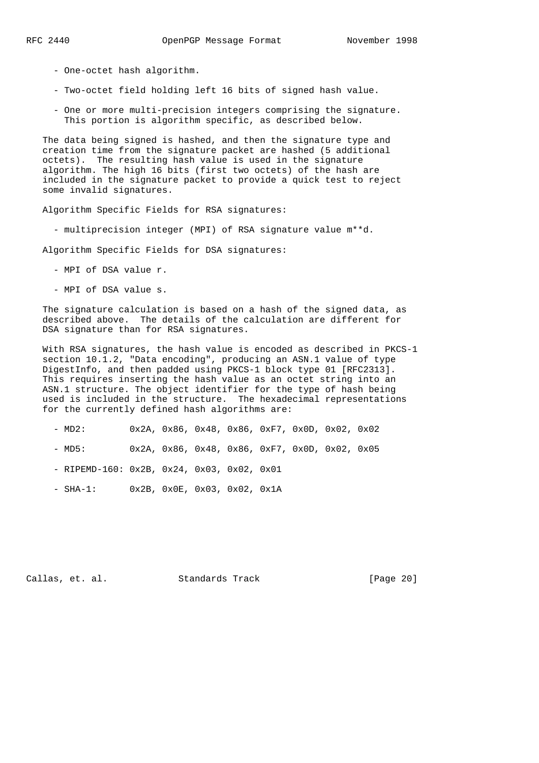- One-octet hash algorithm.

- Two-octet field holding left 16 bits of signed hash value.

- One or more multi-precision integers comprising the signature. This portion is algorithm specific, as described below.

The data being signed is hashed, and then the signature type and creation time from the signature packet are hashed (5 additional octets). The resulting hash value is used in the signature algorithm. The high 16 bits (first two octets) of the hash are included in the signature packet to provide a quick test to reject some invalid signatures.

Algorithm Specific Fields for RSA signatures:

- multiprecision integer (MPI) of RSA signature value m**d.

Algorithm Specific Fields for DSA signatures:

- MPI of DSA value r.

- MPI of DSA value s.

The signature calculation is based on a hash of the signed data, as described above. The details of the calculation are different for DSA signature than for RSA signatures.

With RSA signatures, the hash value is encoded as described in PKCS-1 section 10.1.2, "Data encoding", producing an ASN.1 value of type DigestInfo, and then padded using PKCS-1 block type 01 [RFC2313]. This requires inserting the hash value as an octet string into an ASN.1 structure. The object identifier for the type of hash being used is included in the structure. The hexadecimal representations for the currently defined hash algorithms are:

```
- MD2:        0x2A, 0x86, 0x48, 0x86, 0xF7, 0x0D, 0x02, 0x02

- MD5:        0x2A, 0x86, 0x48, 0x86, 0xF7, 0x0D, 0x02, 0x05

- RIPEMD-160: 0x2B, 0x24, 0x03, 0x02, 0x01

- SHA-1:      0x2B, 0x0E, 0x03, 0x02, 0x1A
```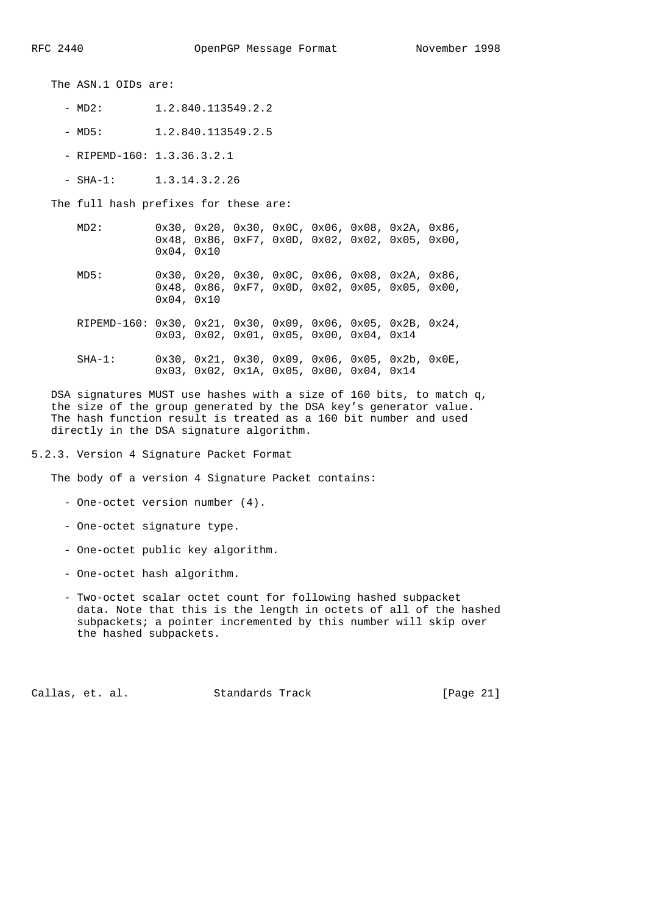The ASN.1 OIDs are:

- MD2: 1.2.840.113549.2.2
- MD5: 1.2.840.113549.2.5
- RIPEMD-160: 1.3.36.3.2.1
- SHA-1: 1.3.14.3.2.26

The full hash prefixes for these are:

```
MD2:        0x30, 0x20, 0x30, 0x0C, 0x06, 0x08, 0x2A, 0x86,
            0x48, 0x86, 0xF7, 0x0D, 0x02, 0x02, 0x05, 0x00,
            0x04, 0x10

MD5:        0x30, 0x20, 0x30, 0x0C, 0x06, 0x08, 0x2A, 0x86,
            0x48, 0x86, 0xF7, 0x0D, 0x02, 0x05, 0x05, 0x00,
            0x04, 0x10

RIPEMD-160: 0x30, 0x21, 0x30, 0x09, 0x06, 0x05, 0x2B, 0x24,
            0x03, 0x02, 0x01, 0x05, 0x00, 0x04, 0x14

SHA-1:      0x30, 0x21, 0x30, 0x09, 0x06, 0x05, 0x2b, 0x0E,
            0x03, 0x02, 0x1A, 0x05, 0x00, 0x04, 0x14
```

DSA signatures MUST use hashes with a size of 160 bits, to match q, the size of the group generated by the DSA key's generator value. The hash function result is treated as a 160 bit number and used directly in the DSA signature algorithm.

### 5.2.3. Version 4 Signature Packet Format

The body of a version 4 Signature Packet contains:

- One-octet version number (4).
- One-octet signature type.
- One-octet public key algorithm.
- One-octet hash algorithm.
- Two-octet scalar octet count for following hashed subpacket data. Note that this is the length in octets of all of the hashed subpackets; a pointer incremented by this number will skip over the hashed subpackets.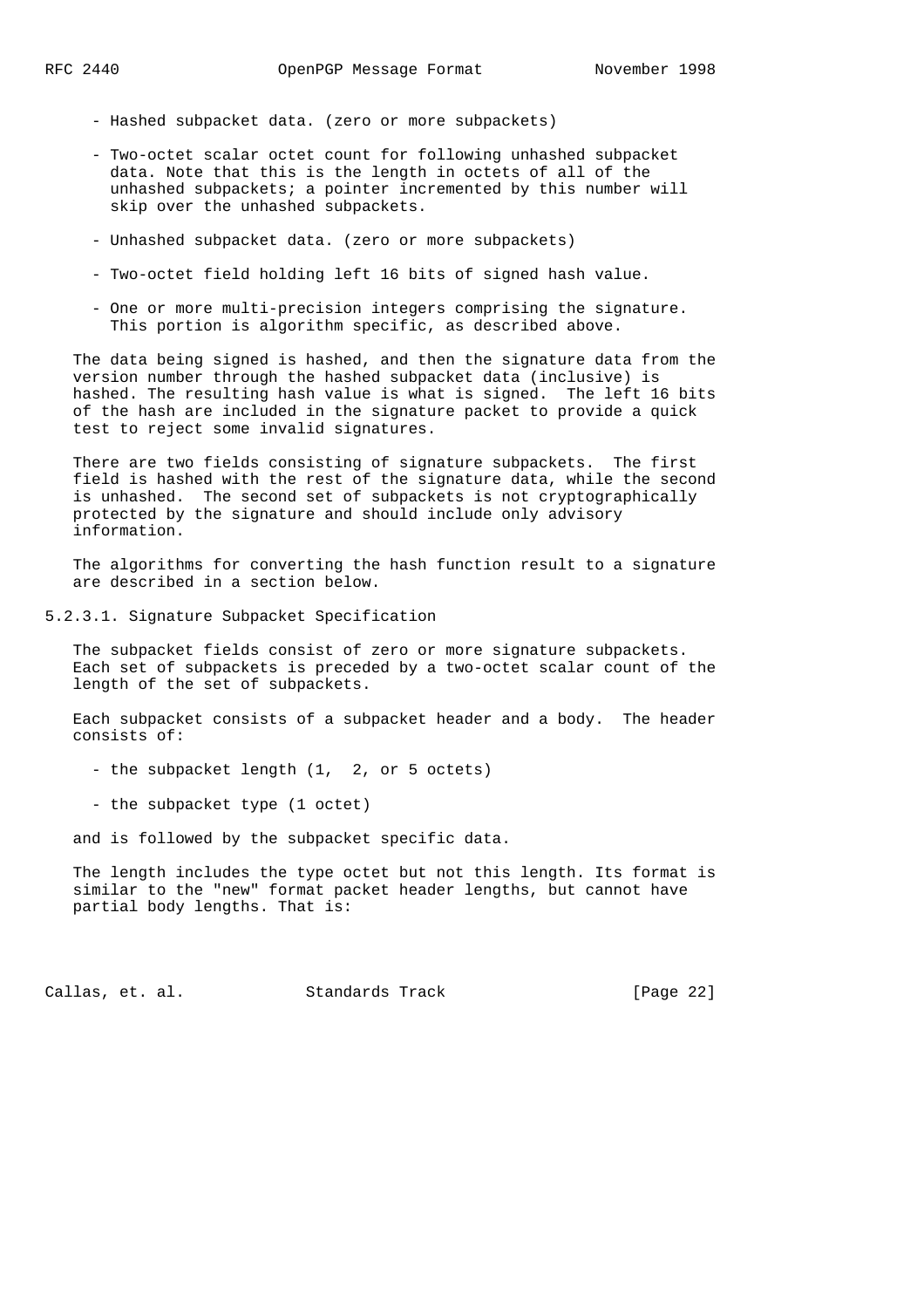- Hashed subpacket data. (zero or more subpackets)

- Two-octet scalar octet count for following unhashed subpacket data. Note that this is the length in octets of all of the unhashed subpackets; a pointer incremented by this number will skip over the unhashed subpackets.

- Unhashed subpacket data. (zero or more subpackets)

- Two-octet field holding left 16 bits of signed hash value.

- One or more multi-precision integers comprising the signature. This portion is algorithm specific, as described above.

The data being signed is hashed, and then the signature data from the version number through the hashed subpacket data (inclusive) is hashed. The resulting hash value is what is signed. The left 16 bits of the hash are included in the signature packet to provide a quick test to reject some invalid signatures.

There are two fields consisting of signature subpackets. The first field is hashed with the rest of the signature data, while the second is unhashed. The second set of subpackets is not cryptographically protected by the signature and should include only advisory information.

The algorithms for converting the hash function result to a signature are described in a section below.

### 5.2.3.1. Signature Subpacket Specification

The subpacket fields consist of zero or more signature subpackets. Each set of subpackets is preceded by a two-octet scalar count of the length of the set of subpackets.

Each subpacket consists of a subpacket header and a body. The header consists of:

- the subpacket length (1, 2, or 5 octets)

- the subpacket type (1 octet)

and is followed by the subpacket specific data.

The length includes the type octet but not this length. Its format is similar to the "new" format packet header lengths, but cannot have partial body lengths. That is: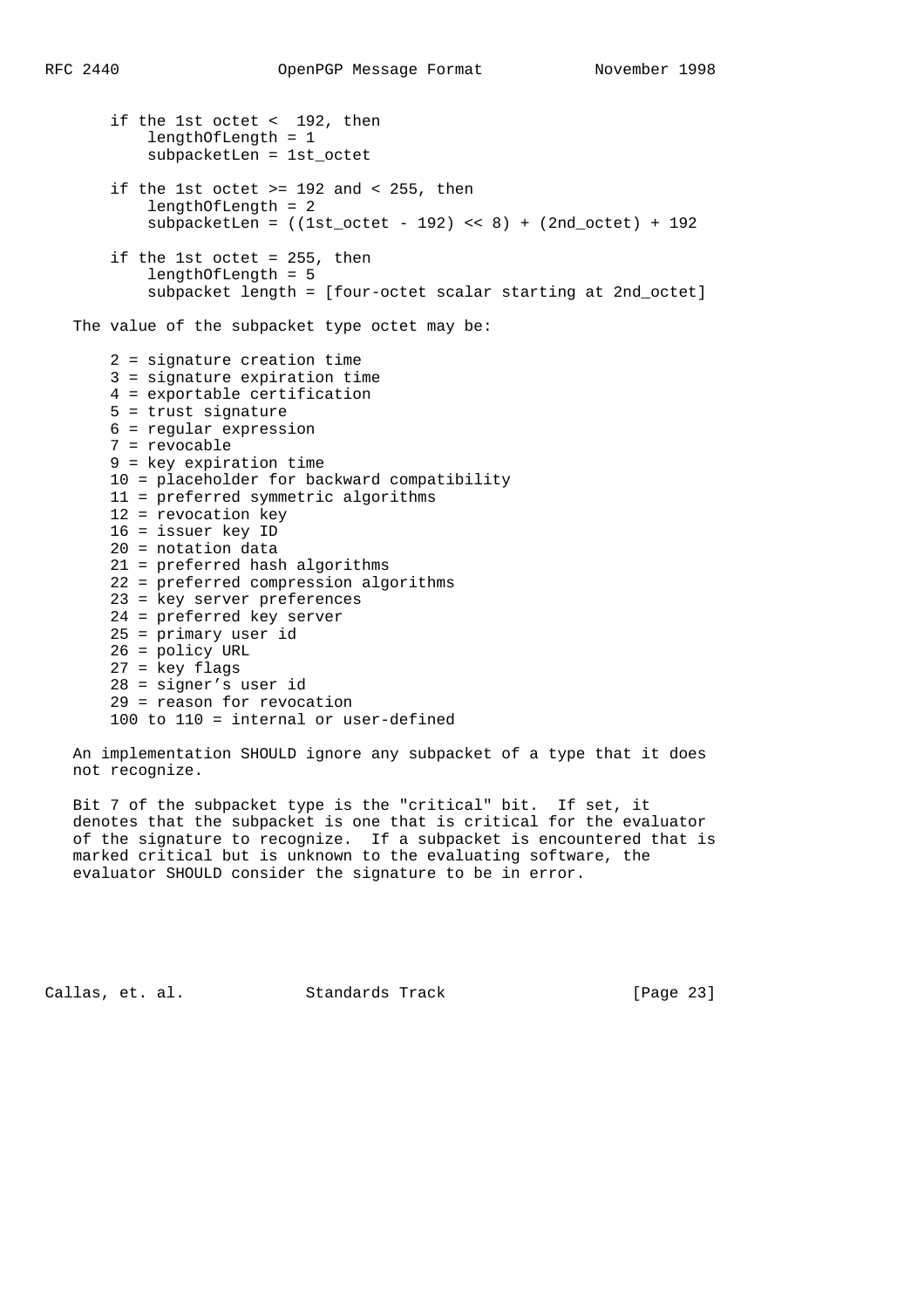```
if the 1st octet <  192, then
    lengthOfLength = 1
    subpacketLen = 1st_octet

if the 1st octet >= 192 and < 255, then
    lengthOfLength = 2
    subpacketLen = ((1st_octet - 192) << 8) + (2nd_octet) + 192

if the 1st octet = 255, then
    lengthOfLength = 5
    subpacket length = [four-octet scalar starting at 2nd_octet]
```

The value of the subpacket type octet may be:

```
2 = signature creation time
3 = signature expiration time
4 = exportable certification
5 = trust signature
6 = regular expression
7 = revocable
9 = key expiration time
10 = placeholder for backward compatibility
11 = preferred symmetric algorithms
12 = revocation key
16 = issuer key ID
20 = notation data
21 = preferred hash algorithms
22 = preferred compression algorithms
23 = key server preferences
24 = preferred key server
25 = primary user id
26 = policy URL
27 = key flags
28 = signer's user id
29 = reason for revocation
100 to 110 = internal or user-defined
```

An implementation SHOULD ignore any subpacket of a type that it does not recognize.

Bit 7 of the subpacket type is the "critical" bit. If set, it denotes that the subpacket is one that is critical for the evaluator of the signature to recognize. If a subpacket is encountered that is marked critical but is unknown to the evaluating software, the evaluator SHOULD consider the signature to be in error.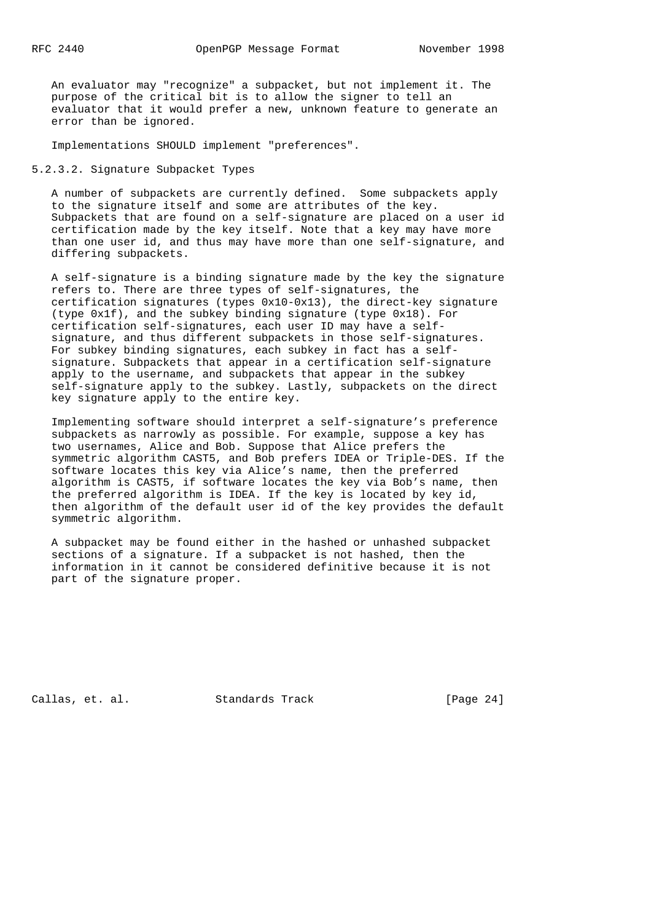An evaluator may "recognize" a subpacket, but not implement it. The purpose of the critical bit is to allow the signer to tell an evaluator that it would prefer a new, unknown feature to generate an error than be ignored.

Implementations SHOULD implement "preferences".

### 5.2.3.2. Signature Subpacket Types

A number of subpackets are currently defined. Some subpackets apply to the signature itself and some are attributes of the key. Subpackets that are found on a self-signature are placed on a user id certification made by the key itself. Note that a key may have more than one user id, and thus may have more than one self-signature, and differing subpackets.

A self-signature is a binding signature made by the key the signature refers to. There are three types of self-signatures, the certification signatures (types 0x10-0x13), the direct-key signature (type 0x1f), and the subkey binding signature (type 0x18). For certification self-signatures, each user ID may have a self-signature, and thus different subpackets in those self-signatures. For subkey binding signatures, each subkey in fact has a self-signature. Subpackets that appear in a certification self-signature apply to the username, and subpackets that appear in the subkey self-signature apply to the subkey. Lastly, subpackets on the direct key signature apply to the entire key.

Implementing software should interpret a self-signature's preference subpackets as narrowly as possible. For example, suppose a key has two usernames, Alice and Bob. Suppose that Alice prefers the symmetric algorithm CAST5, and Bob prefers IDEA or Triple-DES. If the software locates this key via Alice's name, then the preferred algorithm is CAST5, if software locates the key via Bob's name, then the preferred algorithm is IDEA. If the key is located by key id, then algorithm of the default user id of the key provides the default symmetric algorithm.

A subpacket may be found either in the hashed or unhashed subpacket sections of a signature. If a subpacket is not hashed, then the information in it cannot be considered definitive because it is not part of the signature proper.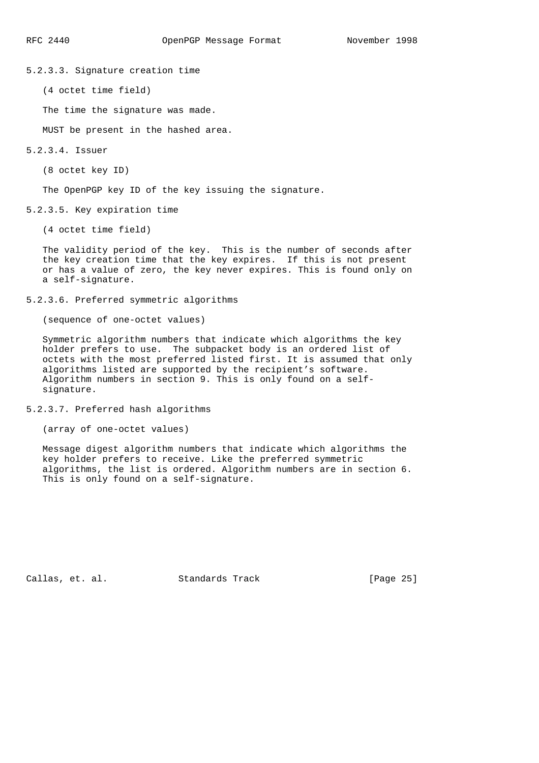#### 5.2.3.3. Signature creation time

(4 octet time field)

The time the signature was made.

MUST be present in the hashed area.

#### 5.2.3.4. Issuer

(8 octet key ID)

The OpenPGP key ID of the key issuing the signature.

#### 5.2.3.5. Key expiration time

(4 octet time field)

The validity period of the key. This is the number of seconds after the key creation time that the key expires. If this is not present or has a value of zero, the key never expires. This is found only on a self-signature.

#### 5.2.3.6. Preferred symmetric algorithms

(sequence of one-octet values)

Symmetric algorithm numbers that indicate which algorithms the key holder prefers to use. The subpacket body is an ordered list of octets with the most preferred listed first. It is assumed that only algorithms listed are supported by the recipient's software. Algorithm numbers in section 9. This is only found on a self-signature.

#### 5.2.3.7. Preferred hash algorithms

(array of one-octet values)

Message digest algorithm numbers that indicate which algorithms the key holder prefers to receive. Like the preferred symmetric algorithms, the list is ordered. Algorithm numbers are in section 6. This is only found on a self-signature.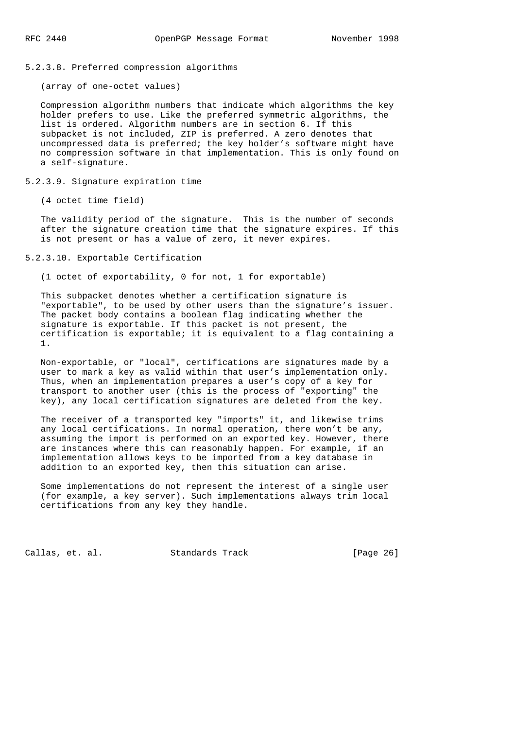#### 5.2.3.8. Preferred compression algorithms

(array of one-octet values)

Compression algorithm numbers that indicate which algorithms the key holder prefers to use. Like the preferred symmetric algorithms, the list is ordered. Algorithm numbers are in section 6. If this subpacket is not included, ZIP is preferred. A zero denotes that uncompressed data is preferred; the key holder's software might have no compression software in that implementation. This is only found on a self-signature.

#### 5.2.3.9. Signature expiration time

(4 octet time field)

The validity period of the signature. This is the number of seconds after the signature creation time that the signature expires. If this is not present or has a value of zero, it never expires.

#### 5.2.3.10. Exportable Certification

(1 octet of exportability, 0 for not, 1 for exportable)

This subpacket denotes whether a certification signature is "exportable", to be used by other users than the signature's issuer. The packet body contains a boolean flag indicating whether the signature is exportable. If this packet is not present, the certification is exportable; it is equivalent to a flag containing a 1.

Non-exportable, or "local", certifications are signatures made by a user to mark a key as valid within that user's implementation only. Thus, when an implementation prepares a user's copy of a key for transport to another user (this is the process of "exporting" the key), any local certification signatures are deleted from the key.

The receiver of a transported key "imports" it, and likewise trims any local certifications. In normal operation, there won't be any, assuming the import is performed on an exported key. However, there are instances where this can reasonably happen. For example, if an implementation allows keys to be imported from a key database in addition to an exported key, then this situation can arise.

Some implementations do not represent the interest of a single user (for example, a key server). Such implementations always trim local certifications from any key they handle.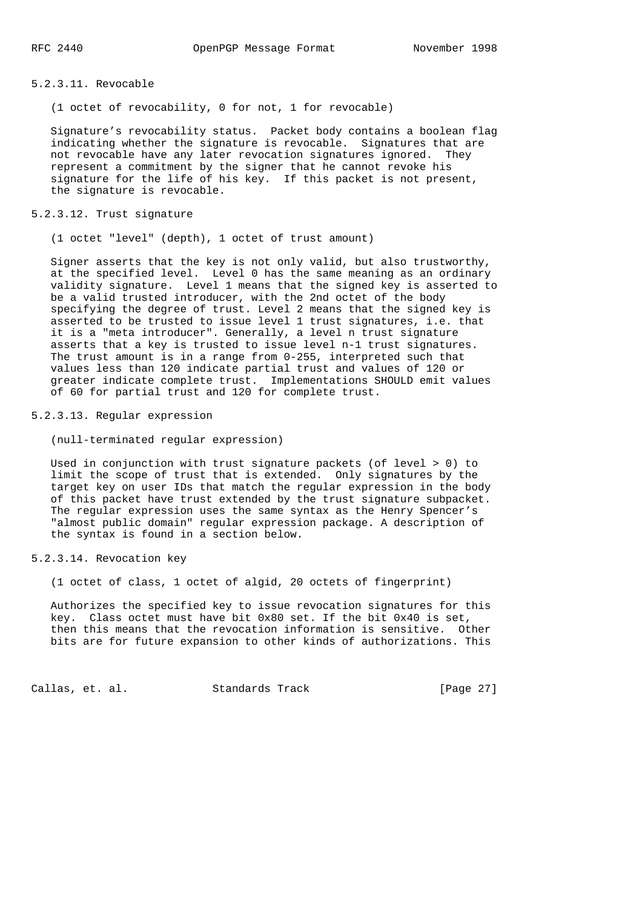#### 5.2.3.11. Revocable

(1 octet of revocability, 0 for not, 1 for revocable)

Signature's revocability status. Packet body contains a boolean flag indicating whether the signature is revocable. Signatures that are not revocable have any later revocation signatures ignored. They represent a commitment by the signer that he cannot revoke his signature for the life of his key. If this packet is not present, the signature is revocable.

#### 5.2.3.12. Trust signature

(1 octet "level" (depth), 1 octet of trust amount)

Signer asserts that the key is not only valid, but also trustworthy, at the specified level. Level 0 has the same meaning as an ordinary validity signature. Level 1 means that the signed key is asserted to be a valid trusted introducer, with the 2nd octet of the body specifying the degree of trust. Level 2 means that the signed key is asserted to be trusted to issue level 1 trust signatures, i.e. that it is a "meta introducer". Generally, a level n trust signature asserts that a key is trusted to issue level n-1 trust signatures. The trust amount is in a range from 0-255, interpreted such that values less than 120 indicate partial trust and values of 120 or greater indicate complete trust. Implementations SHOULD emit values of 60 for partial trust and 120 for complete trust.

#### 5.2.3.13. Regular expression

(null-terminated regular expression)

Used in conjunction with trust signature packets (of level > 0) to limit the scope of trust that is extended. Only signatures by the target key on user IDs that match the regular expression in the body of this packet have trust extended by the trust signature subpacket. The regular expression uses the same syntax as the Henry Spencer's "almost public domain" regular expression package. A description of the syntax is found in a section below.

#### 5.2.3.14. Revocation key

(1 octet of class, 1 octet of algid, 20 octets of fingerprint)

Authorizes the specified key to issue revocation signatures for this key. Class octet must have bit 0x80 set. If the bit 0x40 is set, then this means that the revocation information is sensitive. Other bits are for future expansion to other kinds of authorizations. This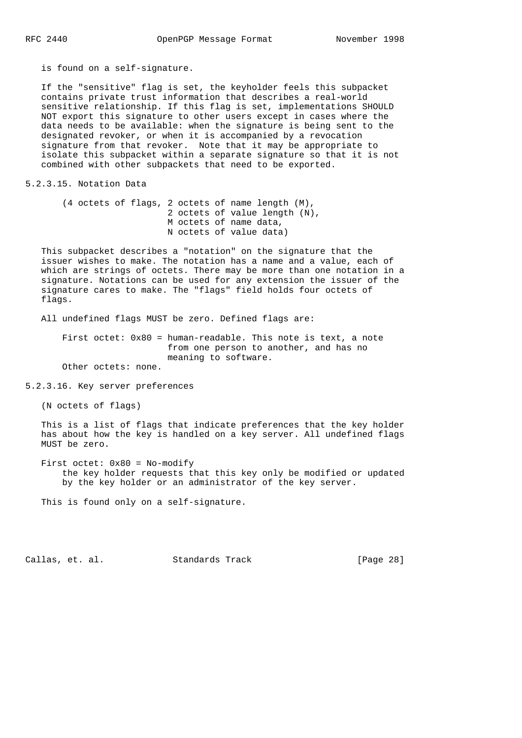is found on a self-signature.

If the "sensitive" flag is set, the keyholder feels this subpacket contains private trust information that describes a real-world sensitive relationship. If this flag is set, implementations SHOULD NOT export this signature to other users except in cases where the data needs to be available: when the signature is being sent to the designated revoker, or when it is accompanied by a revocation signature from that revoker. Note that it may be appropriate to isolate this subpacket within a separate signature so that it is not combined with other subpackets that need to be exported.

#### 5.2.3.15. Notation Data

```
(4 octets of flags, 2 octets of name length (M),
                    2 octets of value length (N),
                    M octets of name data,
                    N octets of value data)
```

This subpacket describes a "notation" on the signature that the issuer wishes to make. The notation has a name and a value, each of which are strings of octets. There may be more than one notation in a signature. Notations can be used for any extension the issuer of the signature cares to make. The "flags" field holds four octets of flags.

All undefined flags MUST be zero. Defined flags are:

```
First octet: 0x80 = human-readable. This note is text, a note
                    from one person to another, and has no
                    meaning to software.
Other octets: none.
```

#### 5.2.3.16. Key server preferences

(N octets of flags)

This is a list of flags that indicate preferences that the key holder has about how the key is handled on a key server. All undefined flags MUST be zero.

First octet: 0x80 = No-modify
    the key holder requests that this key only be modified or updated by the key holder or an administrator of the key server.

This is found only on a self-signature.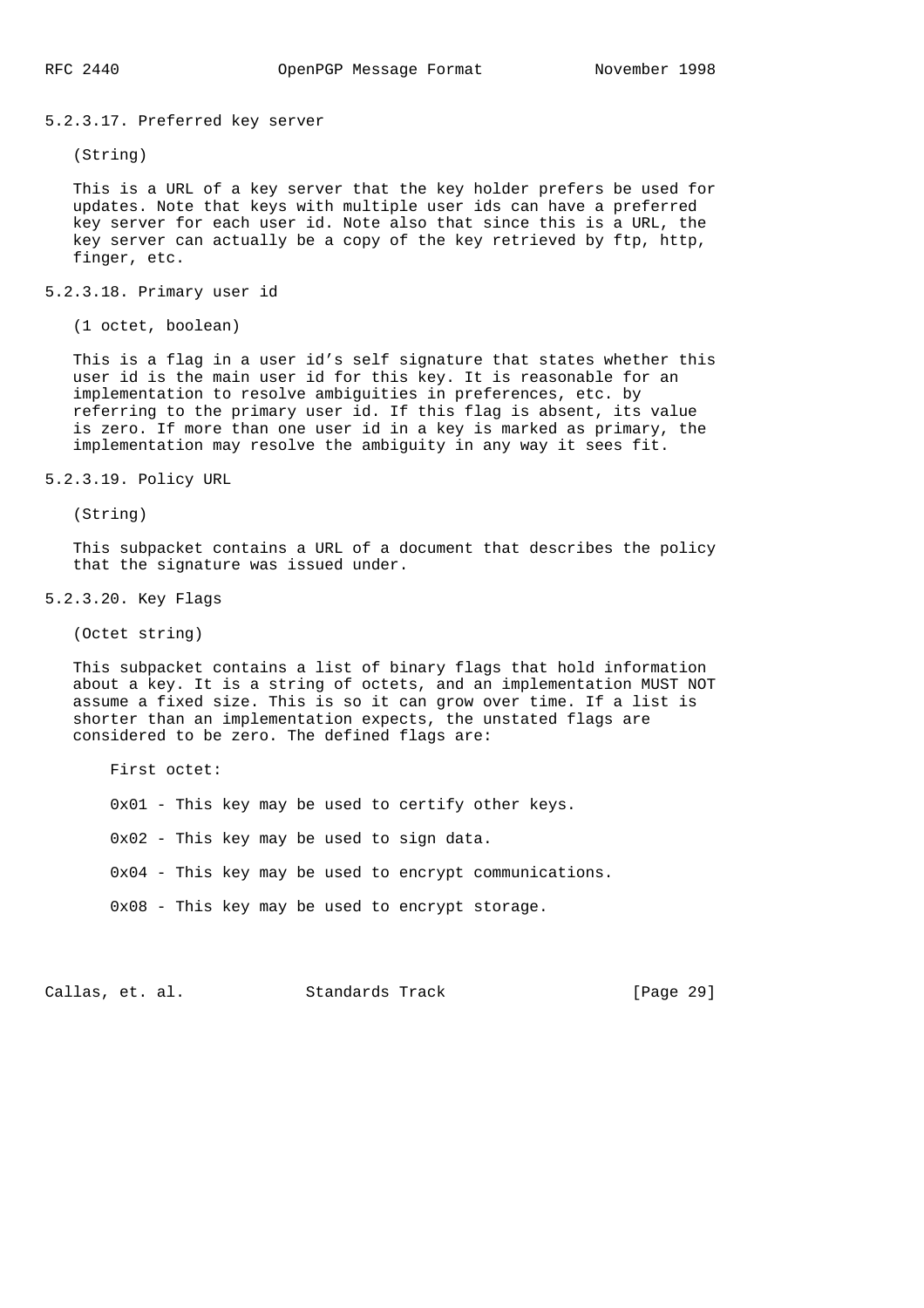#### 5.2.3.17. Preferred key server

(String)

This is a URL of a key server that the key holder prefers be used for updates. Note that keys with multiple user ids can have a preferred key server for each user id. Note also that since this is a URL, the key server can actually be a copy of the key retrieved by ftp, http, finger, etc.

#### 5.2.3.18. Primary user id

(1 octet, boolean)

This is a flag in a user id's self signature that states whether this user id is the main user id for this key. It is reasonable for an implementation to resolve ambiguities in preferences, etc. by referring to the primary user id. If this flag is absent, its value is zero. If more than one user id in a key is marked as primary, the implementation may resolve the ambiguity in any way it sees fit.

#### 5.2.3.19. Policy URL

(String)

This subpacket contains a URL of a document that describes the policy that the signature was issued under.

#### 5.2.3.20. Key Flags

(Octet string)

This subpacket contains a list of binary flags that hold information about a key. It is a string of octets, and an implementation MUST NOT assume a fixed size. This is so it can grow over time. If a list is shorter than an implementation expects, the unstated flags are considered to be zero. The defined flags are:

First octet:

0x01 - This key may be used to certify other keys.

0x02 - This key may be used to sign data.

0x04 - This key may be used to encrypt communications.

0x08 - This key may be used to encrypt storage.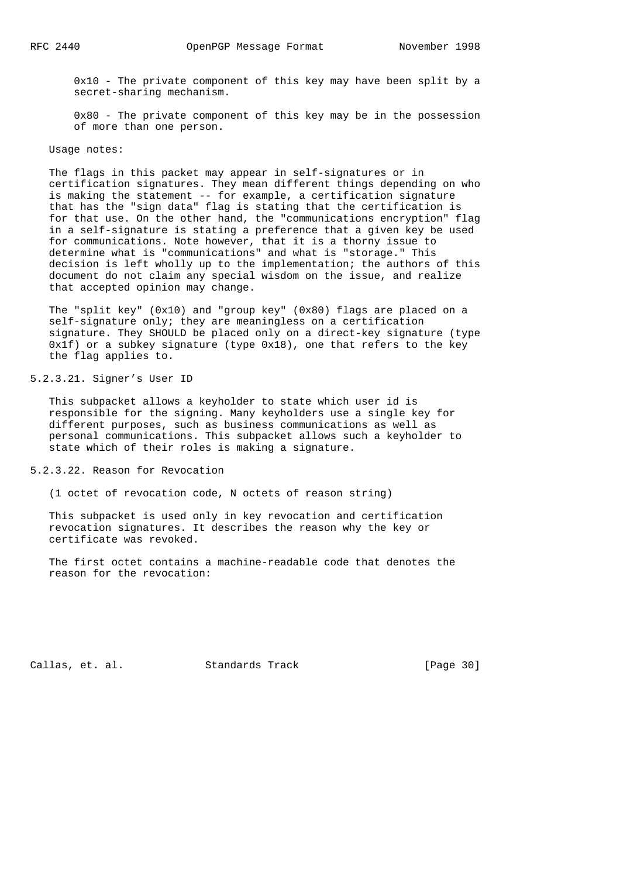0x10 - The private component of this key may have been split by a secret-sharing mechanism.

0x80 - The private component of this key may be in the possession of more than one person.

Usage notes:

The flags in this packet may appear in self-signatures or in certification signatures. They mean different things depending on who is making the statement -- for example, a certification signature that has the "sign data" flag is stating that the certification is for that use. On the other hand, the "communications encryption" flag in a self-signature is stating a preference that a given key be used for communications. Note however, that it is a thorny issue to determine what is "communications" and what is "storage." This decision is left wholly up to the implementation; the authors of this document do not claim any special wisdom on the issue, and realize that accepted opinion may change.

The "split key" (0x10) and "group key" (0x80) flags are placed on a self-signature only; they are meaningless on a certification signature. They SHOULD be placed only on a direct-key signature (type 0x1f) or a subkey signature (type 0x18), one that refers to the key the flag applies to.

### 5.2.3.21. Signer's User ID

This subpacket allows a keyholder to state which user id is responsible for the signing. Many keyholders use a single key for different purposes, such as business communications as well as personal communications. This subpacket allows such a keyholder to state which of their roles is making a signature.

### 5.2.3.22. Reason for Revocation

(1 octet of revocation code, N octets of reason string)

This subpacket is used only in key revocation and certification revocation signatures. It describes the reason why the key or certificate was revoked.

The first octet contains a machine-readable code that denotes the reason for the revocation: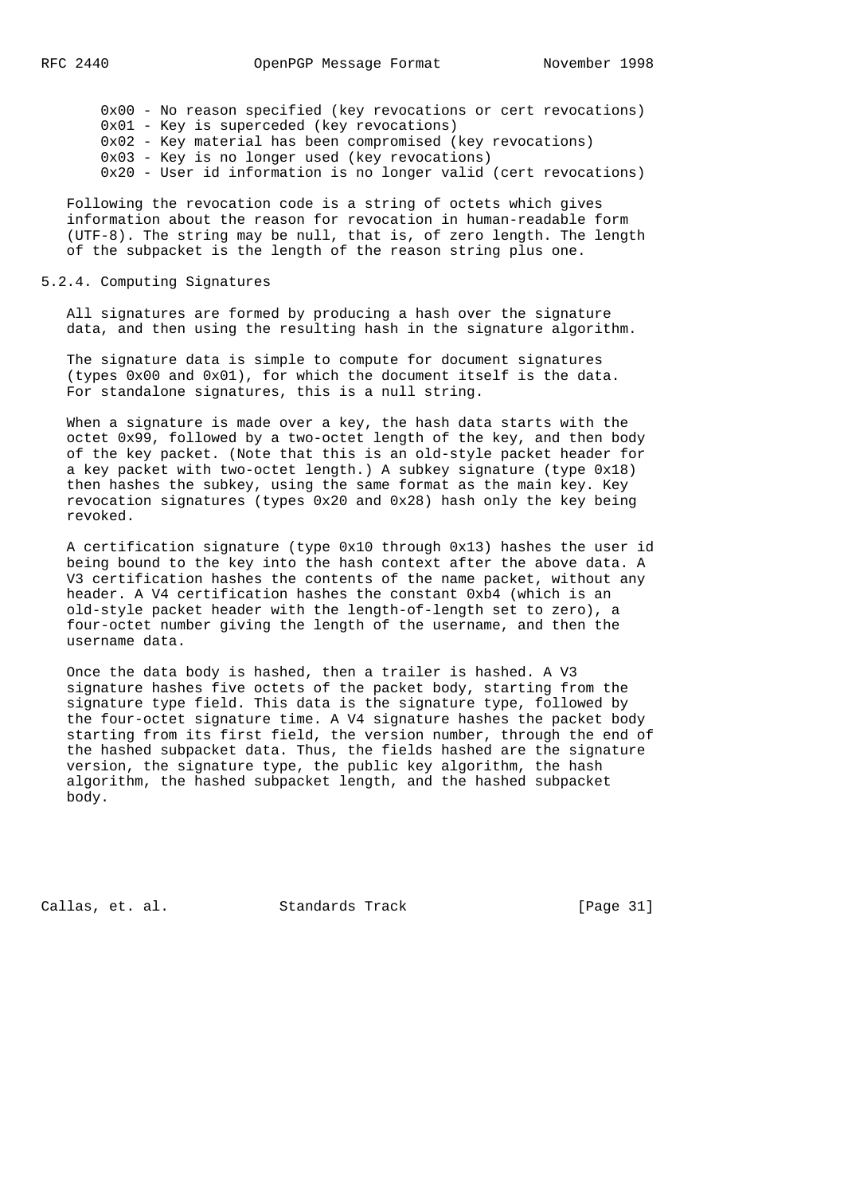- 0x00 - No reason specified (key revocations or cert revocations)
- 0x01 - Key is superceded (key revocations)
- 0x02 - Key material has been compromised (key revocations)
- 0x03 - Key is no longer used (key revocations)
- 0x20 - User id information is no longer valid (cert revocations)

Following the revocation code is a string of octets which gives information about the reason for revocation in human-readable form (UTF-8). The string may be null, that is, of zero length. The length of the subpacket is the length of the reason string plus one.

### 5.2.4. Computing Signatures

All signatures are formed by producing a hash over the signature data, and then using the resulting hash in the signature algorithm.

The signature data is simple to compute for document signatures (types 0x00 and 0x01), for which the document itself is the data. For standalone signatures, this is a null string.

When a signature is made over a key, the hash data starts with the octet 0x99, followed by a two-octet length of the key, and then body of the key packet. (Note that this is an old-style packet header for a key packet with two-octet length.) A subkey signature (type 0x18) then hashes the subkey, using the same format as the main key. Key revocation signatures (types 0x20 and 0x28) hash only the key being revoked.

A certification signature (type 0x10 through 0x13) hashes the user id being bound to the key into the hash context after the above data. A V3 certification hashes the contents of the name packet, without any header. A V4 certification hashes the constant 0xb4 (which is an old-style packet header with the length-of-length set to zero), a four-octet number giving the length of the username, and then the username data.

Once the data body is hashed, then a trailer is hashed. A V3 signature hashes five octets of the packet body, starting from the signature type field. This data is the signature type, followed by the four-octet signature time. A V4 signature hashes the packet body starting from its first field, the version number, through the end of the hashed subpacket data. Thus, the fields hashed are the signature version, the signature type, the public key algorithm, the hash algorithm, the hashed subpacket length, and the hashed subpacket body.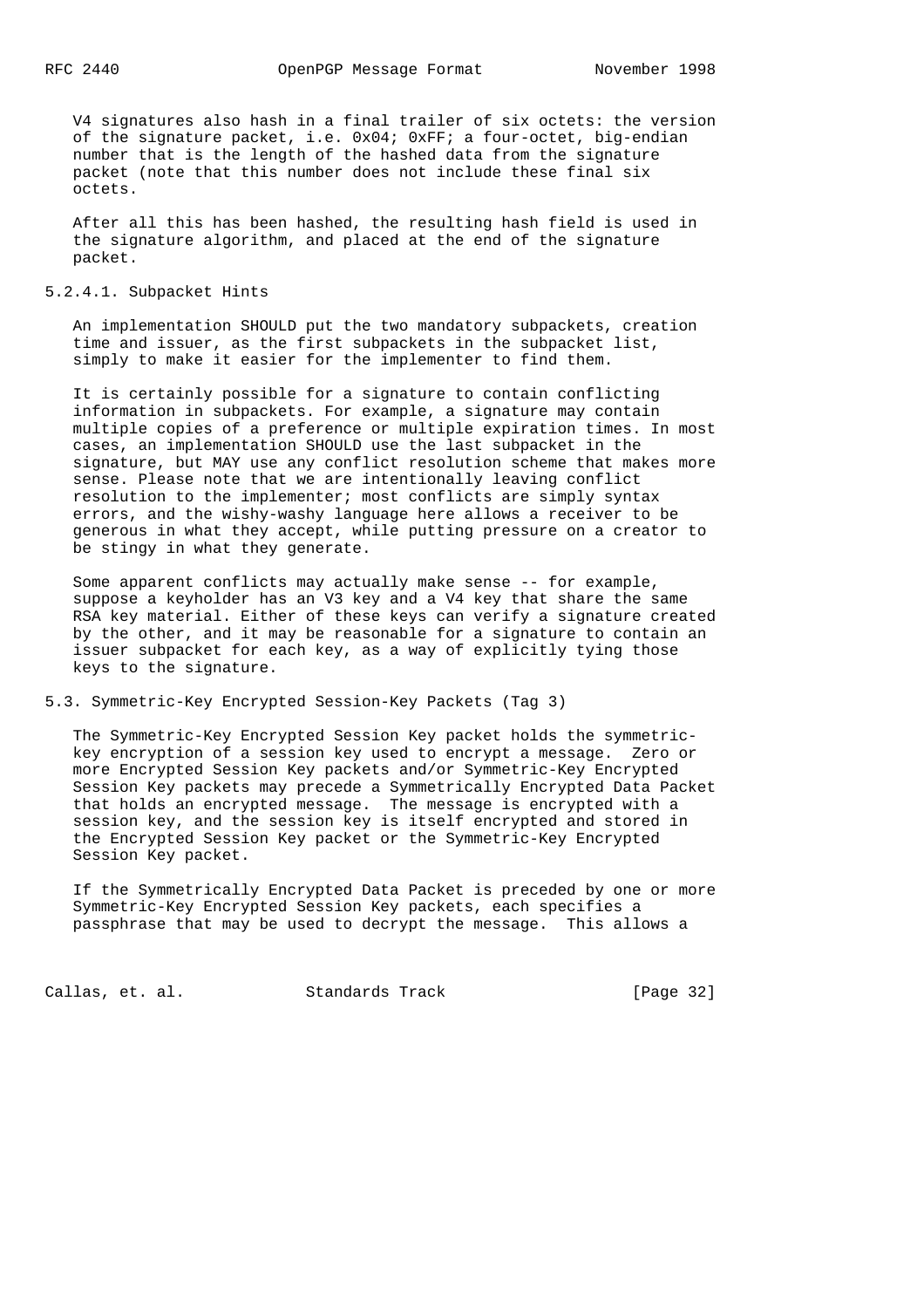V4 signatures also hash in a final trailer of six octets: the version of the signature packet, i.e. 0x04; 0xFF; a four-octet, big-endian number that is the length of the hashed data from the signature packet (note that this number does not include these final six octets.

After all this has been hashed, the resulting hash field is used in the signature algorithm, and placed at the end of the signature packet.

#### 5.2.4.1. Subpacket Hints

An implementation SHOULD put the two mandatory subpackets, creation time and issuer, as the first subpackets in the subpacket list, simply to make it easier for the implementer to find them.

It is certainly possible for a signature to contain conflicting information in subpackets. For example, a signature may contain multiple copies of a preference or multiple expiration times. In most cases, an implementation SHOULD use the last subpacket in the signature, but MAY use any conflict resolution scheme that makes more sense. Please note that we are intentionally leaving conflict resolution to the implementer; most conflicts are simply syntax errors, and the wishy-washy language here allows a receiver to be generous in what they accept, while putting pressure on a creator to be stingy in what they generate.

Some apparent conflicts may actually make sense -- for example, suppose a keyholder has an V3 key and a V4 key that share the same RSA key material. Either of these keys can verify a signature created by the other, and it may be reasonable for a signature to contain an issuer subpacket for each key, as a way of explicitly tying those keys to the signature.

### 5.3. Symmetric-Key Encrypted Session-Key Packets (Tag 3)

The Symmetric-Key Encrypted Session Key packet holds the symmetric-key encryption of a session key used to encrypt a message. Zero or more Encrypted Session Key packets and/or Symmetric-Key Encrypted Session Key packets may precede a Symmetrically Encrypted Data Packet that holds an encrypted message. The message is encrypted with a session key, and the session key is itself encrypted and stored in the Encrypted Session Key packet or the Symmetric-Key Encrypted Session Key packet.

If the Symmetrically Encrypted Data Packet is preceded by one or more Symmetric-Key Encrypted Session Key packets, each specifies a passphrase that may be used to decrypt the message. This allows a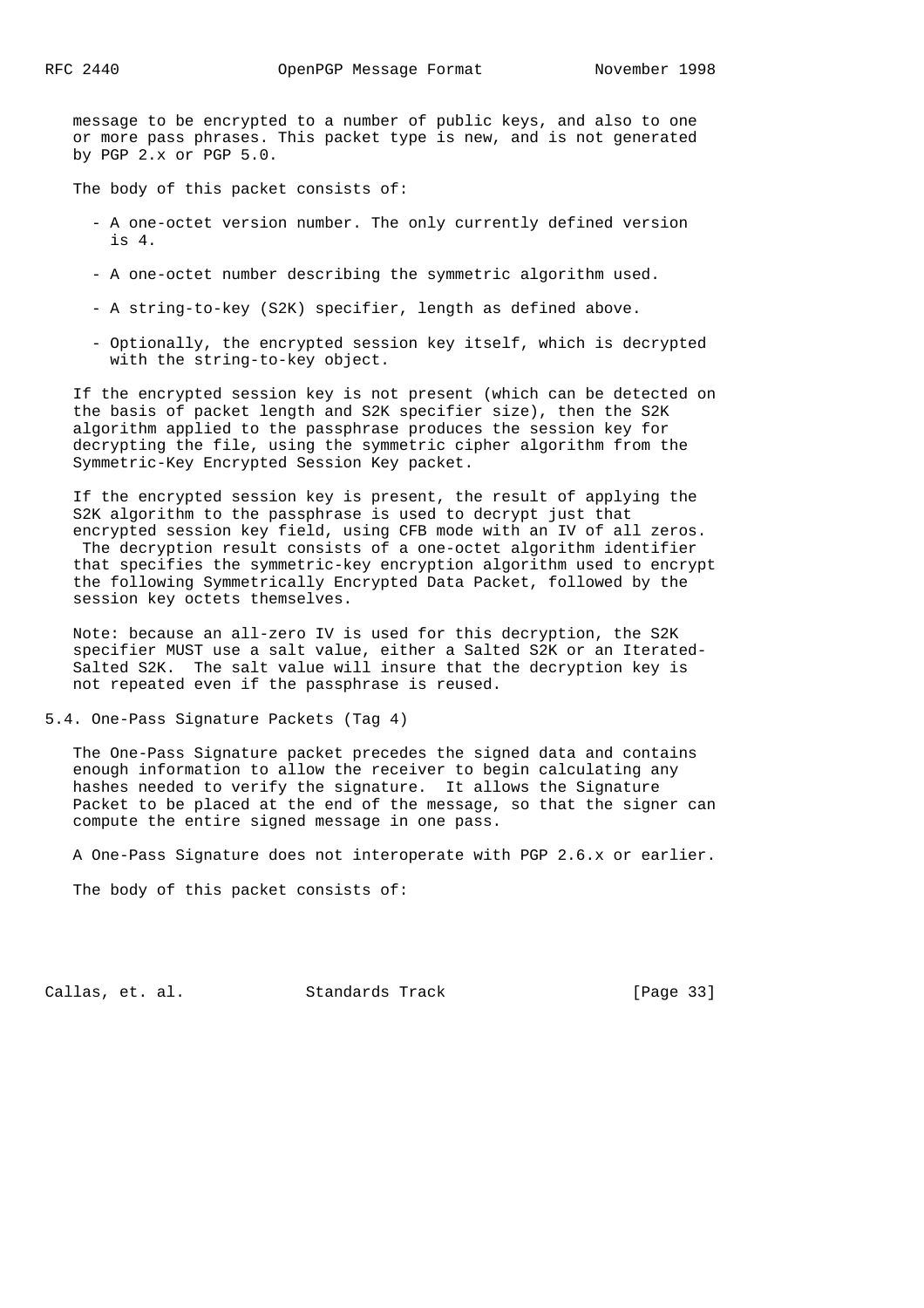message to be encrypted to a number of public keys, and also to one or more pass phrases. This packet type is new, and is not generated by PGP 2.x or PGP 5.0.

The body of this packet consists of:

- A one-octet version number. The only currently defined version is 4.
- A one-octet number describing the symmetric algorithm used.
- A string-to-key (S2K) specifier, length as defined above.
- Optionally, the encrypted session key itself, which is decrypted with the string-to-key object.

If the encrypted session key is not present (which can be detected on the basis of packet length and S2K specifier size), then the S2K algorithm applied to the passphrase produces the session key for decrypting the file, using the symmetric cipher algorithm from the Symmetric-Key Encrypted Session Key packet.

If the encrypted session key is present, the result of applying the S2K algorithm to the passphrase is used to decrypt just that encrypted session key field, using CFB mode with an IV of all zeros. The decryption result consists of a one-octet algorithm identifier that specifies the symmetric-key encryption algorithm used to encrypt the following Symmetrically Encrypted Data Packet, followed by the session key octets themselves.

Note: because an all-zero IV is used for this decryption, the S2K specifier MUST use a salt value, either a Salted S2K or an Iterated-Salted S2K. The salt value will insure that the decryption key is not repeated even if the passphrase is reused.

## 5.4. One-Pass Signature Packets (Tag 4)

The One-Pass Signature packet precedes the signed data and contains enough information to allow the receiver to begin calculating any hashes needed to verify the signature. It allows the Signature Packet to be placed at the end of the message, so that the signer can compute the entire signed message in one pass.

A One-Pass Signature does not interoperate with PGP 2.6.x or earlier.

The body of this packet consists of: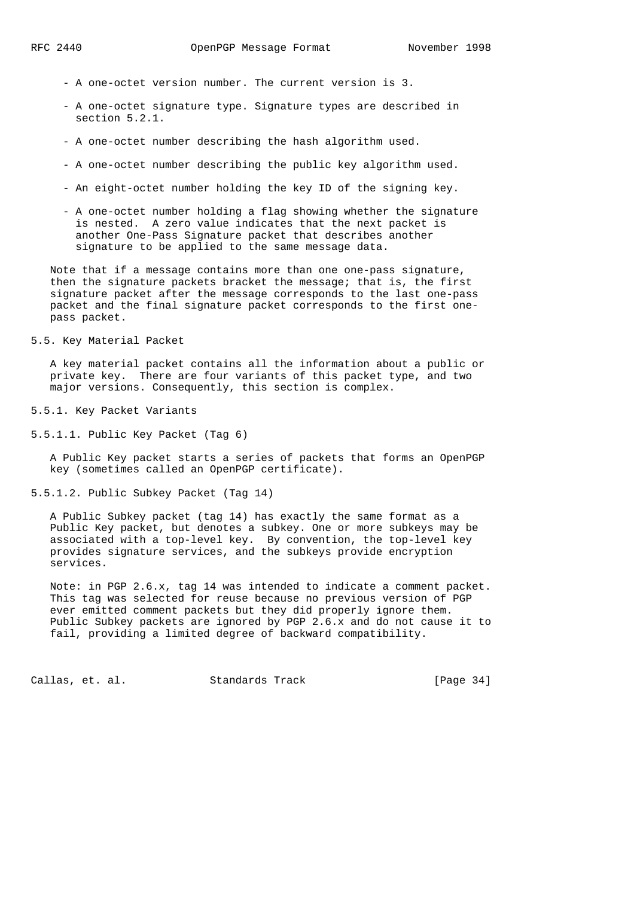- A one-octet version number. The current version is 3.
- A one-octet signature type. Signature types are described in section 5.2.1.
- A one-octet number describing the hash algorithm used.
- A one-octet number describing the public key algorithm used.
- An eight-octet number holding the key ID of the signing key.
- A one-octet number holding a flag showing whether the signature is nested. A zero value indicates that the next packet is another One-Pass Signature packet that describes another signature to be applied to the same message data.

Note that if a message contains more than one one-pass signature, then the signature packets bracket the message; that is, the first signature packet after the message corresponds to the last one-pass packet and the final signature packet corresponds to the first one-pass packet.

## 5.5. Key Material Packet

A key material packet contains all the information about a public or private key. There are four variants of this packet type, and two major versions. Consequently, this section is complex.

### 5.5.1. Key Packet Variants

#### 5.5.1.1. Public Key Packet (Tag 6)

A Public Key packet starts a series of packets that forms an OpenPGP key (sometimes called an OpenPGP certificate).

#### 5.5.1.2. Public Subkey Packet (Tag 14)

A Public Subkey packet (tag 14) has exactly the same format as a Public Key packet, but denotes a subkey. One or more subkeys may be associated with a top-level key. By convention, the top-level key provides signature services, and the subkeys provide encryption services.

Note: in PGP 2.6.x, tag 14 was intended to indicate a comment packet. This tag was selected for reuse because no previous version of PGP ever emitted comment packets but they did properly ignore them. Public Subkey packets are ignored by PGP 2.6.x and do not cause it to fail, providing a limited degree of backward compatibility.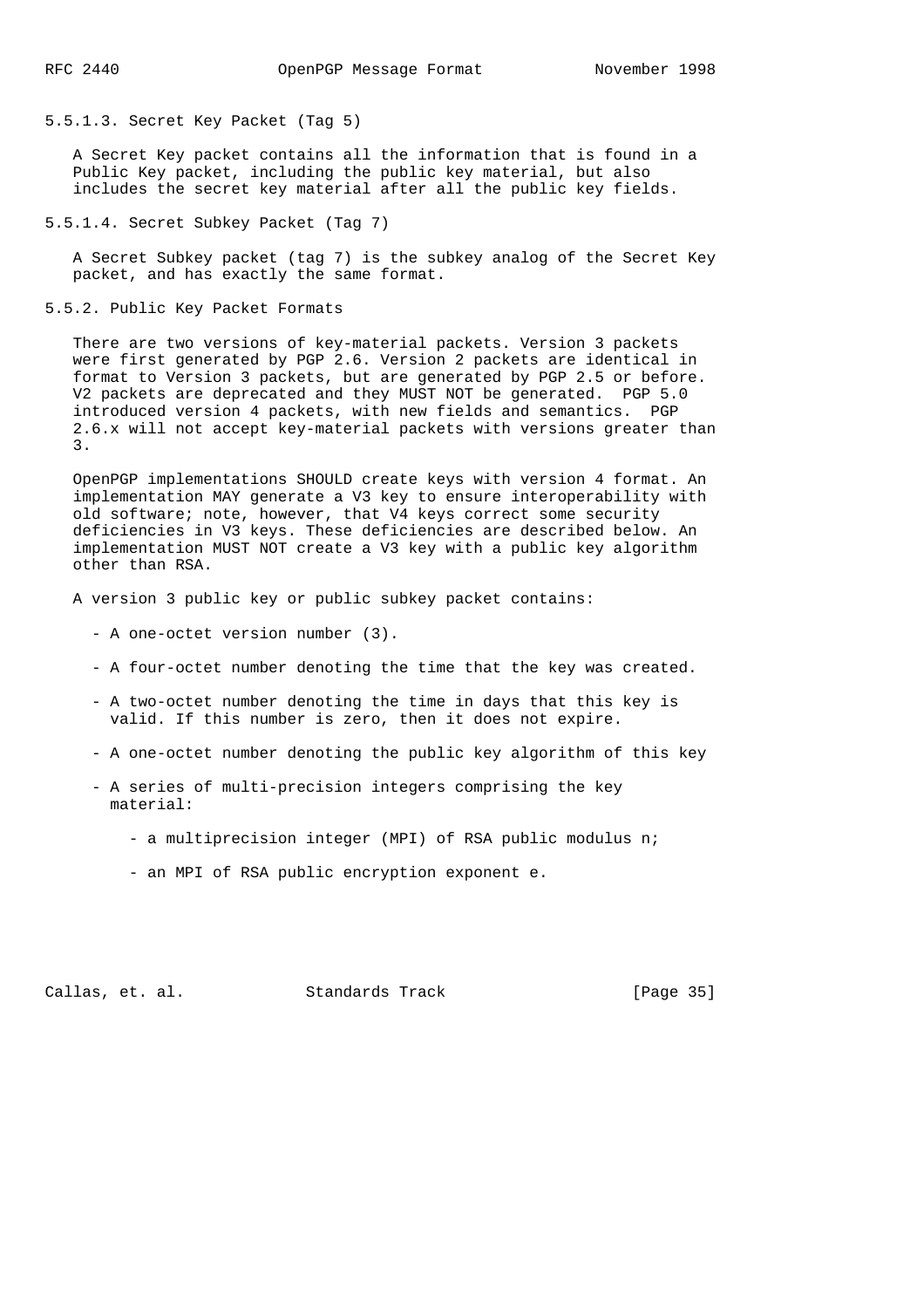#### 5.5.1.3. Secret Key Packet (Tag 5)

A Secret Key packet contains all the information that is found in a Public Key packet, including the public key material, but also includes the secret key material after all the public key fields.

#### 5.5.1.4. Secret Subkey Packet (Tag 7)

A Secret Subkey packet (tag 7) is the subkey analog of the Secret Key packet, and has exactly the same format.

### 5.5.2. Public Key Packet Formats

There are two versions of key-material packets. Version 3 packets were first generated by PGP 2.6. Version 2 packets are identical in format to Version 3 packets, but are generated by PGP 2.5 or before. V2 packets are deprecated and they MUST NOT be generated. PGP 5.0 introduced version 4 packets, with new fields and semantics. PGP 2.6.x will not accept key-material packets with versions greater than 3.

OpenPGP implementations SHOULD create keys with version 4 format. An implementation MAY generate a V3 key to ensure interoperability with old software; note, however, that V4 keys correct some security deficiencies in V3 keys. These deficiencies are described below. An implementation MUST NOT create a V3 key with a public key algorithm other than RSA.

A version 3 public key or public subkey packet contains:

- A one-octet version number (3).
- A four-octet number denoting the time that the key was created.
- A two-octet number denoting the time in days that this key is valid. If this number is zero, then it does not expire.
- A one-octet number denoting the public key algorithm of this key
- A series of multi-precision integers comprising the key material:
  - a multiprecision integer (MPI) of RSA public modulus n;
  - an MPI of RSA public encryption exponent e.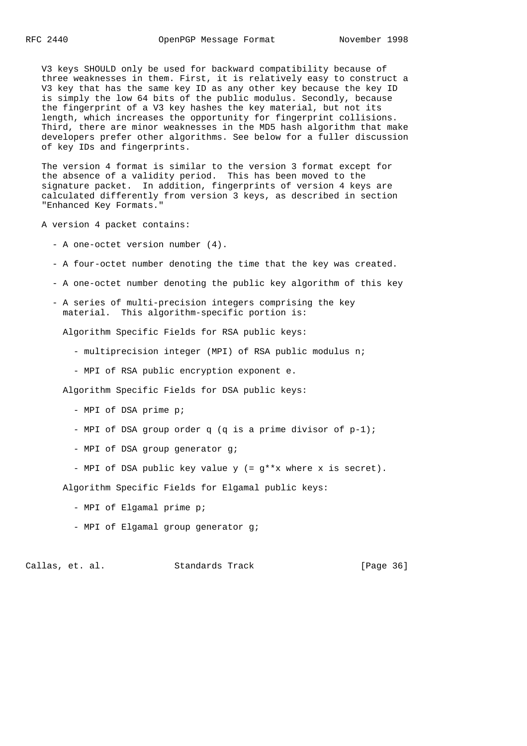V3 keys SHOULD only be used for backward compatibility because of three weaknesses in them. First, it is relatively easy to construct a V3 key that has the same key ID as any other key because the key ID is simply the low 64 bits of the public modulus. Secondly, because the fingerprint of a V3 key hashes the key material, but not its length, which increases the opportunity for fingerprint collisions. Third, there are minor weaknesses in the MD5 hash algorithm that make developers prefer other algorithms. See below for a fuller discussion of key IDs and fingerprints.

The version 4 format is similar to the version 3 format except for the absence of a validity period. This has been moved to the signature packet. In addition, fingerprints of version 4 keys are calculated differently from version 3 keys, as described in section "Enhanced Key Formats."

A version 4 packet contains:

- A one-octet version number (4).

- A four-octet number denoting the time that the key was created.

- A one-octet number denoting the public key algorithm of this key

- A series of multi-precision integers comprising the key material. This algorithm-specific portion is:

  Algorithm Specific Fields for RSA public keys:

  - multiprecision integer (MPI) of RSA public modulus n;

  - MPI of RSA public encryption exponent e.

  Algorithm Specific Fields for DSA public keys:

  - MPI of DSA prime p;

  - MPI of DSA group order q (q is a prime divisor of p-1);

  - MPI of DSA group generator g;

  - MPI of DSA public key value y (= g**x where x is secret).

  Algorithm Specific Fields for Elgamal public keys:

  - MPI of Elgamal prime p;

  - MPI of Elgamal group generator g;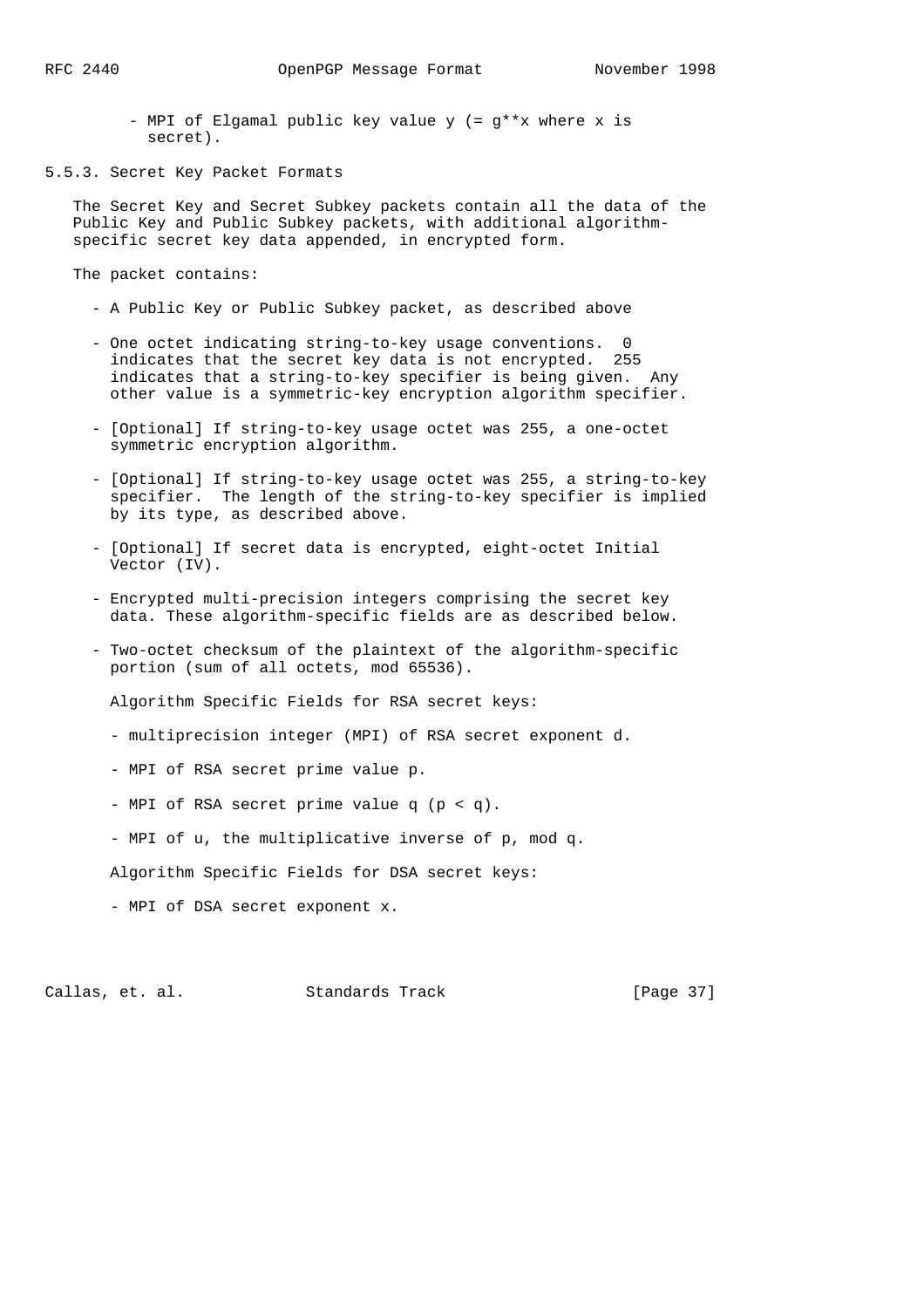- MPI of Elgamal public key value y (= g**x where x is secret).

### 5.5.3. Secret Key Packet Formats

The Secret Key and Secret Subkey packets contain all the data of the Public Key and Public Subkey packets, with additional algorithm-specific secret key data appended, in encrypted form.

The packet contains:

- A Public Key or Public Subkey packet, as described above

- One octet indicating string-to-key usage conventions. 0 indicates that the secret key data is not encrypted. 255 indicates that a string-to-key specifier is being given. Any other value is a symmetric-key encryption algorithm specifier.

- [Optional] If string-to-key usage octet was 255, a one-octet symmetric encryption algorithm.

- [Optional] If string-to-key usage octet was 255, a string-to-key specifier. The length of the string-to-key specifier is implied by its type, as described above.

- [Optional] If secret data is encrypted, eight-octet Initial Vector (IV).

- Encrypted multi-precision integers comprising the secret key data. These algorithm-specific fields are as described below.

- Two-octet checksum of the plaintext of the algorithm-specific portion (sum of all octets, mod 65536).

  Algorithm Specific Fields for RSA secret keys:

  - multiprecision integer (MPI) of RSA secret exponent d.

  - MPI of RSA secret prime value p.

  - MPI of RSA secret prime value q (p < q).

  - MPI of u, the multiplicative inverse of p, mod q.

  Algorithm Specific Fields for DSA secret keys:

  - MPI of DSA secret exponent x.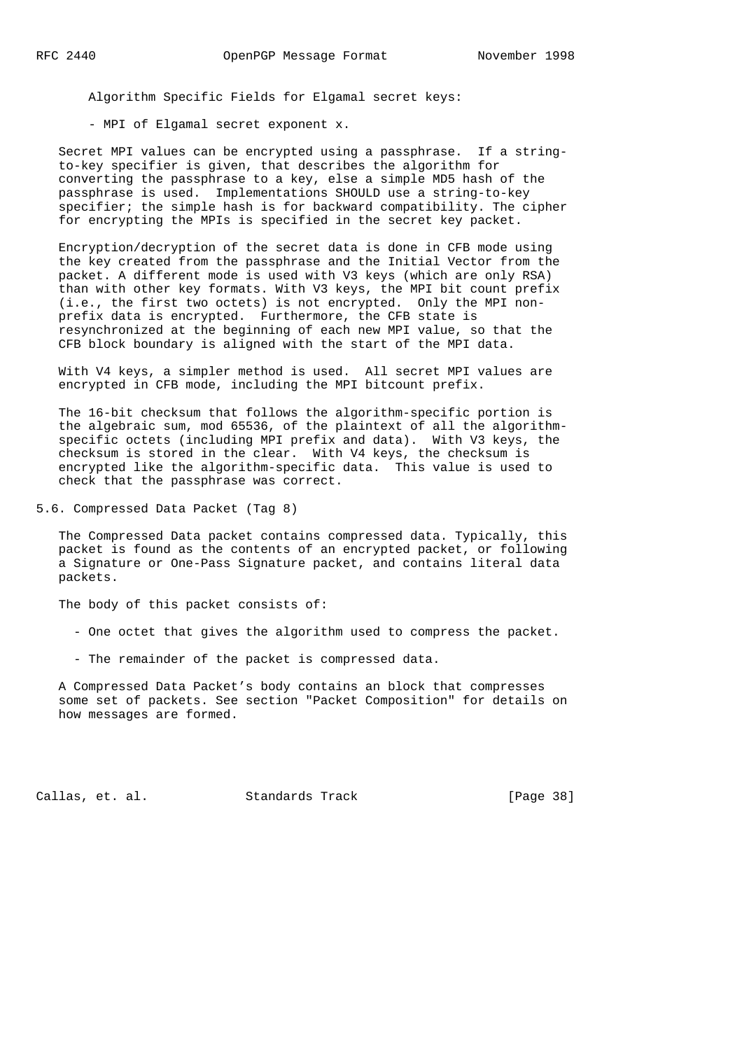Algorithm Specific Fields for Elgamal secret keys:

- MPI of Elgamal secret exponent x.

Secret MPI values can be encrypted using a passphrase. If a string-to-key specifier is given, that describes the algorithm for converting the passphrase to a key, else a simple MD5 hash of the passphrase is used. Implementations SHOULD use a string-to-key specifier; the simple hash is for backward compatibility. The cipher for encrypting the MPIs is specified in the secret key packet.

Encryption/decryption of the secret data is done in CFB mode using the key created from the passphrase and the Initial Vector from the packet. A different mode is used with V3 keys (which are only RSA) than with other key formats. With V3 keys, the MPI bit count prefix (i.e., the first two octets) is not encrypted. Only the MPI non-prefix data is encrypted. Furthermore, the CFB state is resynchronized at the beginning of each new MPI value, so that the CFB block boundary is aligned with the start of the MPI data.

With V4 keys, a simpler method is used. All secret MPI values are encrypted in CFB mode, including the MPI bitcount prefix.

The 16-bit checksum that follows the algorithm-specific portion is the algebraic sum, mod 65536, of the plaintext of all the algorithm-specific octets (including MPI prefix and data). With V3 keys, the checksum is stored in the clear. With V4 keys, the checksum is encrypted like the algorithm-specific data. This value is used to check that the passphrase was correct.

## 5.6. Compressed Data Packet (Tag 8)

The Compressed Data packet contains compressed data. Typically, this packet is found as the contents of an encrypted packet, or following a Signature or One-Pass Signature packet, and contains literal data packets.

The body of this packet consists of:

- One octet that gives the algorithm used to compress the packet.
- The remainder of the packet is compressed data.

A Compressed Data Packet’s body contains an block that compresses some set of packets. See section "Packet Composition" for details on how messages are formed.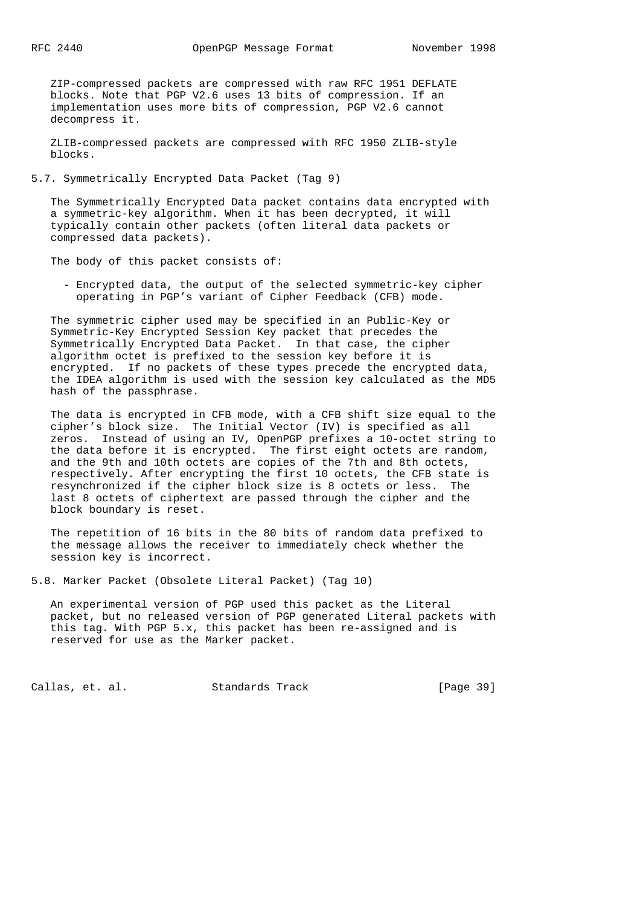ZIP-compressed packets are compressed with raw RFC 1951 DEFLATE blocks. Note that PGP V2.6 uses 13 bits of compression. If an implementation uses more bits of compression, PGP V2.6 cannot decompress it.

ZLIB-compressed packets are compressed with RFC 1950 ZLIB-style blocks.

## 5.7. Symmetrically Encrypted Data Packet (Tag 9)

The Symmetrically Encrypted Data packet contains data encrypted with a symmetric-key algorithm. When it has been decrypted, it will typically contain other packets (often literal data packets or compressed data packets).

The body of this packet consists of:

- Encrypted data, the output of the selected symmetric-key cipher operating in PGP's variant of Cipher Feedback (CFB) mode.

The symmetric cipher used may be specified in an Public-Key or Symmetric-Key Encrypted Session Key packet that precedes the Symmetrically Encrypted Data Packet. In that case, the cipher algorithm octet is prefixed to the session key before it is encrypted. If no packets of these types precede the encrypted data, the IDEA algorithm is used with the session key calculated as the MD5 hash of the passphrase.

The data is encrypted in CFB mode, with a CFB shift size equal to the cipher's block size. The Initial Vector (IV) is specified as all zeros. Instead of using an IV, OpenPGP prefixes a 10-octet string to the data before it is encrypted. The first eight octets are random, and the 9th and 10th octets are copies of the 7th and 8th octets, respectively. After encrypting the first 10 octets, the CFB state is resynchronized if the cipher block size is 8 octets or less. The last 8 octets of ciphertext are passed through the cipher and the block boundary is reset.

The repetition of 16 bits in the 80 bits of random data prefixed to the message allows the receiver to immediately check whether the session key is incorrect.

## 5.8. Marker Packet (Obsolete Literal Packet) (Tag 10)

An experimental version of PGP used this packet as the Literal packet, but no released version of PGP generated Literal packets with this tag. With PGP 5.x, this packet has been re-assigned and is reserved for use as the Marker packet.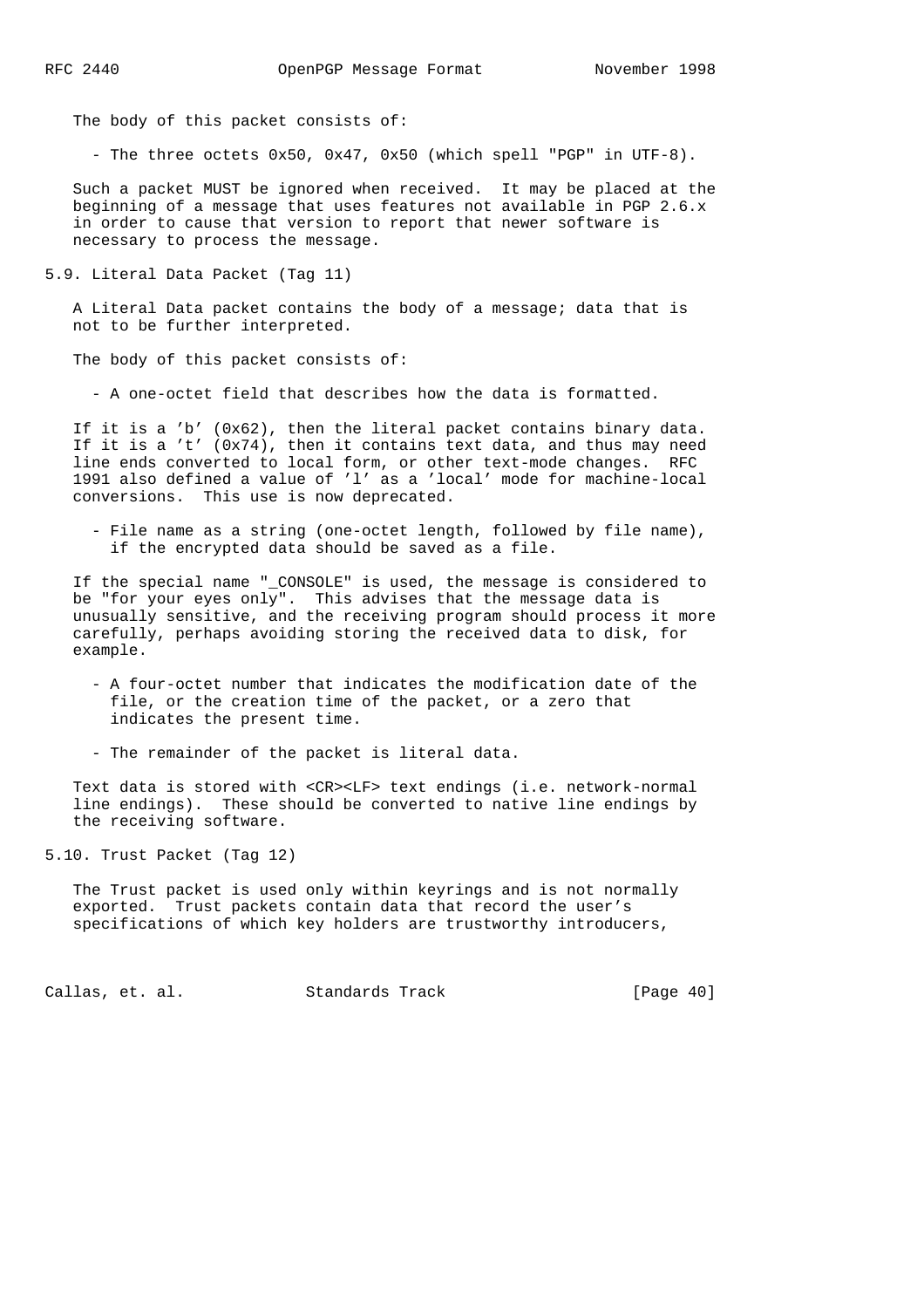The body of this packet consists of:

- The three octets 0x50, 0x47, 0x50 (which spell "PGP" in UTF-8).

Such a packet MUST be ignored when received. It may be placed at the beginning of a message that uses features not available in PGP 2.6.x in order to cause that version to report that newer software is necessary to process the message.

## 5.9. Literal Data Packet (Tag 11)

A Literal Data packet contains the body of a message; data that is not to be further interpreted.

The body of this packet consists of:

- A one-octet field that describes how the data is formatted.

If it is a 'b' (0x62), then the literal packet contains binary data. If it is a 't' (0x74), then it contains text data, and thus may need line ends converted to local form, or other text-mode changes. RFC 1991 also defined a value of 'l' as a 'local' mode for machine-local conversions. This use is now deprecated.

- File name as a string (one-octet length, followed by file name), if the encrypted data should be saved as a file.

If the special name "_CONSOLE" is used, the message is considered to be "for your eyes only". This advises that the message data is unusually sensitive, and the receiving program should process it more carefully, perhaps avoiding storing the received data to disk, for example.

- A four-octet number that indicates the modification date of the file, or the creation time of the packet, or a zero that indicates the present time.

- The remainder of the packet is literal data.

Text data is stored with <CR><LF> text endings (i.e. network-normal line endings). These should be converted to native line endings by the receiving software.

## 5.10. Trust Packet (Tag 12)

The Trust packet is used only within keyrings and is not normally exported. Trust packets contain data that record the user's specifications of which key holders are trustworthy introducers,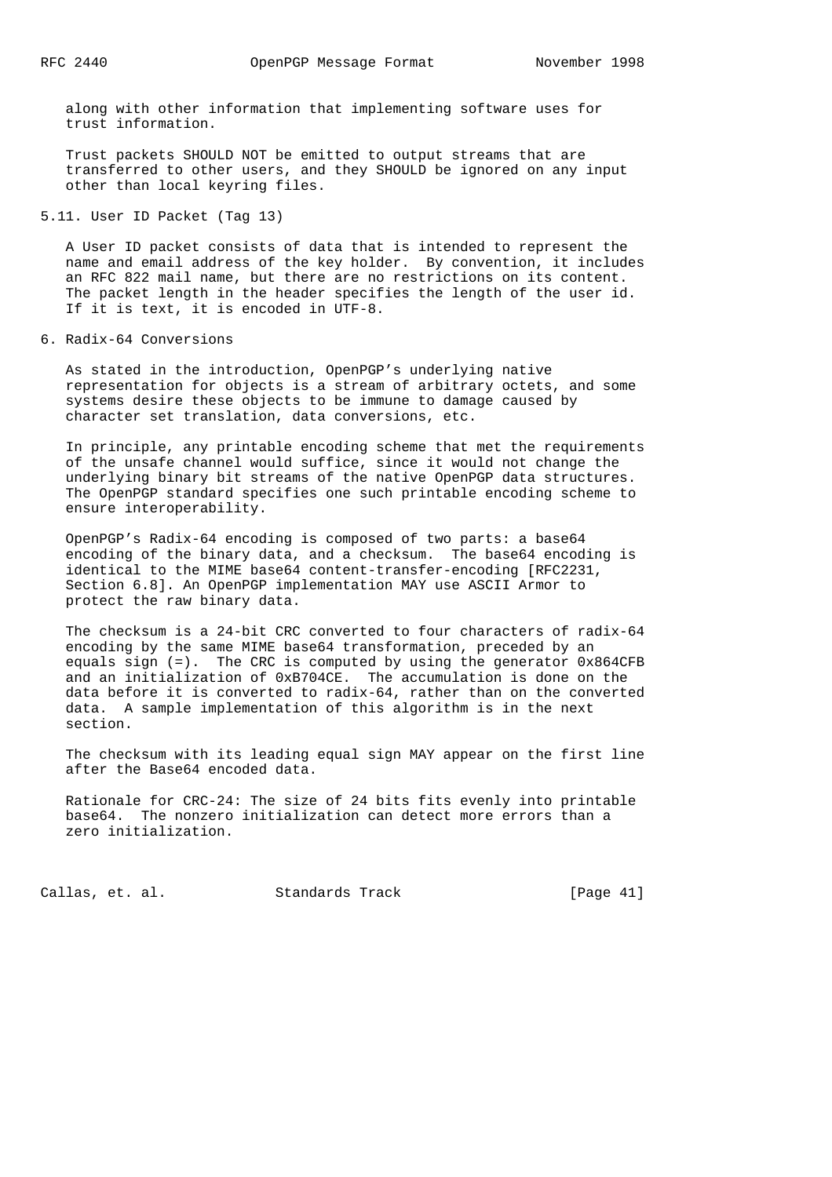along with other information that implementing software uses for trust information.

Trust packets SHOULD NOT be emitted to output streams that are transferred to other users, and they SHOULD be ignored on any input other than local keyring files.

## 5.11. User ID Packet (Tag 13)

A User ID packet consists of data that is intended to represent the name and email address of the key holder. By convention, it includes an RFC 822 mail name, but there are no restrictions on its content. The packet length in the header specifies the length of the user id. If it is text, it is encoded in UTF-8.

# 6. Radix-64 Conversions

As stated in the introduction, OpenPGP’s underlying native representation for objects is a stream of arbitrary octets, and some systems desire these objects to be immune to damage caused by character set translation, data conversions, etc.

In principle, any printable encoding scheme that met the requirements of the unsafe channel would suffice, since it would not change the underlying binary bit streams of the native OpenPGP data structures. The OpenPGP standard specifies one such printable encoding scheme to ensure interoperability.

OpenPGP’s Radix-64 encoding is composed of two parts: a base64 encoding of the binary data, and a checksum. The base64 encoding is identical to the MIME base64 content-transfer-encoding [RFC2231, Section 6.8]. An OpenPGP implementation MAY use ASCII Armor to protect the raw binary data.

The checksum is a 24-bit CRC converted to four characters of radix-64 encoding by the same MIME base64 transformation, preceded by an equals sign (=). The CRC is computed by using the generator 0x864CFB and an initialization of 0xB704CE. The accumulation is done on the data before it is converted to radix-64, rather than on the converted data. A sample implementation of this algorithm is in the next section.

The checksum with its leading equal sign MAY appear on the first line after the Base64 encoded data.

Rationale for CRC-24: The size of 24 bits fits evenly into printable base64. The nonzero initialization can detect more errors than a zero initialization.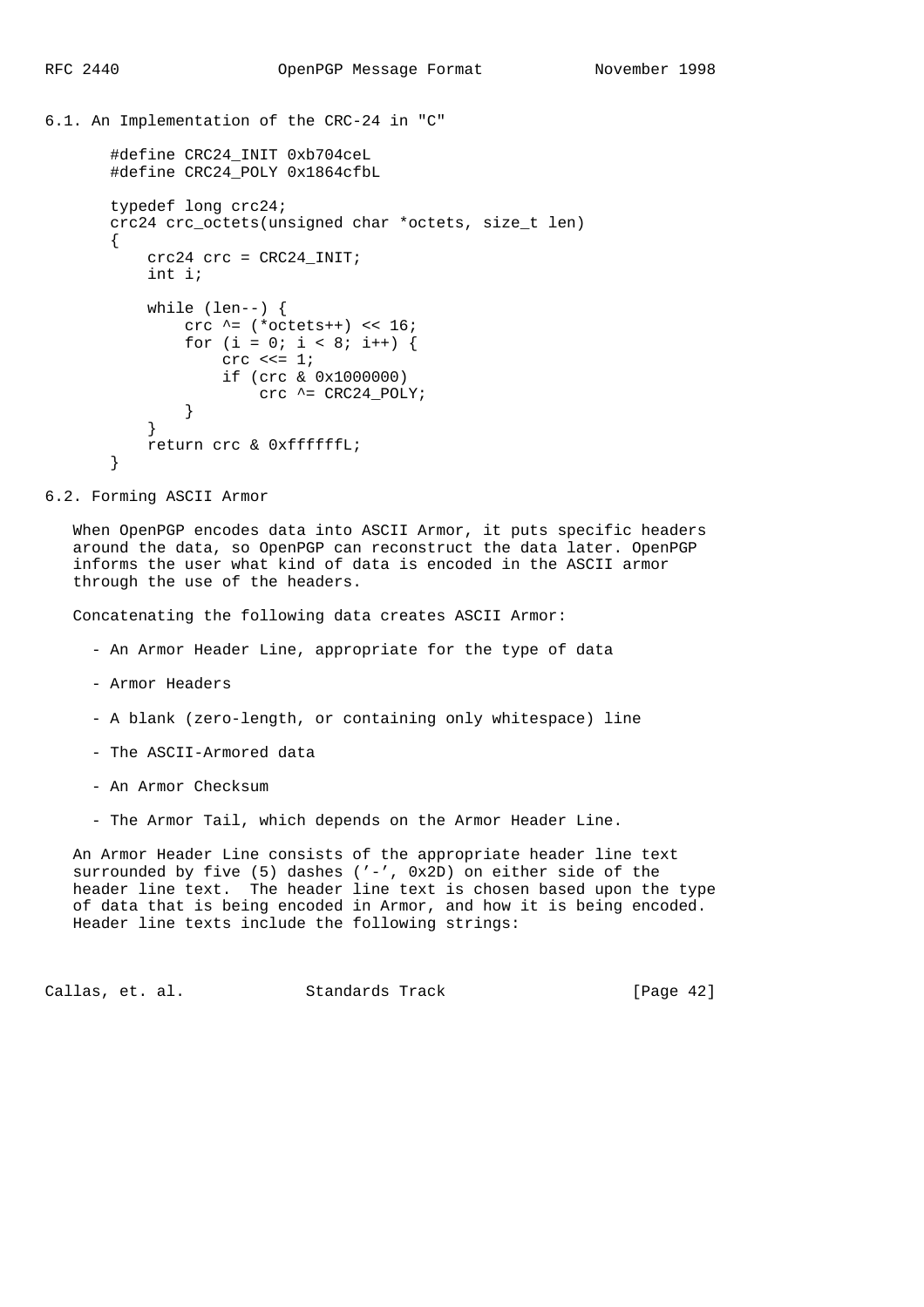### 6.1. An Implementation of the CRC-24 in "C"

```
#define CRC24_INIT 0xb704ceL
#define CRC24_POLY 0x1864cfbL

typedef long crc24;
crc24 crc_octets(unsigned char *octets, size_t len)
{
    crc24 crc = CRC24_INIT;
    int i;

    while (len--) {
        crc ^= (*octets++) << 16;
        for (i = 0; i < 8; i++) {
            crc <<= 1;
            if (crc & 0x1000000)
                crc ^= CRC24_POLY;
        }
    }
    return crc & 0xffffffL;
}
```

### 6.2. Forming ASCII Armor

When OpenPGP encodes data into ASCII Armor, it puts specific headers around the data, so OpenPGP can reconstruct the data later. OpenPGP informs the user what kind of data is encoded in the ASCII armor through the use of the headers.

Concatenating the following data creates ASCII Armor:

- An Armor Header Line, appropriate for the type of data
- Armor Headers
- A blank (zero-length, or containing only whitespace) line
- The ASCII-Armored data
- An Armor Checksum
- The Armor Tail, which depends on the Armor Header Line.

An Armor Header Line consists of the appropriate header line text surrounded by five (5) dashes ('-', 0x2D) on either side of the header line text. The header line text is chosen based upon the type of data that is being encoded in Armor, and how it is being encoded. Header line texts include the following strings: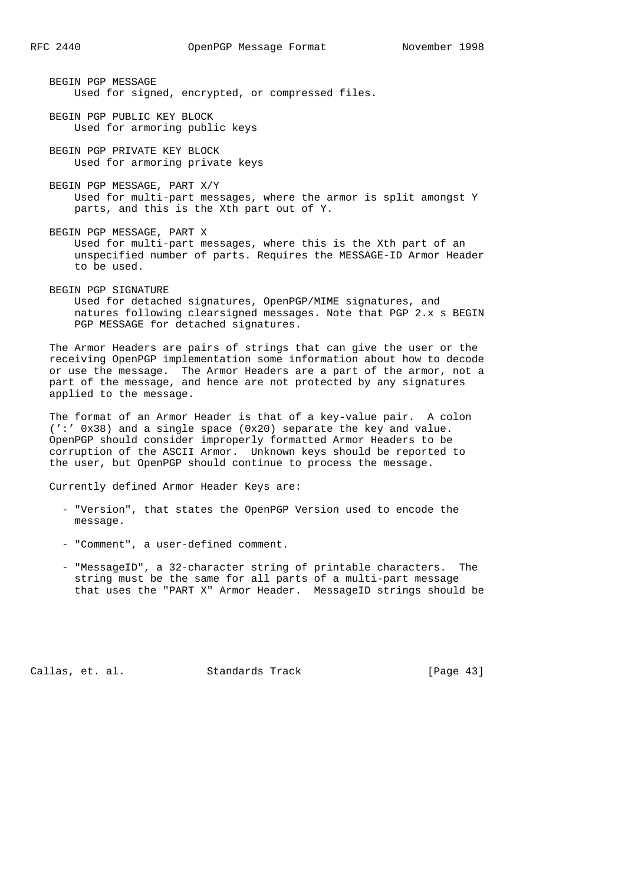BEGIN PGP MESSAGE
: Used for signed, encrypted, or compressed files.

BEGIN PGP PUBLIC KEY BLOCK
: Used for armoring public keys

BEGIN PGP PRIVATE KEY BLOCK
: Used for armoring private keys

BEGIN PGP MESSAGE, PART X/Y
: Used for multi-part messages, where the armor is split amongst Y parts, and this is the Xth part out of Y.

BEGIN PGP MESSAGE, PART X
: Used for multi-part messages, where this is the Xth part of an unspecified number of parts. Requires the MESSAGE-ID Armor Header to be used.

BEGIN PGP SIGNATURE
: Used for detached signatures, OpenPGP/MIME signatures, and natures following clearsigned messages. Note that PGP 2.x s BEGIN PGP MESSAGE for detached signatures.

The Armor Headers are pairs of strings that can give the user or the receiving OpenPGP implementation some information about how to decode or use the message. The Armor Headers are a part of the armor, not a part of the message, and hence are not protected by any signatures applied to the message.

The format of an Armor Header is that of a key-value pair. A colon (':' 0x38) and a single space (0x20) separate the key and value. OpenPGP should consider improperly formatted Armor Headers to be corruption of the ASCII Armor. Unknown keys should be reported to the user, but OpenPGP should continue to process the message.

Currently defined Armor Header Keys are:

- "Version", that states the OpenPGP Version used to encode the message.

- "Comment", a user-defined comment.

- "MessageID", a 32-character string of printable characters. The string must be the same for all parts of a multi-part message that uses the "PART X" Armor Header. MessageID strings should be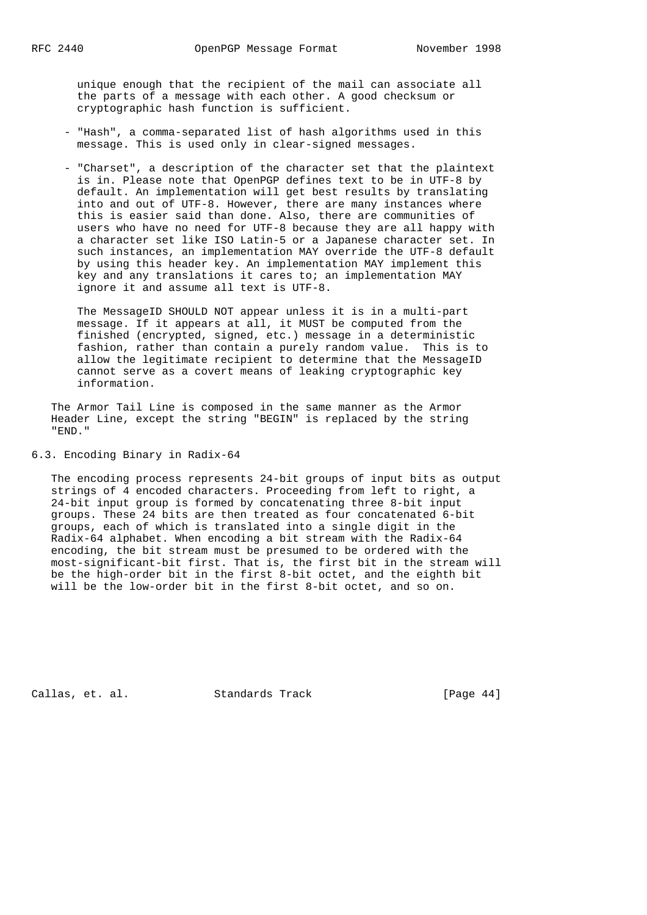unique enough that the recipient of the mail can associate all the parts of a message with each other. A good checksum or cryptographic hash function is sufficient.

- "Hash", a comma-separated list of hash algorithms used in this message. This is used only in clear-signed messages.

- "Charset", a description of the character set that the plaintext is in. Please note that OpenPGP defines text to be in UTF-8 by default. An implementation will get best results by translating into and out of UTF-8. However, there are many instances where this is easier said than done. Also, there are communities of users who have no need for UTF-8 because they are all happy with a character set like ISO Latin-5 or a Japanese character set. In such instances, an implementation MAY override the UTF-8 default by using this header key. An implementation MAY implement this key and any translations it cares to; an implementation MAY ignore it and assume all text is UTF-8.

  The MessageID SHOULD NOT appear unless it is in a multi-part message. If it appears at all, it MUST be computed from the finished (encrypted, signed, etc.) message in a deterministic fashion, rather than contain a purely random value. This is to allow the legitimate recipient to determine that the MessageID cannot serve as a covert means of leaking cryptographic key information.

The Armor Tail Line is composed in the same manner as the Armor Header Line, except the string "BEGIN" is replaced by the string "END."

## 6.3. Encoding Binary in Radix-64

The encoding process represents 24-bit groups of input bits as output strings of 4 encoded characters. Proceeding from left to right, a 24-bit input group is formed by concatenating three 8-bit input groups. These 24 bits are then treated as four concatenated 6-bit groups, each of which is translated into a single digit in the Radix-64 alphabet. When encoding a bit stream with the Radix-64 encoding, the bit stream must be presumed to be ordered with the most-significant-bit first. That is, the first bit in the stream will be the high-order bit in the first 8-bit octet, and the eighth bit will be the low-order bit in the first 8-bit octet, and so on.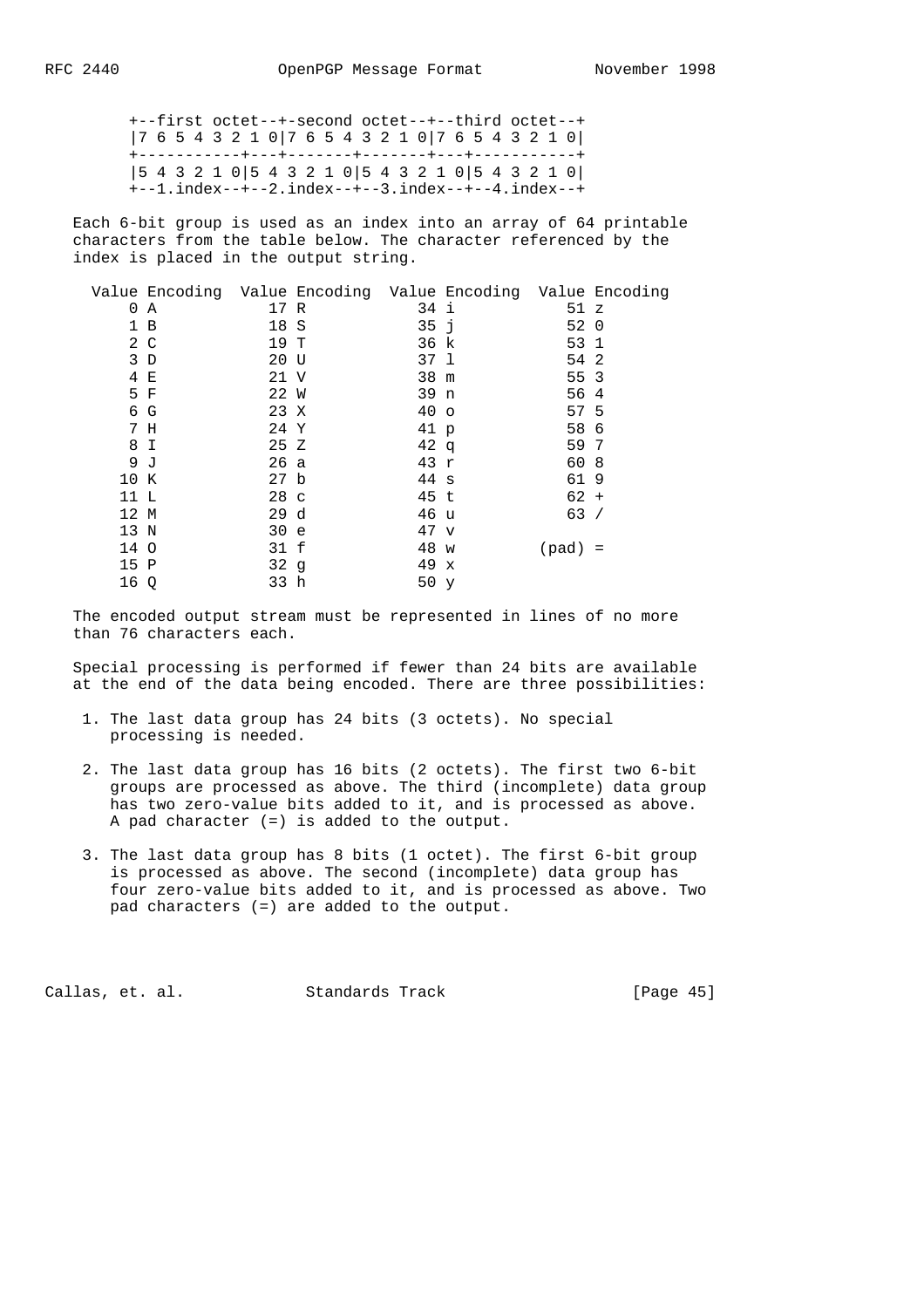```
+--first octet--+-second octet--+--third octet--+
|7 6 5 4 3 2 1 0|7 6 5 4 3 2 1 0|7 6 5 4 3 2 1 0|
+-----------+---+-------+-------+---+-----------+
|5 4 3 2 1 0|5 4 3 2 1 0|5 4 3 2 1 0|5 4 3 2 1 0|
+--1.index--+--2.index--+--3.index--+--4.index--+
```

Each 6-bit group is used as an index into an array of 64 printable characters from the table below. The character referenced by the index is placed in the output string.

| Value | Encoding | Value | Encoding | Value | Encoding | Value | Encoding |
|---|---|---|---|---|---|---|---|
| 0 | A | 17 | R | 34 | i | 51 | z |
| 1 | B | 18 | S | 35 | j | 52 | 0 |
| 2 | C | 19 | T | 36 | k | 53 | 1 |
| 3 | D | 20 | U | 37 | l | 54 | 2 |
| 4 | E | 21 | V | 38 | m | 55 | 3 |
| 5 | F | 22 | W | 39 | n | 56 | 4 |
| 6 | G | 23 | X | 40 | o | 57 | 5 |
| 7 | H | 24 | Y | 41 | p | 58 | 6 |
| 8 | I | 25 | Z | 42 | q | 59 | 7 |
| 9 | J | 26 | a | 43 | r | 60 | 8 |
| 10 | K | 27 | b | 44 | s | 61 | 9 |
| 11 | L | 28 | c | 45 | t | 62 | + |
| 12 | M | 29 | d | 46 | u | 63 | / |
| 13 | N | 30 | e | 47 | v | | |
| 14 | O | 31 | f | 48 | w | (pad) | = |
| 15 | P | 32 | g | 49 | x | | |
| 16 | Q | 33 | h | 50 | y | | |

The encoded output stream must be represented in lines of no more than 76 characters each.

Special processing is performed if fewer than 24 bits are available at the end of the data being encoded. There are three possibilities:

1. The last data group has 24 bits (3 octets). No special processing is needed.

2. The last data group has 16 bits (2 octets). The first two 6-bit groups are processed as above. The third (incomplete) data group has two zero-value bits added to it, and is processed as above. A pad character (=) is added to the output.

3. The last data group has 8 bits (1 octet). The first 6-bit group is processed as above. The second (incomplete) data group has four zero-value bits added to it, and is processed as above. Two pad characters (=) are added to the output.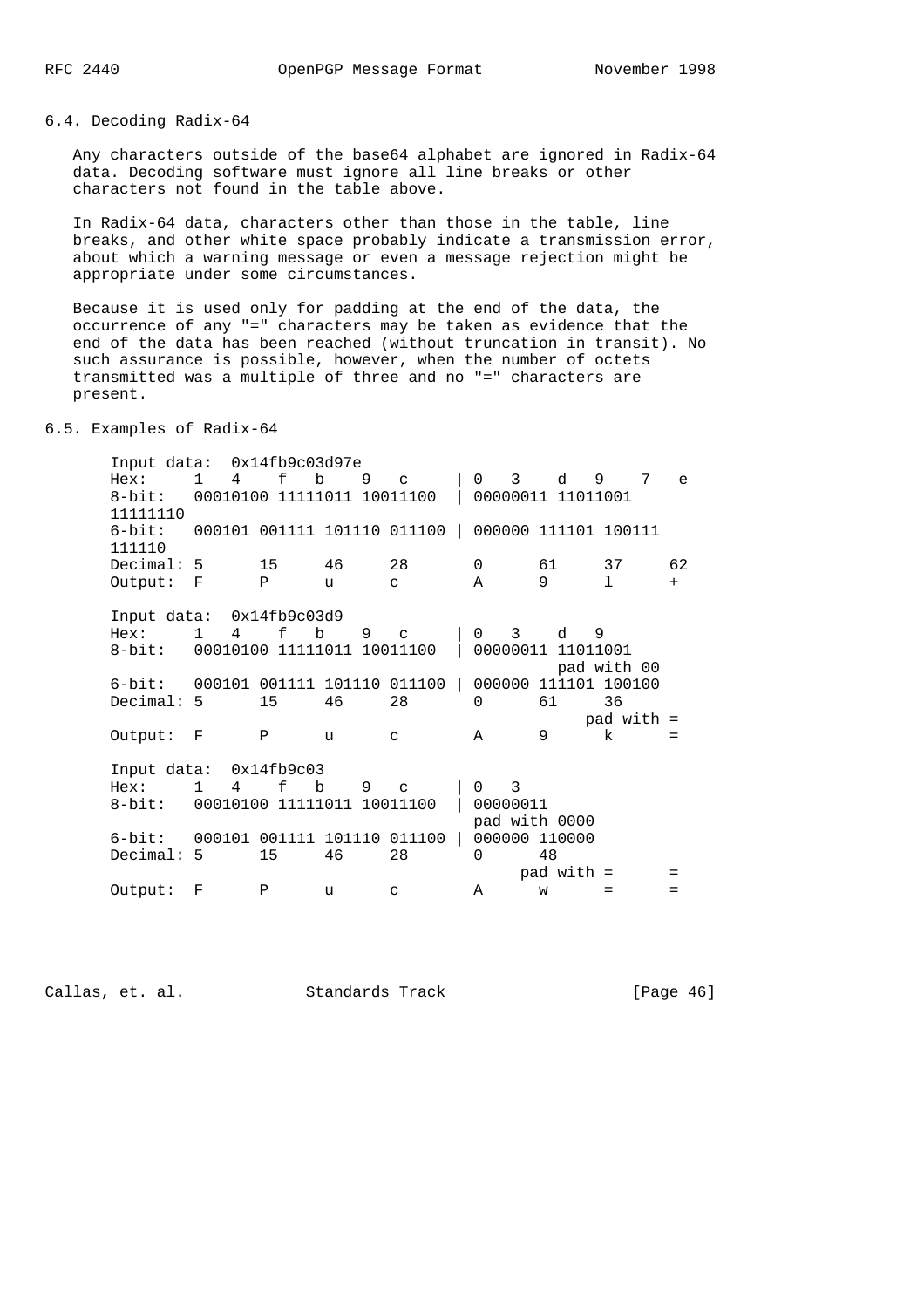### 6.4. Decoding Radix-64

Any characters outside of the base64 alphabet are ignored in Radix-64 data. Decoding software must ignore all line breaks or other characters not found in the table above.

In Radix-64 data, characters other than those in the table, line breaks, and other white space probably indicate a transmission error, about which a warning message or even a message rejection might be appropriate under some circumstances.

Because it is used only for padding at the end of the data, the occurrence of any "=" characters may be taken as evidence that the end of the data has been reached (without truncation in transit). No such assurance is possible, however, when the number of octets transmitted was a multiple of three and no "=" characters are present.

### 6.5. Examples of Radix-64

```
    Input data:  0x14fb9c03d97e
    Hex:     1   4    f   b    9   c     | 0   3    d   9    7   e
    8-bit:   00010100 11111011 10011100  | 00000011 11011001
    11111110
    6-bit:   000101 001111 101110 011100 | 000000 111101 100111
    111110
    Decimal: 5      15     46     28       0      61     37     62
    Output:  F      P      u      c        A      9      l      +

    Input data:  0x14fb9c03d9
    Hex:     1   4    f   b    9   c     | 0   3    d   9
    8-bit:   00010100 11111011 10011100  | 00000011 11011001
                                                    pad with 00
    6-bit:   000101 001111 101110 011100 | 000000 111101 100100
    Decimal: 5      15     46     28       0      61     36
                                                       pad with =
    Output:  F      P      u      c        A      9      k      =

    Input data:  0x14fb9c03
    Hex:     1   4    f   b    9   c     | 0   3
    8-bit:   00010100 11111011 10011100  | 00000011
                                           pad with 0000
    6-bit:   000101 001111 101110 011100 | 000000 110000
    Decimal: 5      15     46     28       0      48
                                                pad with =      =
    Output:  F      P      u      c        A      w      =      =
```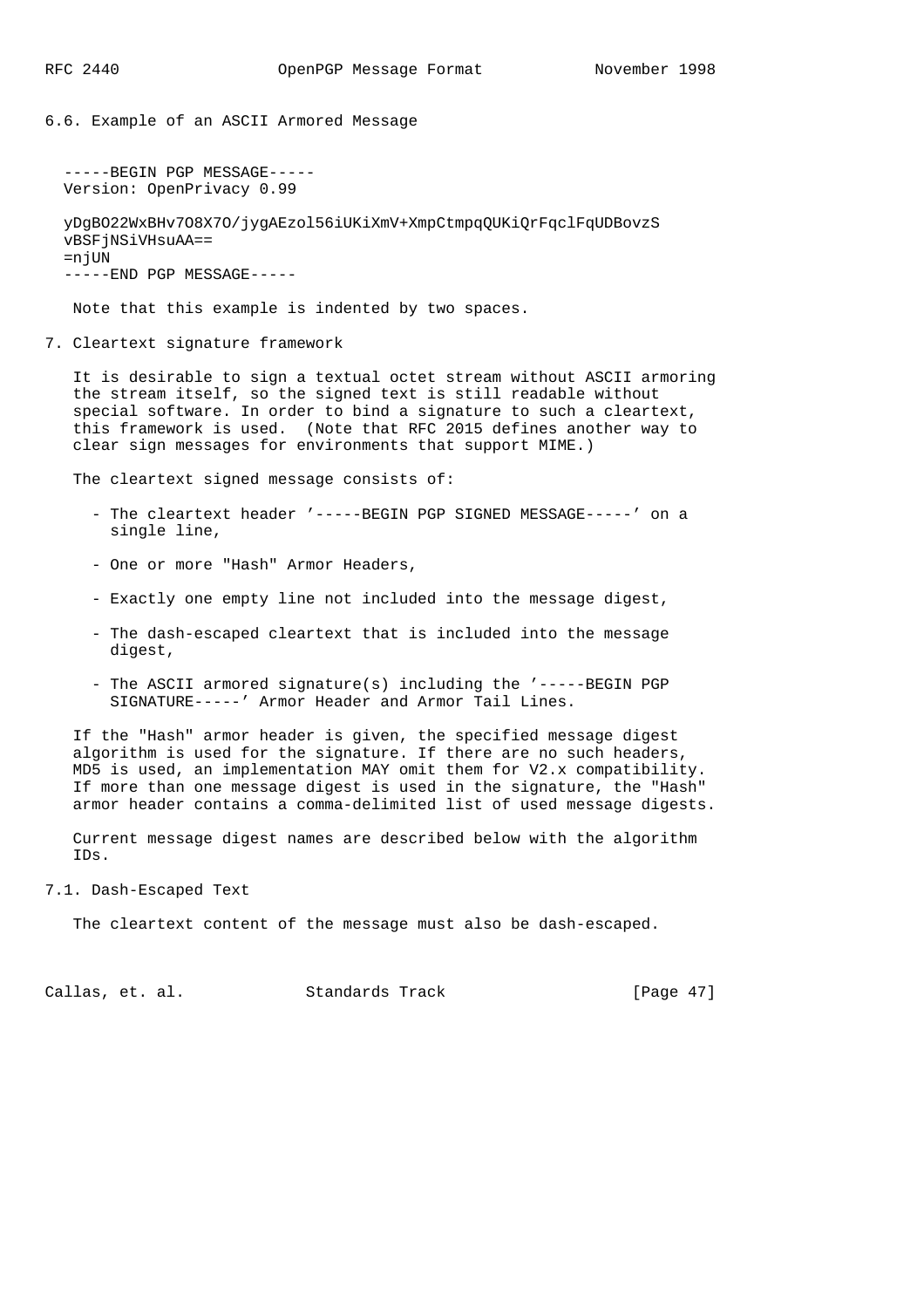## 6.6. Example of an ASCII Armored Message

```
-----BEGIN PGP MESSAGE-----
Version: OpenPrivacy 0.99

yDgBO22WxBHv7O8X7O/jygAEzol56iUKiXmV+XmpCtmpqQUKiQrFqclFqUDBovzS
vBSFjNSiVHsuAA==
=njUN
-----END PGP MESSAGE-----
```

Note that this example is indented by two spaces.

# 7. Cleartext signature framework

It is desirable to sign a textual octet stream without ASCII armoring the stream itself, so the signed text is still readable without special software. In order to bind a signature to such a cleartext, this framework is used. (Note that RFC 2015 defines another way to clear sign messages for environments that support MIME.)

The cleartext signed message consists of:

- The cleartext header '-----BEGIN PGP SIGNED MESSAGE-----' on a single line,
- One or more "Hash" Armor Headers,
- Exactly one empty line not included into the message digest,
- The dash-escaped cleartext that is included into the message digest,
- The ASCII armored signature(s) including the '-----BEGIN PGP SIGNATURE-----' Armor Header and Armor Tail Lines.

If the "Hash" armor header is given, the specified message digest algorithm is used for the signature. If there are no such headers, MD5 is used, an implementation MAY omit them for V2.x compatibility. If more than one message digest is used in the signature, the "Hash" armor header contains a comma-delimited list of used message digests.

Current message digest names are described below with the algorithm IDs.

## 7.1. Dash-Escaped Text

The cleartext content of the message must also be dash-escaped.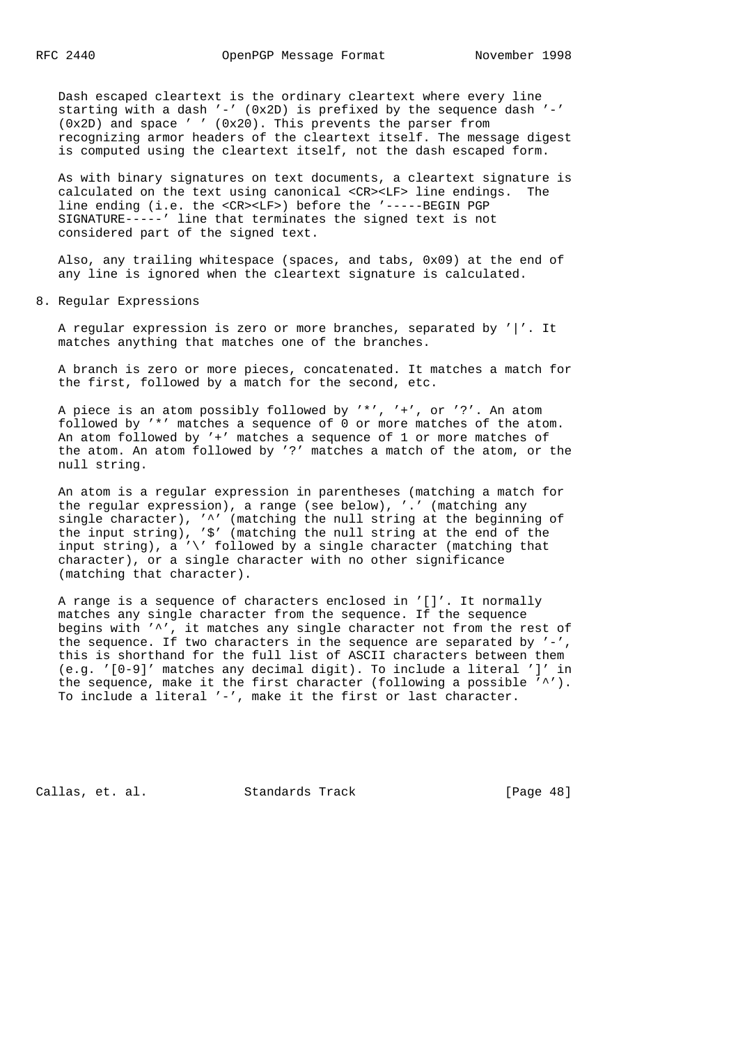Dash escaped cleartext is the ordinary cleartext where every line starting with a dash '-' (0x2D) is prefixed by the sequence dash '-' (0x2D) and space ' ' (0x20). This prevents the parser from recognizing armor headers of the cleartext itself. The message digest is computed using the cleartext itself, not the dash escaped form.

As with binary signatures on text documents, a cleartext signature is calculated on the text using canonical <CR><LF> line endings. The line ending (i.e. the <CR><LF>) before the '-----BEGIN PGP SIGNATURE-----' line that terminates the signed text is not considered part of the signed text.

Also, any trailing whitespace (spaces, and tabs, 0x09) at the end of any line is ignored when the cleartext signature is calculated.

# 8. Regular Expressions

A regular expression is zero or more branches, separated by '|'. It matches anything that matches one of the branches.

A branch is zero or more pieces, concatenated. It matches a match for the first, followed by a match for the second, etc.

A piece is an atom possibly followed by '*', '+', or '?'. An atom followed by '*' matches a sequence of 0 or more matches of the atom. An atom followed by '+' matches a sequence of 1 or more matches of the atom. An atom followed by '?' matches a match of the atom, or the null string.

An atom is a regular expression in parentheses (matching a match for the regular expression), a range (see below), '.' (matching any single character), '^' (matching the null string at the beginning of the input string), '$' (matching the null string at the end of the input string), a '\' followed by a single character (matching that character), or a single character with no other significance (matching that character).

A range is a sequence of characters enclosed in '[]'. It normally matches any single character from the sequence. If the sequence begins with '^', it matches any single character not from the rest of the sequence. If two characters in the sequence are separated by '-', this is shorthand for the full list of ASCII characters between them (e.g. '[0-9]' matches any decimal digit). To include a literal ']' in the sequence, make it the first character (following a possible '^'). To include a literal '-', make it the first or last character.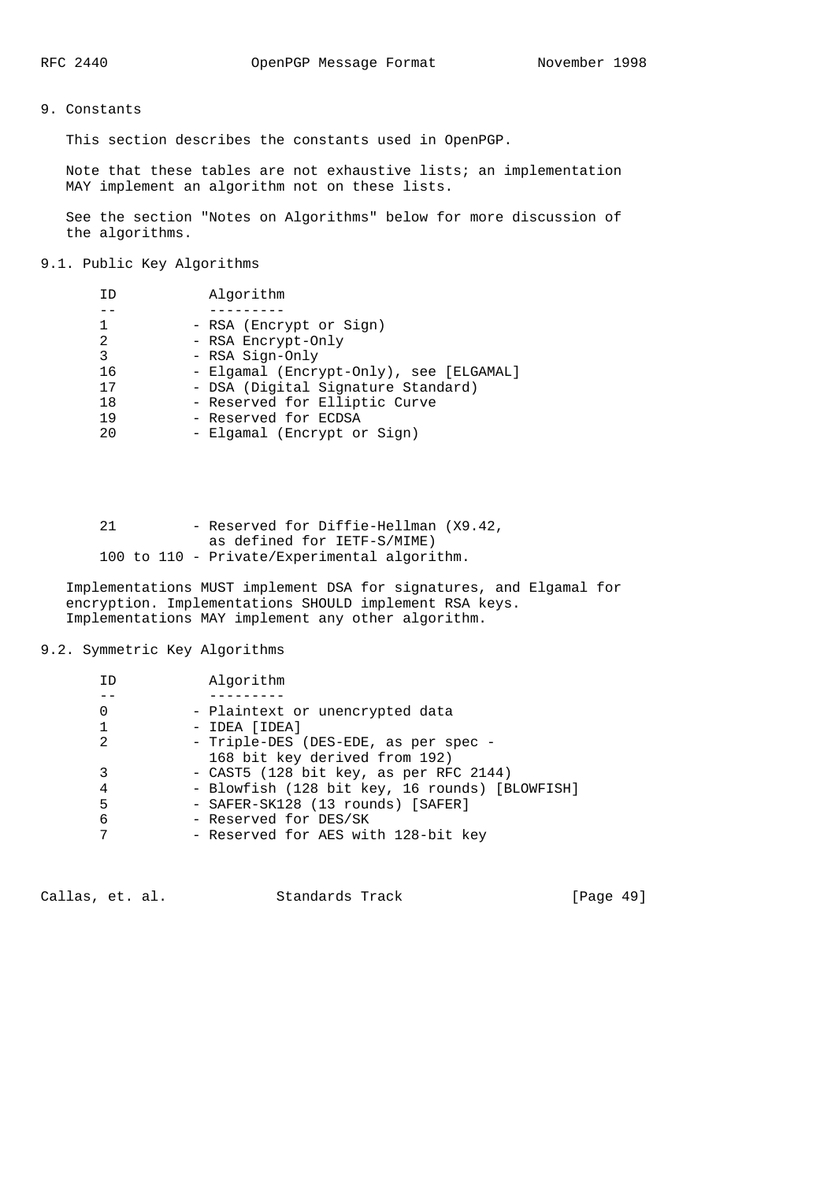## 9. Constants

This section describes the constants used in OpenPGP.

Note that these tables are not exhaustive lists; an implementation MAY implement an algorithm not on these lists.

See the section "Notes on Algorithms" below for more discussion of the algorithms.

### 9.1. Public Key Algorithms

| ID | Algorithm |
| --- | --- |
| 1 | RSA (Encrypt or Sign) |
| 2 | RSA Encrypt-Only |
| 3 | RSA Sign-Only |
| 16 | Elgamal (Encrypt-Only), see [ELGAMAL] |
| 17 | DSA (Digital Signature Standard) |
| 18 | Reserved for Elliptic Curve |
| 19 | Reserved for ECDSA |
| 20 | Elgamal (Encrypt or Sign) |
| 21 | Reserved for Diffie-Hellman (X9.42, as defined for IETF-S/MIME) |
| 100 to 110 | Private/Experimental algorithm. |

Implementations MUST implement DSA for signatures, and Elgamal for encryption. Implementations SHOULD implement RSA keys. Implementations MAY implement any other algorithm.

### 9.2. Symmetric Key Algorithms

| ID | Algorithm |
| --- | --- |
| 0 | Plaintext or unencrypted data |
| 1 | IDEA [IDEA] |
| 2 | Triple-DES (DES-EDE, as per spec - 168 bit key derived from 192) |
| 3 | CAST5 (128 bit key, as per RFC 2144) |
| 4 | Blowfish (128 bit key, 16 rounds) [BLOWFISH] |
| 5 | SAFER-SK128 (13 rounds) [SAFER] |
| 6 | Reserved for DES/SK |
| 7 | Reserved for AES with 128-bit key |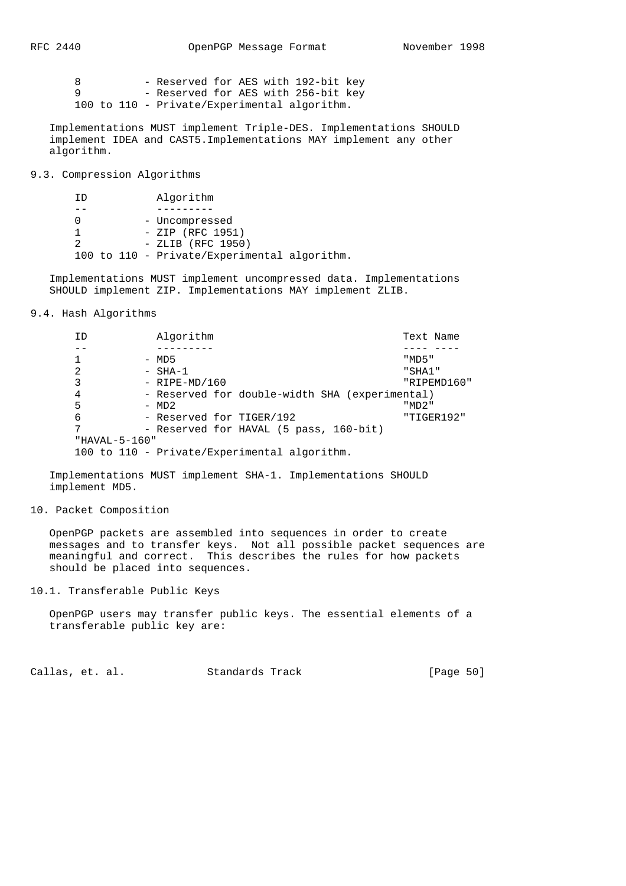8 - Reserved for AES with 192-bit key
9 - Reserved for AES with 256-bit key
100 to 110 - Private/Experimental algorithm.

Implementations MUST implement Triple-DES. Implementations SHOULD implement IDEA and CAST5.Implementations MAY implement any other algorithm.

## 9.3. Compression Algorithms

| ID | Algorithm |
| --- | --- |
| 0 | - Uncompressed |
| 1 | - ZIP (RFC 1951) |
| 2 | - ZLIB (RFC 1950) |
| 100 to 110 | - Private/Experimental algorithm. |

Implementations MUST implement uncompressed data. Implementations SHOULD implement ZIP. Implementations MAY implement ZLIB.

## 9.4. Hash Algorithms

| ID | Algorithm | Text Name |
| --- | --- | --- |
| 1 | - MD5 | "MD5" |
| 2 | - SHA-1 | "SHA1" |
| 3 | - RIPE-MD/160 | "RIPEMD160" |
| 4 | - Reserved for double-width SHA (experimental) | |
| 5 | - MD2 | "MD2" |
| 6 | - Reserved for TIGER/192 | "TIGER192" |
| 7 | - Reserved for HAVAL (5 pass, 160-bit) | "HAVAL-5-160" |
| 100 to 110 | - Private/Experimental algorithm. | |

Implementations MUST implement SHA-1. Implementations SHOULD implement MD5.

# 10. Packet Composition

OpenPGP packets are assembled into sequences in order to create messages and to transfer keys. Not all possible packet sequences are meaningful and correct. This describes the rules for how packets should be placed into sequences.

## 10.1. Transferable Public Keys

OpenPGP users may transfer public keys. The essential elements of a transferable public key are: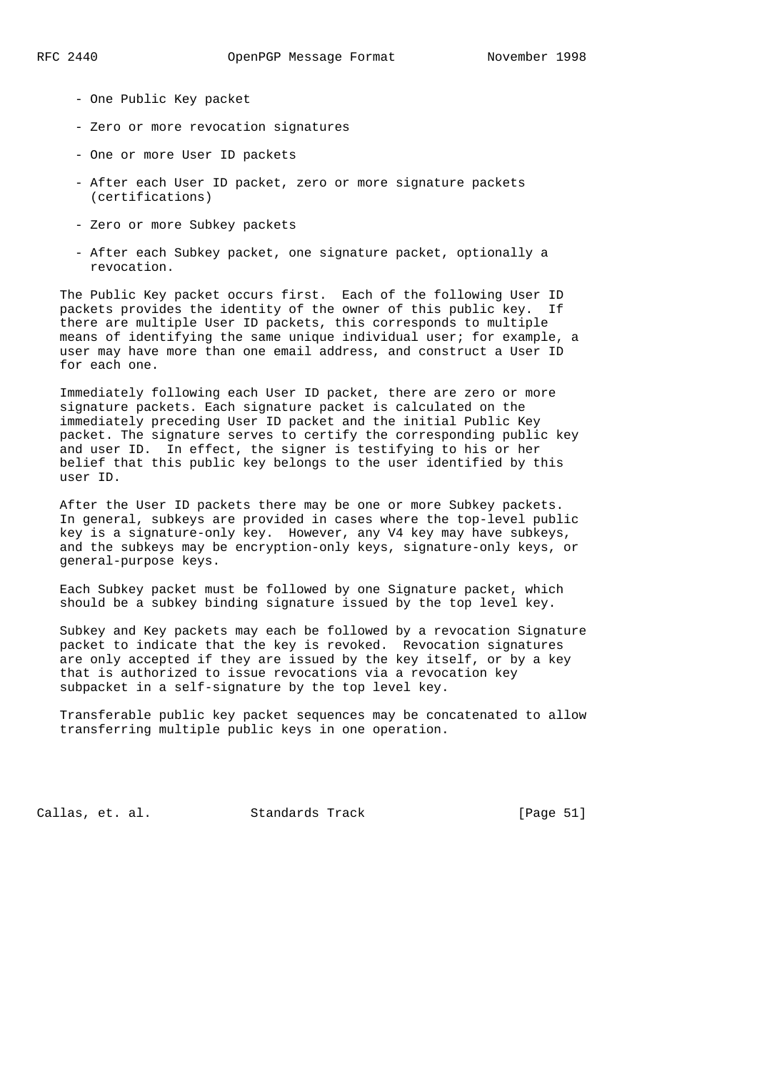- One Public Key packet

- Zero or more revocation signatures

- One or more User ID packets

- After each User ID packet, zero or more signature packets (certifications)

- Zero or more Subkey packets

- After each Subkey packet, one signature packet, optionally a revocation.

The Public Key packet occurs first. Each of the following User ID packets provides the identity of the owner of this public key. If there are multiple User ID packets, this corresponds to multiple means of identifying the same unique individual user; for example, a user may have more than one email address, and construct a User ID for each one.

Immediately following each User ID packet, there are zero or more signature packets. Each signature packet is calculated on the immediately preceding User ID packet and the initial Public Key packet. The signature serves to certify the corresponding public key and user ID. In effect, the signer is testifying to his or her belief that this public key belongs to the user identified by this user ID.

After the User ID packets there may be one or more Subkey packets. In general, subkeys are provided in cases where the top-level public key is a signature-only key. However, any V4 key may have subkeys, and the subkeys may be encryption-only keys, signature-only keys, or general-purpose keys.

Each Subkey packet must be followed by one Signature packet, which should be a subkey binding signature issued by the top level key.

Subkey and Key packets may each be followed by a revocation Signature packet to indicate that the key is revoked. Revocation signatures are only accepted if they are issued by the key itself, or by a key that is authorized to issue revocations via a revocation key subpacket in a self-signature by the top level key.

Transferable public key packet sequences may be concatenated to allow transferring multiple public keys in one operation.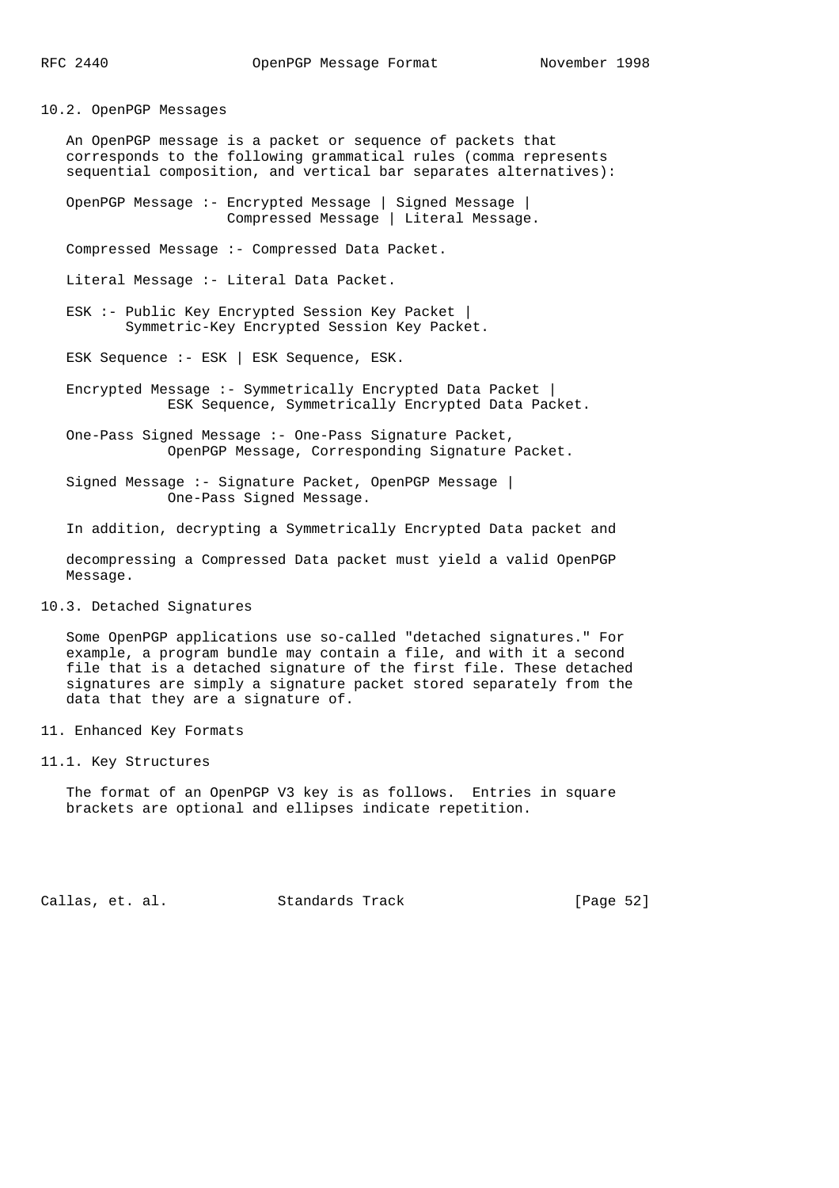## 10.2. OpenPGP Messages

An OpenPGP message is a packet or sequence of packets that corresponds to the following grammatical rules (comma represents sequential composition, and vertical bar separates alternatives):

```
OpenPGP Message :- Encrypted Message | Signed Message |
                   Compressed Message | Literal Message.

Compressed Message :- Compressed Data Packet.

Literal Message :- Literal Data Packet.

ESK :- Public Key Encrypted Session Key Packet |
       Symmetric-Key Encrypted Session Key Packet.

ESK Sequence :- ESK | ESK Sequence, ESK.

Encrypted Message :- Symmetrically Encrypted Data Packet |
            ESK Sequence, Symmetrically Encrypted Data Packet.

One-Pass Signed Message :- One-Pass Signature Packet,
            OpenPGP Message, Corresponding Signature Packet.

Signed Message :- Signature Packet, OpenPGP Message |
            One-Pass Signed Message.
```

In addition, decrypting a Symmetrically Encrypted Data packet and

decompressing a Compressed Data packet must yield a valid OpenPGP Message.

## 10.3. Detached Signatures

Some OpenPGP applications use so-called "detached signatures." For example, a program bundle may contain a file, and with it a second file that is a detached signature of the first file. These detached signatures are simply a signature packet stored separately from the data that they are a signature of.

# 11. Enhanced Key Formats

## 11.1. Key Structures

The format of an OpenPGP V3 key is as follows. Entries in square brackets are optional and ellipses indicate repetition.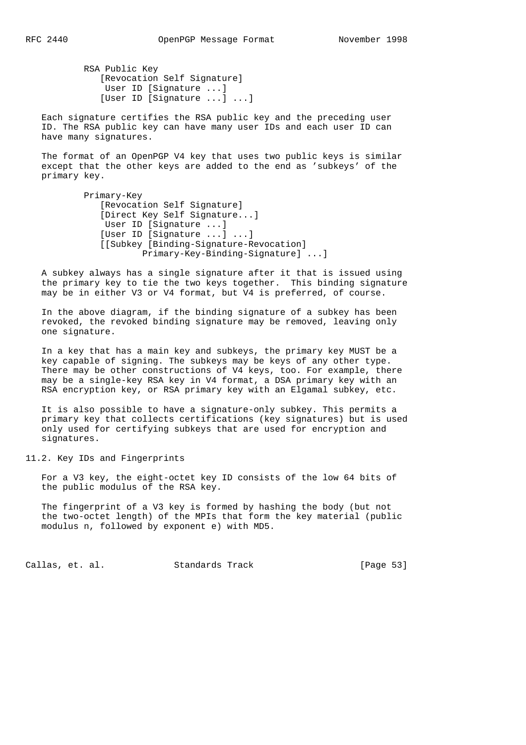```
RSA Public Key
   [Revocation Self Signature]
    User ID [Signature ...]
   [User ID [Signature ...] ...]
```

Each signature certifies the RSA public key and the preceding user ID. The RSA public key can have many user IDs and each user ID can have many signatures.

The format of an OpenPGP V4 key that uses two public keys is similar except that the other keys are added to the end as 'subkeys' of the primary key.

```
Primary-Key
   [Revocation Self Signature]
   [Direct Key Self Signature...]
    User ID [Signature ...]
   [User ID [Signature ...] ...]
   [[Subkey [Binding-Signature-Revocation]
           Primary-Key-Binding-Signature] ...]
```

A subkey always has a single signature after it that is issued using the primary key to tie the two keys together. This binding signature may be in either V3 or V4 format, but V4 is preferred, of course.

In the above diagram, if the binding signature of a subkey has been revoked, the revoked binding signature may be removed, leaving only one signature.

In a key that has a main key and subkeys, the primary key MUST be a key capable of signing. The subkeys may be keys of any other type. There may be other constructions of V4 keys, too. For example, there may be a single-key RSA key in V4 format, a DSA primary key with an RSA encryption key, or RSA primary key with an Elgamal subkey, etc.

It is also possible to have a signature-only subkey. This permits a primary key that collects certifications (key signatures) but is used only used for certifying subkeys that are used for encryption and signatures.

## 11.2. Key IDs and Fingerprints

For a V3 key, the eight-octet key ID consists of the low 64 bits of the public modulus of the RSA key.

The fingerprint of a V3 key is formed by hashing the body (but not the two-octet length) of the MPIs that form the key material (public modulus n, followed by exponent e) with MD5.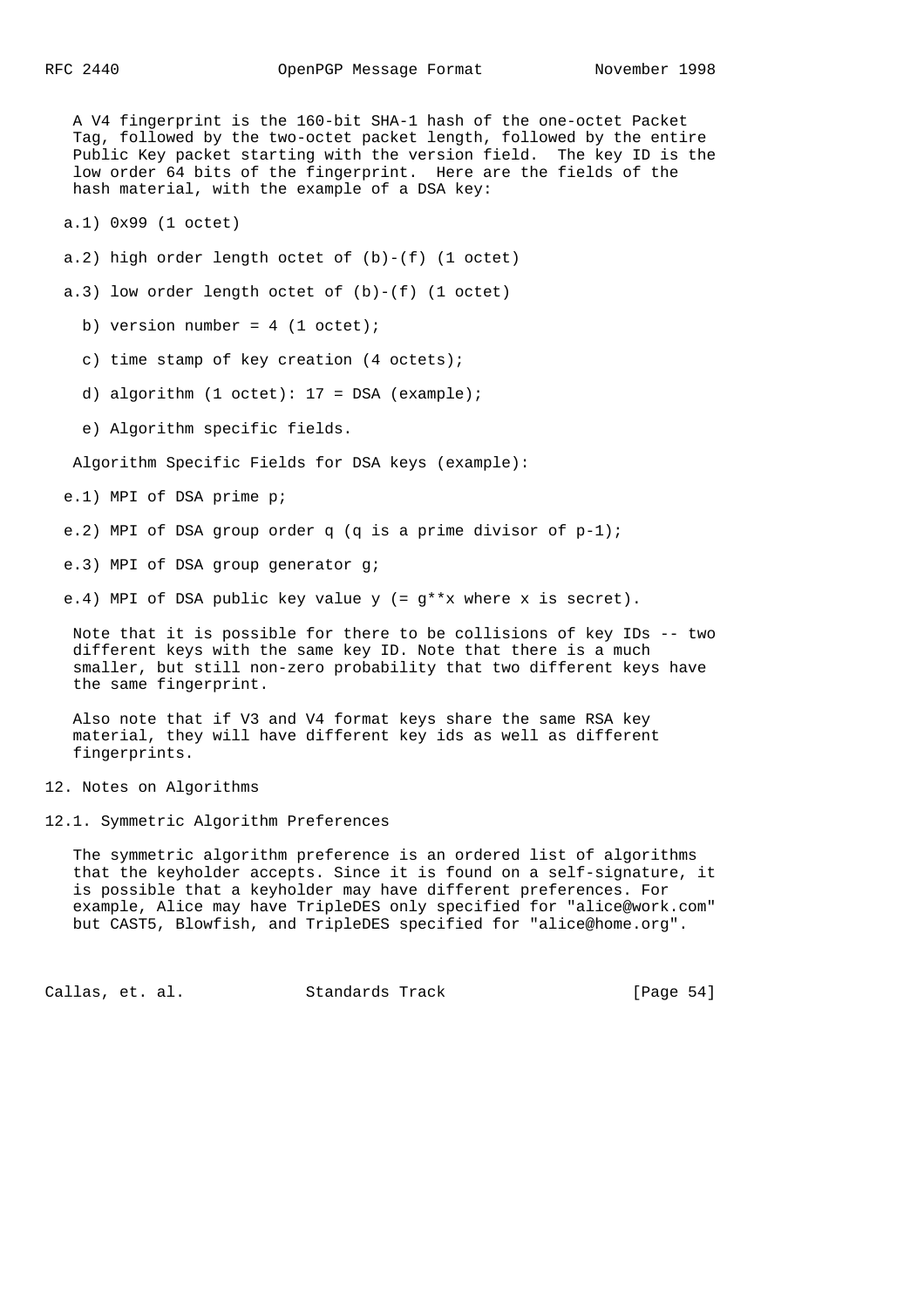A V4 fingerprint is the 160-bit SHA-1 hash of the one-octet Packet Tag, followed by the two-octet packet length, followed by the entire Public Key packet starting with the version field. The key ID is the low order 64 bits of the fingerprint. Here are the fields of the hash material, with the example of a DSA key:

a.1) 0x99 (1 octet)

a.2) high order length octet of (b)-(f) (1 octet)

a.3) low order length octet of (b)-(f) (1 octet)

b) version number = 4 (1 octet);

c) time stamp of key creation (4 octets);

d) algorithm (1 octet): 17 = DSA (example);

e) Algorithm specific fields.

Algorithm Specific Fields for DSA keys (example):

e.1) MPI of DSA prime p;

e.2) MPI of DSA group order q (q is a prime divisor of p-1);

e.3) MPI of DSA group generator g;

e.4) MPI of DSA public key value y (= g**x where x is secret).

Note that it is possible for there to be collisions of key IDs -- two different keys with the same key ID. Note that there is a much smaller, but still non-zero probability that two different keys have the same fingerprint.

Also note that if V3 and V4 format keys share the same RSA key material, they will have different key ids as well as different fingerprints.

## 12. Notes on Algorithms

### 12.1. Symmetric Algorithm Preferences

The symmetric algorithm preference is an ordered list of algorithms that the keyholder accepts. Since it is found on a self-signature, it is possible that a keyholder may have different preferences. For example, Alice may have TripleDES only specified for "alice@work.com" but CAST5, Blowfish, and TripleDES specified for "alice@home.org".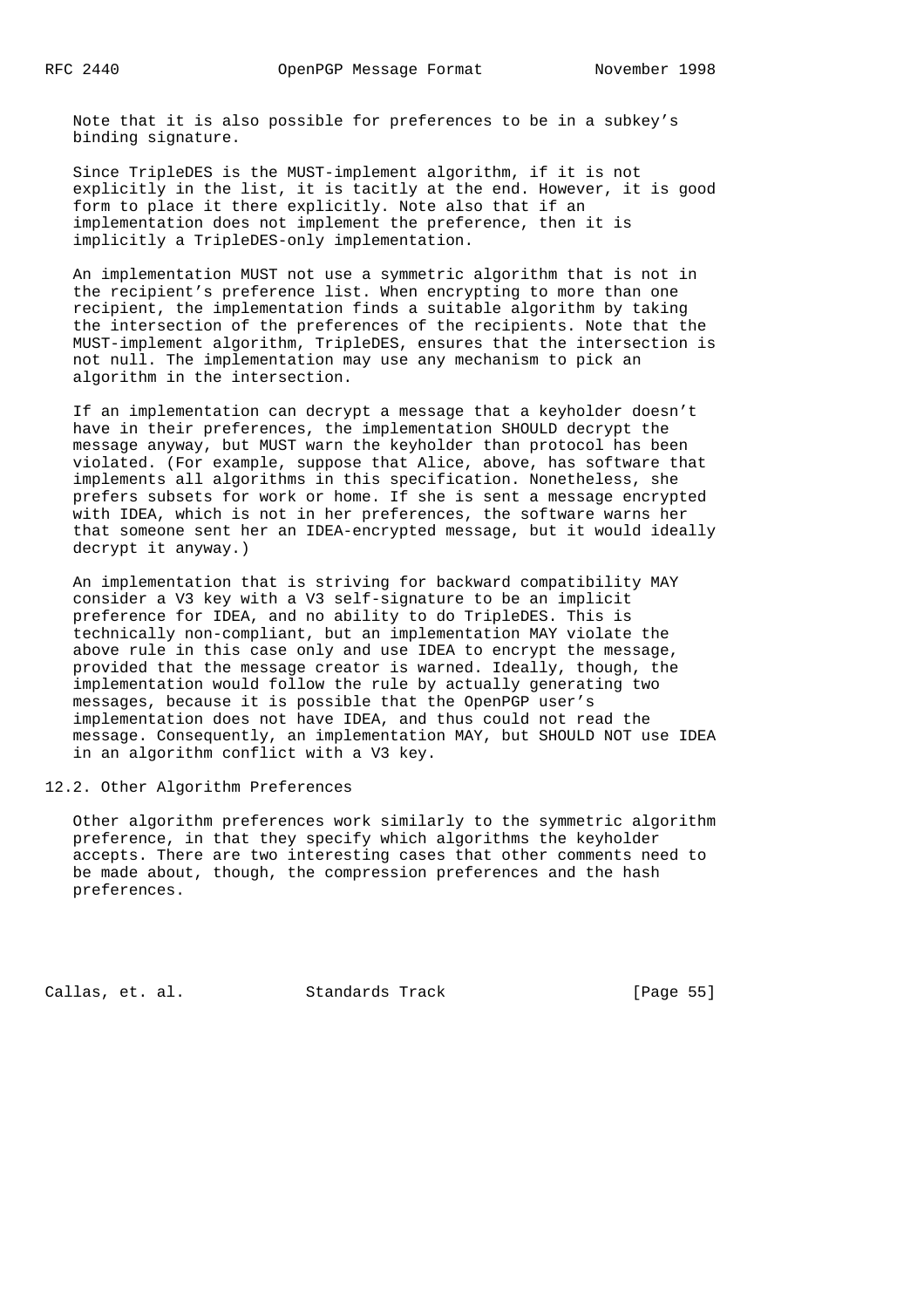Note that it is also possible for preferences to be in a subkey's binding signature.

Since TripleDES is the MUST-implement algorithm, if it is not explicitly in the list, it is tacitly at the end. However, it is good form to place it there explicitly. Note also that if an implementation does not implement the preference, then it is implicitly a TripleDES-only implementation.

An implementation MUST not use a symmetric algorithm that is not in the recipient's preference list. When encrypting to more than one recipient, the implementation finds a suitable algorithm by taking the intersection of the preferences of the recipients. Note that the MUST-implement algorithm, TripleDES, ensures that the intersection is not null. The implementation may use any mechanism to pick an algorithm in the intersection.

If an implementation can decrypt a message that a keyholder doesn't have in their preferences, the implementation SHOULD decrypt the message anyway, but MUST warn the keyholder than protocol has been violated. (For example, suppose that Alice, above, has software that implements all algorithms in this specification. Nonetheless, she prefers subsets for work or home. If she is sent a message encrypted with IDEA, which is not in her preferences, the software warns her that someone sent her an IDEA-encrypted message, but it would ideally decrypt it anyway.)

An implementation that is striving for backward compatibility MAY consider a V3 key with a V3 self-signature to be an implicit preference for IDEA, and no ability to do TripleDES. This is technically non-compliant, but an implementation MAY violate the above rule in this case only and use IDEA to encrypt the message, provided that the message creator is warned. Ideally, though, the implementation would follow the rule by actually generating two messages, because it is possible that the OpenPGP user's implementation does not have IDEA, and thus could not read the message. Consequently, an implementation MAY, but SHOULD NOT use IDEA in an algorithm conflict with a V3 key.

## 12.2. Other Algorithm Preferences

Other algorithm preferences work similarly to the symmetric algorithm preference, in that they specify which algorithms the keyholder accepts. There are two interesting cases that other comments need to be made about, though, the compression preferences and the hash preferences.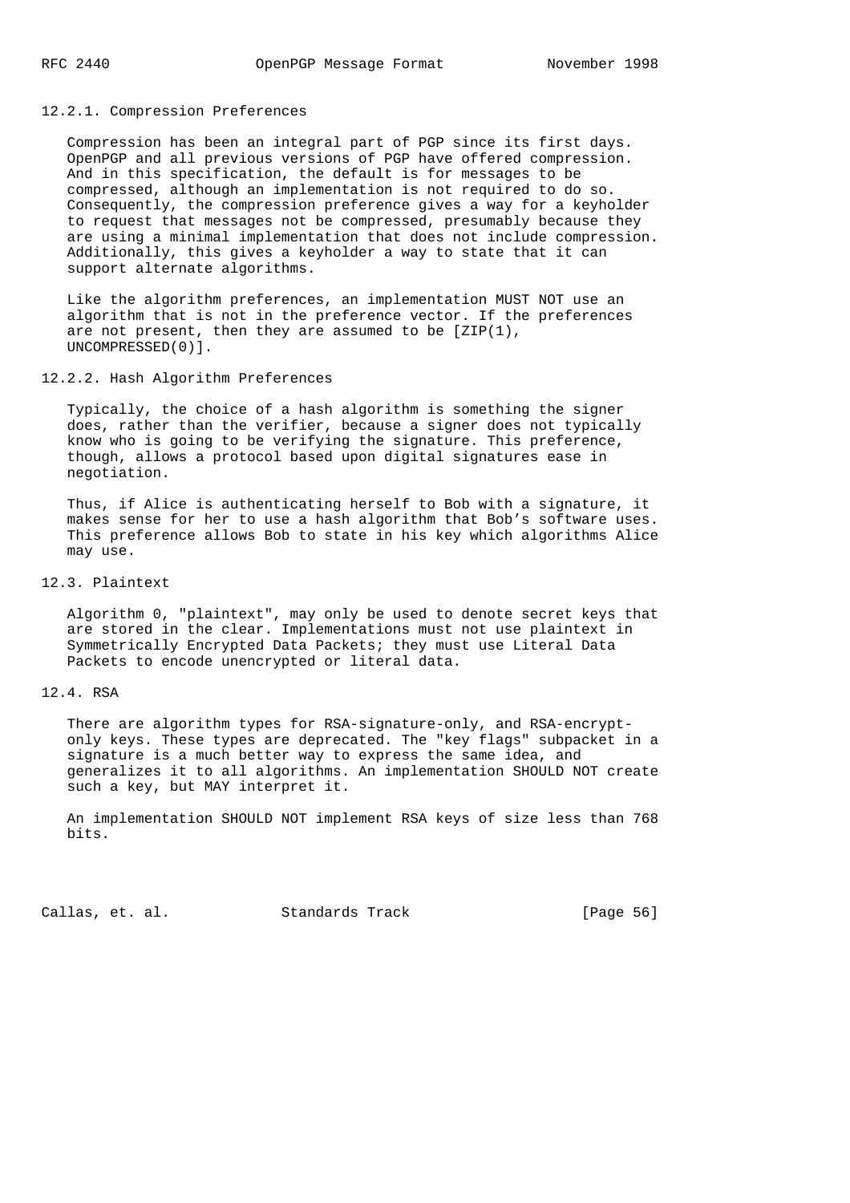### 12.2.1. Compression Preferences

Compression has been an integral part of PGP since its first days. OpenPGP and all previous versions of PGP have offered compression. And in this specification, the default is for messages to be compressed, although an implementation is not required to do so. Consequently, the compression preference gives a way for a keyholder to request that messages not be compressed, presumably because they are using a minimal implementation that does not include compression. Additionally, this gives a keyholder a way to state that it can support alternate algorithms.

Like the algorithm preferences, an implementation MUST NOT use an algorithm that is not in the preference vector. If the preferences are not present, then they are assumed to be [ZIP(1), UNCOMPRESSED(0)].

### 12.2.2. Hash Algorithm Preferences

Typically, the choice of a hash algorithm is something the signer does, rather than the verifier, because a signer does not typically know who is going to be verifying the signature. This preference, though, allows a protocol based upon digital signatures ease in negotiation.

Thus, if Alice is authenticating herself to Bob with a signature, it makes sense for her to use a hash algorithm that Bob's software uses. This preference allows Bob to state in his key which algorithms Alice may use.

## 12.3. Plaintext

Algorithm 0, "plaintext", may only be used to denote secret keys that are stored in the clear. Implementations must not use plaintext in Symmetrically Encrypted Data Packets; they must use Literal Data Packets to encode unencrypted or literal data.

## 12.4. RSA

There are algorithm types for RSA-signature-only, and RSA-encrypt-only keys. These types are deprecated. The "key flags" subpacket in a signature is a much better way to express the same idea, and generalizes it to all algorithms. An implementation SHOULD NOT create such a key, but MAY interpret it.

An implementation SHOULD NOT implement RSA keys of size less than 768 bits.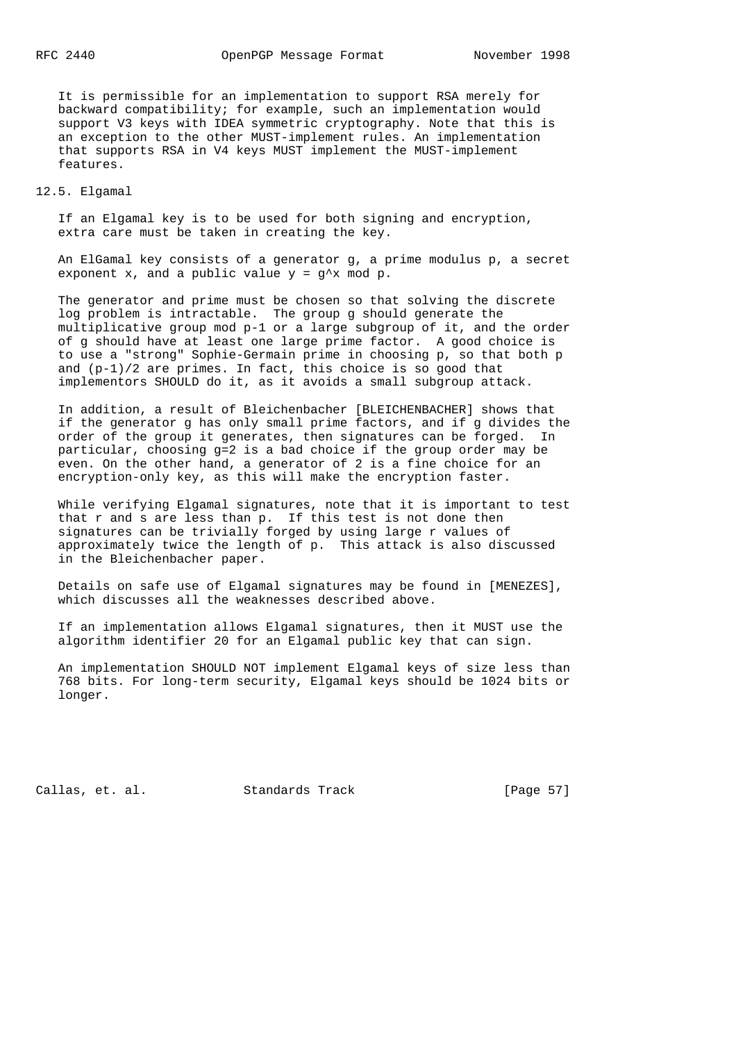It is permissible for an implementation to support RSA merely for backward compatibility; for example, such an implementation would support V3 keys with IDEA symmetric cryptography. Note that this is an exception to the other MUST-implement rules. An implementation that supports RSA in V4 keys MUST implement the MUST-implement features.

## 12.5. Elgamal

If an Elgamal key is to be used for both signing and encryption, extra care must be taken in creating the key.

An ElGamal key consists of a generator g, a prime modulus p, a secret exponent x, and a public value $y = g^x \bmod p$.

The generator and prime must be chosen so that solving the discrete log problem is intractable. The group g should generate the multiplicative group mod p-1 or a large subgroup of it, and the order of g should have at least one large prime factor. A good choice is to use a "strong" Sophie-Germain prime in choosing p, so that both p and $(p-1)/2$ are primes. In fact, this choice is so good that implementors SHOULD do it, as it avoids a small subgroup attack.

In addition, a result of Bleichenbacher [BLEICHENBACHER] shows that if the generator g has only small prime factors, and if g divides the order of the group it generates, then signatures can be forged. In particular, choosing g=2 is a bad choice if the group order may be even. On the other hand, a generator of 2 is a fine choice for an encryption-only key, as this will make the encryption faster.

While verifying Elgamal signatures, note that it is important to test that r and s are less than p. If this test is not done then signatures can be trivially forged by using large r values of approximately twice the length of p. This attack is also discussed in the Bleichenbacher paper.

Details on safe use of Elgamal signatures may be found in [MENEZES], which discusses all the weaknesses described above.

If an implementation allows Elgamal signatures, then it MUST use the algorithm identifier 20 for an Elgamal public key that can sign.

An implementation SHOULD NOT implement Elgamal keys of size less than 768 bits. For long-term security, Elgamal keys should be 1024 bits or longer.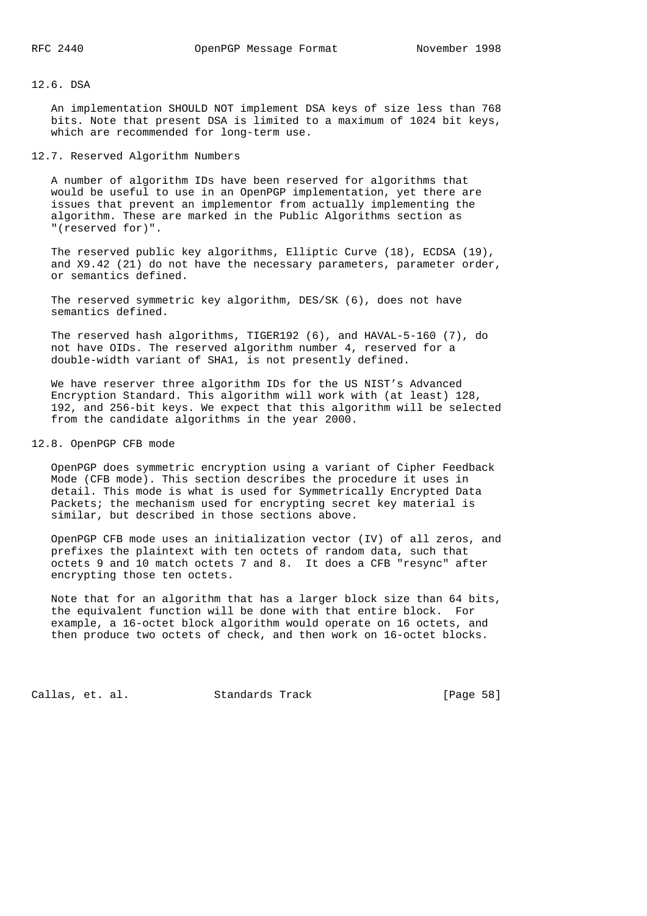### 12.6. DSA

An implementation SHOULD NOT implement DSA keys of size less than 768 bits. Note that present DSA is limited to a maximum of 1024 bit keys, which are recommended for long-term use.

### 12.7. Reserved Algorithm Numbers

A number of algorithm IDs have been reserved for algorithms that would be useful to use in an OpenPGP implementation, yet there are issues that prevent an implementor from actually implementing the algorithm. These are marked in the Public Algorithms section as "(reserved for)".

The reserved public key algorithms, Elliptic Curve (18), ECDSA (19), and X9.42 (21) do not have the necessary parameters, parameter order, or semantics defined.

The reserved symmetric key algorithm, DES/SK (6), does not have semantics defined.

The reserved hash algorithms, TIGER192 (6), and HAVAL-5-160 (7), do not have OIDs. The reserved algorithm number 4, reserved for a double-width variant of SHA1, is not presently defined.

We have reserver three algorithm IDs for the US NIST's Advanced Encryption Standard. This algorithm will work with (at least) 128, 192, and 256-bit keys. We expect that this algorithm will be selected from the candidate algorithms in the year 2000.

### 12.8. OpenPGP CFB mode

OpenPGP does symmetric encryption using a variant of Cipher Feedback Mode (CFB mode). This section describes the procedure it uses in detail. This mode is what is used for Symmetrically Encrypted Data Packets; the mechanism used for encrypting secret key material is similar, but described in those sections above.

OpenPGP CFB mode uses an initialization vector (IV) of all zeros, and prefixes the plaintext with ten octets of random data, such that octets 9 and 10 match octets 7 and 8. It does a CFB "resync" after encrypting those ten octets.

Note that for an algorithm that has a larger block size than 64 bits, the equivalent function will be done with that entire block. For example, a 16-octet block algorithm would operate on 16 octets, and then produce two octets of check, and then work on 16-octet blocks.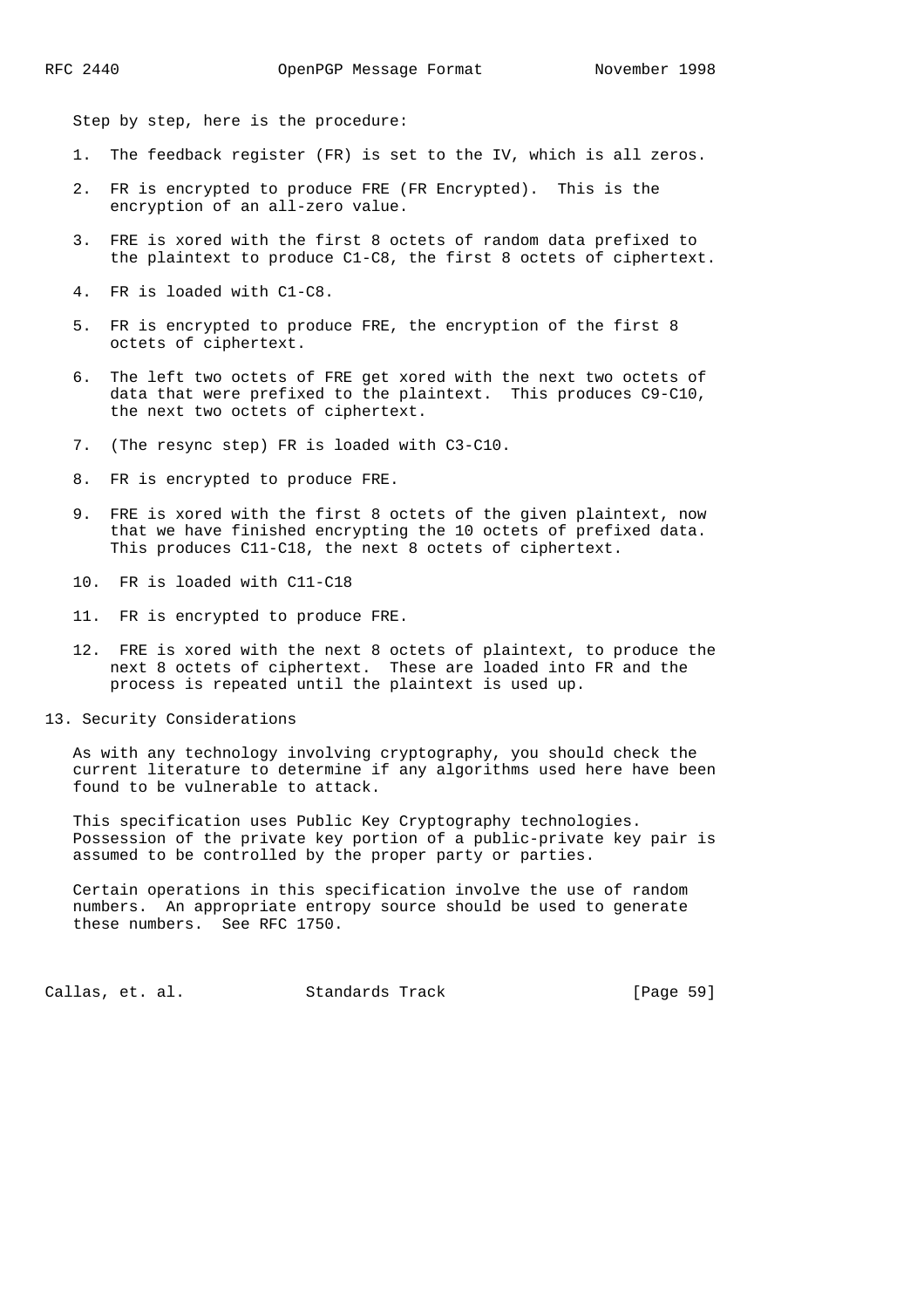Step by step, here is the procedure:

1. The feedback register (FR) is set to the IV, which is all zeros.

2. FR is encrypted to produce FRE (FR Encrypted). This is the encryption of an all-zero value.

3. FRE is xored with the first 8 octets of random data prefixed to the plaintext to produce C1-C8, the first 8 octets of ciphertext.

4. FR is loaded with C1-C8.

5. FR is encrypted to produce FRE, the encryption of the first 8 octets of ciphertext.

6. The left two octets of FRE get xored with the next two octets of data that were prefixed to the plaintext. This produces C9-C10, the next two octets of ciphertext.

7. (The resync step) FR is loaded with C3-C10.

8. FR is encrypted to produce FRE.

9. FRE is xored with the first 8 octets of the given plaintext, now that we have finished encrypting the 10 octets of prefixed data. This produces C11-C18, the next 8 octets of ciphertext.

10. FR is loaded with C11-C18

11. FR is encrypted to produce FRE.

12. FRE is xored with the next 8 octets of plaintext, to produce the next 8 octets of ciphertext. These are loaded into FR and the process is repeated until the plaintext is used up.

# 13. Security Considerations

As with any technology involving cryptography, you should check the current literature to determine if any algorithms used here have been found to be vulnerable to attack.

This specification uses Public Key Cryptography technologies. Possession of the private key portion of a public-private key pair is assumed to be controlled by the proper party or parties.

Certain operations in this specification involve the use of random numbers. An appropriate entropy source should be used to generate these numbers. See RFC 1750.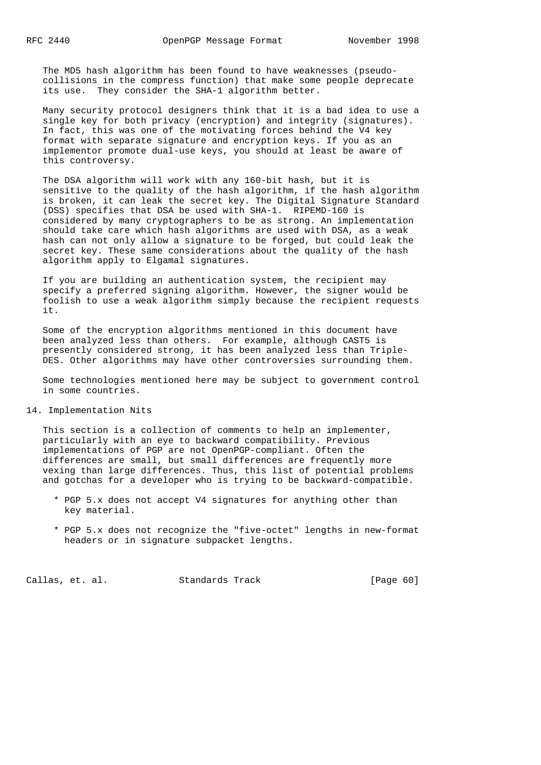The MD5 hash algorithm has been found to have weaknesses (pseudo-collisions in the compress function) that make some people deprecate its use. They consider the SHA-1 algorithm better.

Many security protocol designers think that it is a bad idea to use a single key for both privacy (encryption) and integrity (signatures). In fact, this was one of the motivating forces behind the V4 key format with separate signature and encryption keys. If you as an implementor promote dual-use keys, you should at least be aware of this controversy.

The DSA algorithm will work with any 160-bit hash, but it is sensitive to the quality of the hash algorithm, if the hash algorithm is broken, it can leak the secret key. The Digital Signature Standard (DSS) specifies that DSA be used with SHA-1. RIPEMD-160 is considered by many cryptographers to be as strong. An implementation should take care which hash algorithms are used with DSA, as a weak hash can not only allow a signature to be forged, but could leak the secret key. These same considerations about the quality of the hash algorithm apply to Elgamal signatures.

If you are building an authentication system, the recipient may specify a preferred signing algorithm. However, the signer would be foolish to use a weak algorithm simply because the recipient requests it.

Some of the encryption algorithms mentioned in this document have been analyzed less than others. For example, although CAST5 is presently considered strong, it has been analyzed less than Triple-DES. Other algorithms may have other controversies surrounding them.

Some technologies mentioned here may be subject to government control in some countries.

# 14. Implementation Nits

This section is a collection of comments to help an implementer, particularly with an eye to backward compatibility. Previous implementations of PGP are not OpenPGP-compliant. Often the differences are small, but small differences are frequently more vexing than large differences. Thus, this list of potential problems and gotchas for a developer who is trying to be backward-compatible.

- PGP 5.x does not accept V4 signatures for anything other than key material.

- PGP 5.x does not recognize the "five-octet" lengths in new-format headers or in signature subpacket lengths.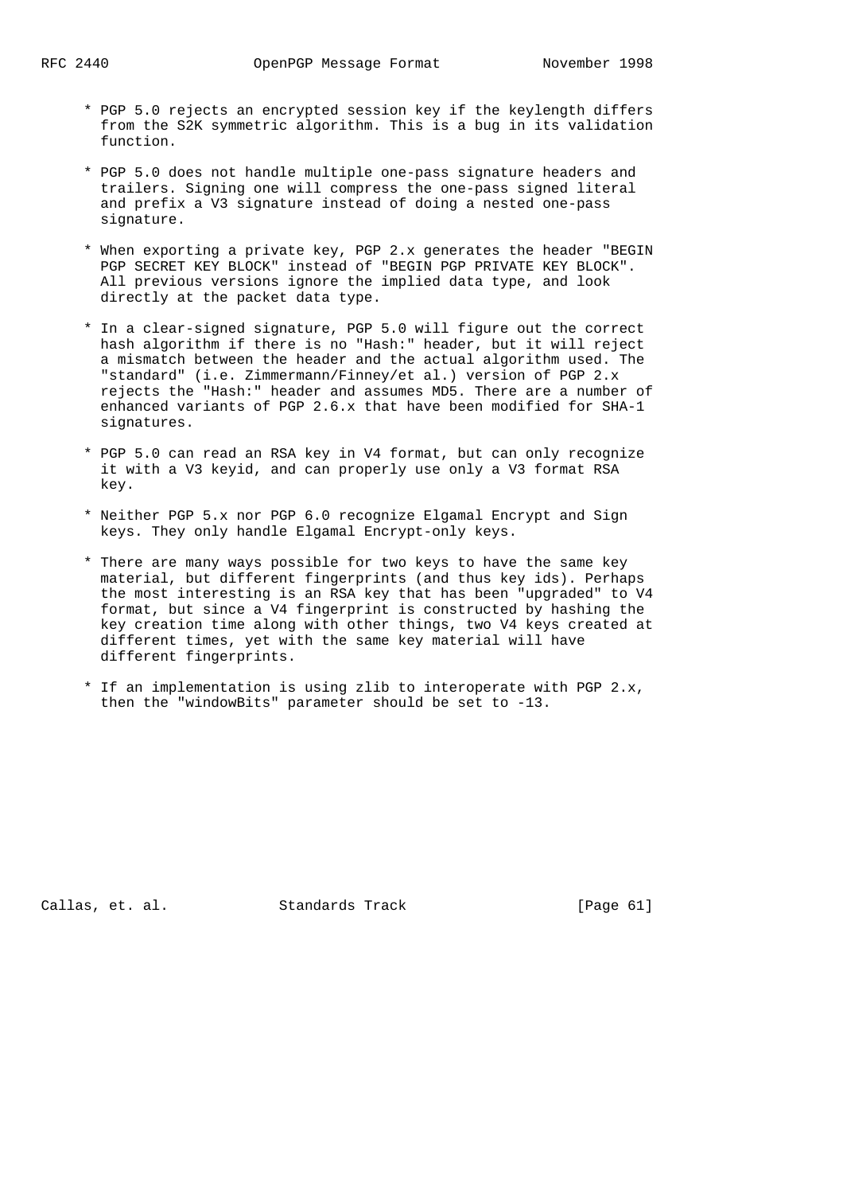* PGP 5.0 rejects an encrypted session key if the keylength differs from the S2K symmetric algorithm. This is a bug in its validation function.

* PGP 5.0 does not handle multiple one-pass signature headers and trailers. Signing one will compress the one-pass signed literal and prefix a V3 signature instead of doing a nested one-pass signature.

* When exporting a private key, PGP 2.x generates the header "BEGIN PGP SECRET KEY BLOCK" instead of "BEGIN PGP PRIVATE KEY BLOCK". All previous versions ignore the implied data type, and look directly at the packet data type.

* In a clear-signed signature, PGP 5.0 will figure out the correct hash algorithm if there is no "Hash:" header, but it will reject a mismatch between the header and the actual algorithm used. The "standard" (i.e. Zimmermann/Finney/et al.) version of PGP 2.x rejects the "Hash:" header and assumes MD5. There are a number of enhanced variants of PGP 2.6.x that have been modified for SHA-1 signatures.

* PGP 5.0 can read an RSA key in V4 format, but can only recognize it with a V3 keyid, and can properly use only a V3 format RSA key.

* Neither PGP 5.x nor PGP 6.0 recognize Elgamal Encrypt and Sign keys. They only handle Elgamal Encrypt-only keys.

* There are many ways possible for two keys to have the same key material, but different fingerprints (and thus key ids). Perhaps the most interesting is an RSA key that has been "upgraded" to V4 format, but since a V4 fingerprint is constructed by hashing the key creation time along with other things, two V4 keys created at different times, yet with the same key material will have different fingerprints.

* If an implementation is using zlib to interoperate with PGP 2.x, then the "windowBits" parameter should be set to -13.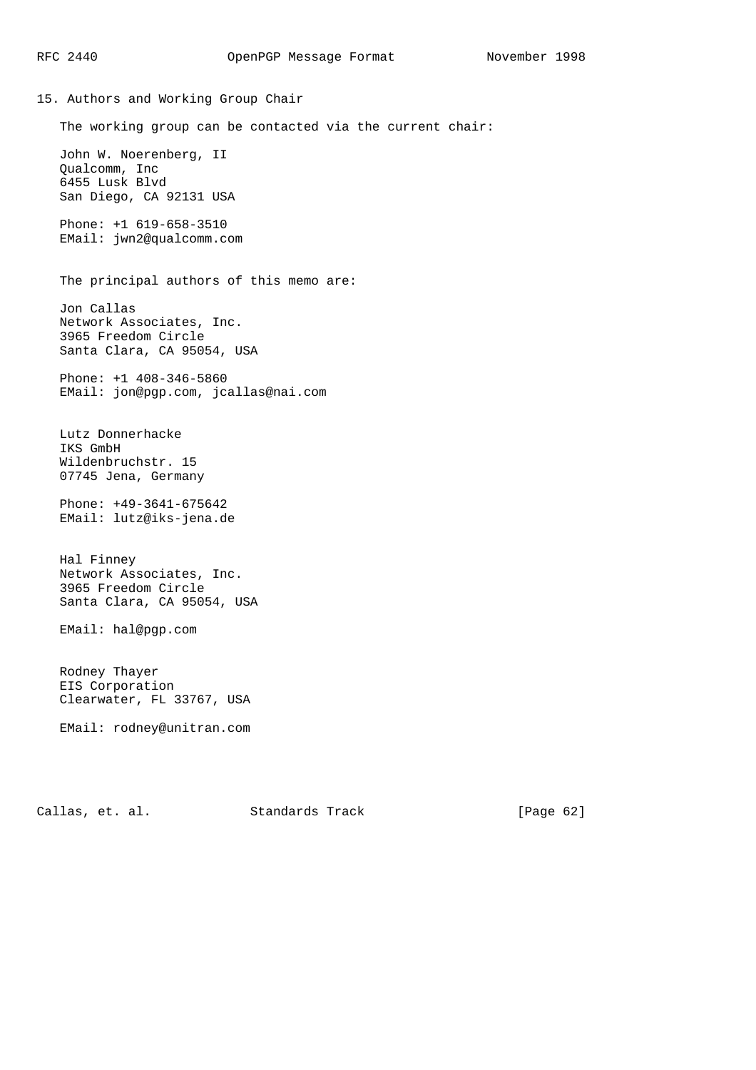## 15. Authors and Working Group Chair

The working group can be contacted via the current chair:

John W. Noerenberg, II
Qualcomm, Inc
6455 Lusk Blvd
San Diego, CA 92131 USA

Phone: +1 619-658-3510
EMail: jwn2@qualcomm.com

The principal authors of this memo are:

Jon Callas
Network Associates, Inc.
3965 Freedom Circle
Santa Clara, CA 95054, USA

Phone: +1 408-346-5860
EMail: jon@pgp.com, jcallas@nai.com

Lutz Donnerhacke
IKS GmbH
Wildenbruchstr. 15
07745 Jena, Germany

Phone: +49-3641-675642
EMail: lutz@iks-jena.de

Hal Finney
Network Associates, Inc.
3965 Freedom Circle
Santa Clara, CA 95054, USA

EMail: hal@pgp.com

Rodney Thayer
EIS Corporation
Clearwater, FL 33767, USA

EMail: rodney@unitran.com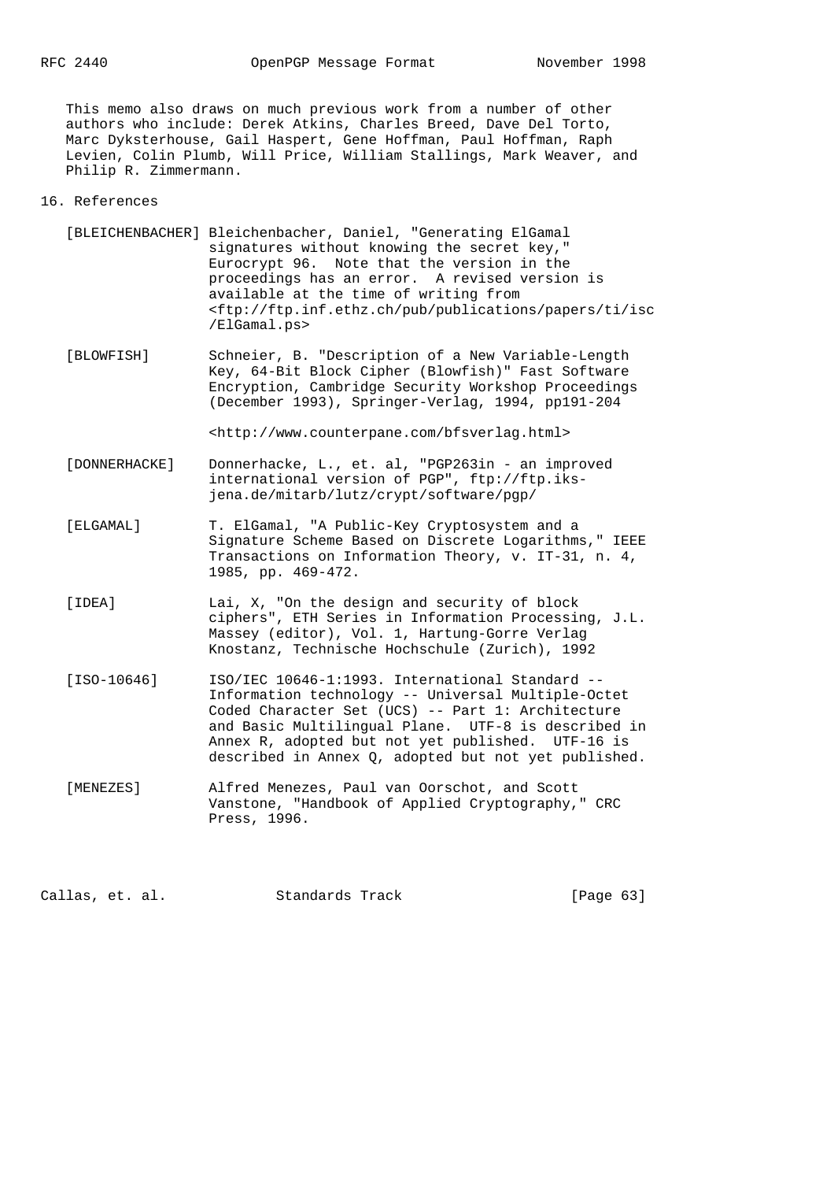This memo also draws on much previous work from a number of other authors who include: Derek Atkins, Charles Breed, Dave Del Torto, Marc Dyksterhouse, Gail Haspert, Gene Hoffman, Paul Hoffman, Raph Levien, Colin Plumb, Will Price, William Stallings, Mark Weaver, and Philip R. Zimmermann.

## 16. References

[BLEICHENBACHER] Bleichenbacher, Daniel, "Generating ElGamal signatures without knowing the secret key," Eurocrypt 96. Note that the version in the proceedings has an error. A revised version is available at the time of writing from <ftp://ftp.inf.ethz.ch/pub/publications/papers/ti/isc/ElGamal.ps>

[BLOWFISH] Schneier, B. "Description of a New Variable-Length Key, 64-Bit Block Cipher (Blowfish)" Fast Software Encryption, Cambridge Security Workshop Proceedings (December 1993), Springer-Verlag, 1994, pp191-204

<http://www.counterpane.com/bfsverlag.html>

[DONNERHACKE] Donnerhacke, L., et. al, "PGP263in - an improved international version of PGP", ftp://ftp.iks-jena.de/mitarb/lutz/crypt/software/pgp/

[ELGAMAL] T. ElGamal, "A Public-Key Cryptosystem and a Signature Scheme Based on Discrete Logarithms," IEEE Transactions on Information Theory, v. IT-31, n. 4, 1985, pp. 469-472.

[IDEA] Lai, X, "On the design and security of block ciphers", ETH Series in Information Processing, J.L. Massey (editor), Vol. 1, Hartung-Gorre Verlag Knostanz, Technische Hochschule (Zurich), 1992

[ISO-10646] ISO/IEC 10646-1:1993. International Standard -- Information technology -- Universal Multiple-Octet Coded Character Set (UCS) -- Part 1: Architecture and Basic Multilingual Plane. UTF-8 is described in Annex R, adopted but not yet published. UTF-16 is described in Annex Q, adopted but not yet published.

[MENEZES] Alfred Menezes, Paul van Oorschot, and Scott Vanstone, "Handbook of Applied Cryptography," CRC Press, 1996.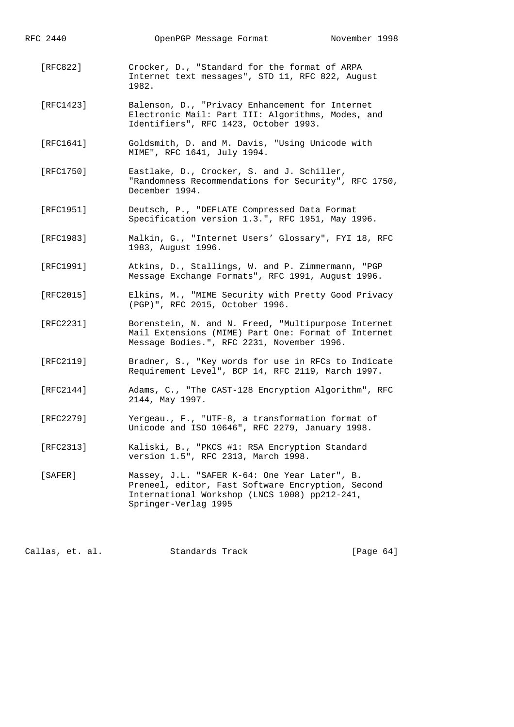[RFC822] Crocker, D., "Standard for the format of ARPA Internet text messages", STD 11, RFC 822, August 1982.

[RFC1423] Balenson, D., "Privacy Enhancement for Internet Electronic Mail: Part III: Algorithms, Modes, and Identifiers", RFC 1423, October 1993.

[RFC1641] Goldsmith, D. and M. Davis, "Using Unicode with MIME", RFC 1641, July 1994.

[RFC1750] Eastlake, D., Crocker, S. and J. Schiller, "Randomness Recommendations for Security", RFC 1750, December 1994.

[RFC1951] Deutsch, P., "DEFLATE Compressed Data Format Specification version 1.3.", RFC 1951, May 1996.

[RFC1983] Malkin, G., "Internet Users' Glossary", FYI 18, RFC 1983, August 1996.

[RFC1991] Atkins, D., Stallings, W. and P. Zimmermann, "PGP Message Exchange Formats", RFC 1991, August 1996.

[RFC2015] Elkins, M., "MIME Security with Pretty Good Privacy (PGP)", RFC 2015, October 1996.

[RFC2231] Borenstein, N. and N. Freed, "Multipurpose Internet Mail Extensions (MIME) Part One: Format of Internet Message Bodies.", RFC 2231, November 1996.

[RFC2119] Bradner, S., "Key words for use in RFCs to Indicate Requirement Level", BCP 14, RFC 2119, March 1997.

[RFC2144] Adams, C., "The CAST-128 Encryption Algorithm", RFC 2144, May 1997.

[RFC2279] Yergeau., F., "UTF-8, a transformation format of Unicode and ISO 10646", RFC 2279, January 1998.

[RFC2313] Kaliski, B., "PKCS #1: RSA Encryption Standard version 1.5", RFC 2313, March 1998.

[SAFER] Massey, J.L. "SAFER K-64: One Year Later", B. Preneel, editor, Fast Software Encryption, Second International Workshop (LNCS 1008) pp212-241, Springer-Verlag 1995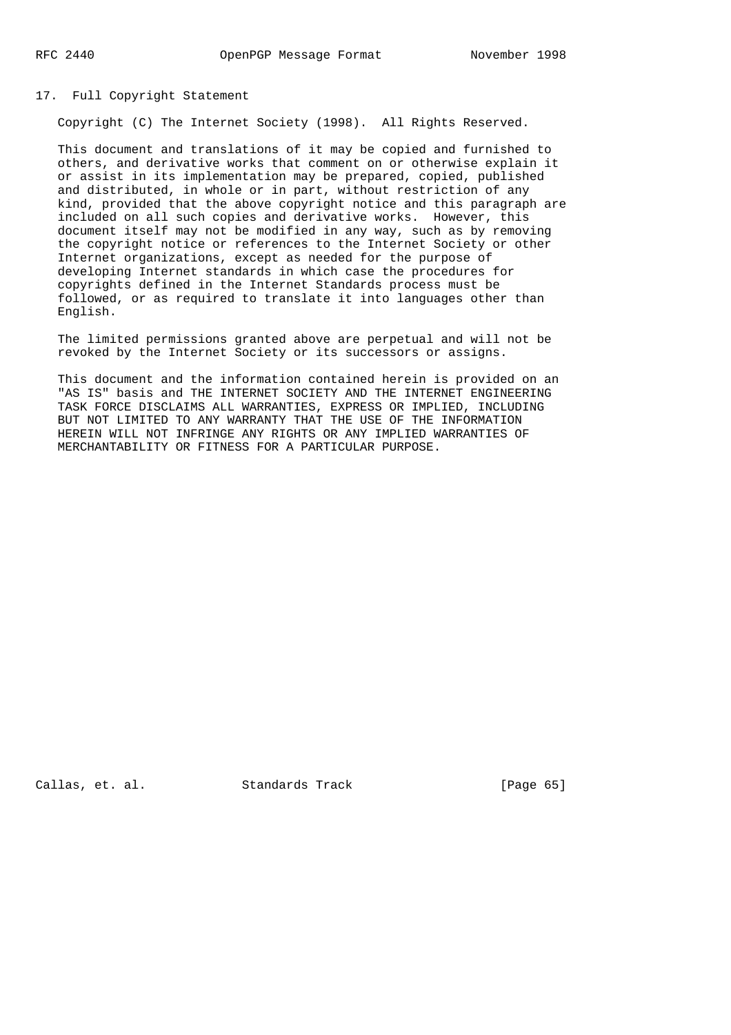## 17. Full Copyright Statement

Copyright (C) The Internet Society (1998). All Rights Reserved.

This document and translations of it may be copied and furnished to others, and derivative works that comment on or otherwise explain it or assist in its implementation may be prepared, copied, published and distributed, in whole or in part, without restriction of any kind, provided that the above copyright notice and this paragraph are included on all such copies and derivative works. However, this document itself may not be modified in any way, such as by removing the copyright notice or references to the Internet Society or other Internet organizations, except as needed for the purpose of developing Internet standards in which case the procedures for copyrights defined in the Internet Standards process must be followed, or as required to translate it into languages other than English.

The limited permissions granted above are perpetual and will not be revoked by the Internet Society or its successors or assigns.

This document and the information contained herein is provided on an "AS IS" basis and THE INTERNET SOCIETY AND THE INTERNET ENGINEERING TASK FORCE DISCLAIMS ALL WARRANTIES, EXPRESS OR IMPLIED, INCLUDING BUT NOT LIMITED TO ANY WARRANTY THAT THE USE OF THE INFORMATION HEREIN WILL NOT INFRINGE ANY RIGHTS OR ANY IMPLIED WARRANTIES OF MERCHANTABILITY OR FITNESS FOR A PARTICULAR PURPOSE.